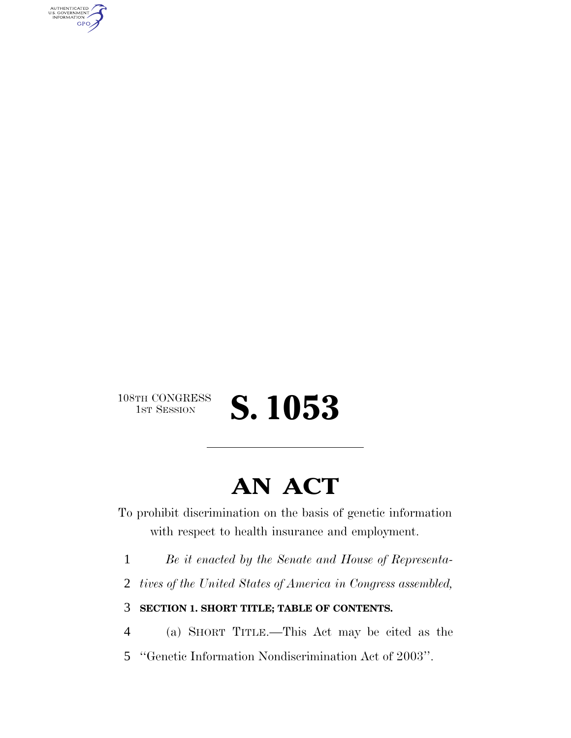108TH CONGRESS
1ST SESSION

# S. 1053

# AN ACT

To prohibit discrimination on the basis of genetic information with respect to health insurance and employment.

1 *Be it enacted by the Senate and House of Representa-*
2 *tives of the United States of America in Congress assembled,*

3 **SECTION 1. SHORT TITLE; TABLE OF CONTENTS.**

4 (a) SHORT TITLE.—This Act may be cited as the
5 ''Genetic Information Nondiscrimination Act of 2003''.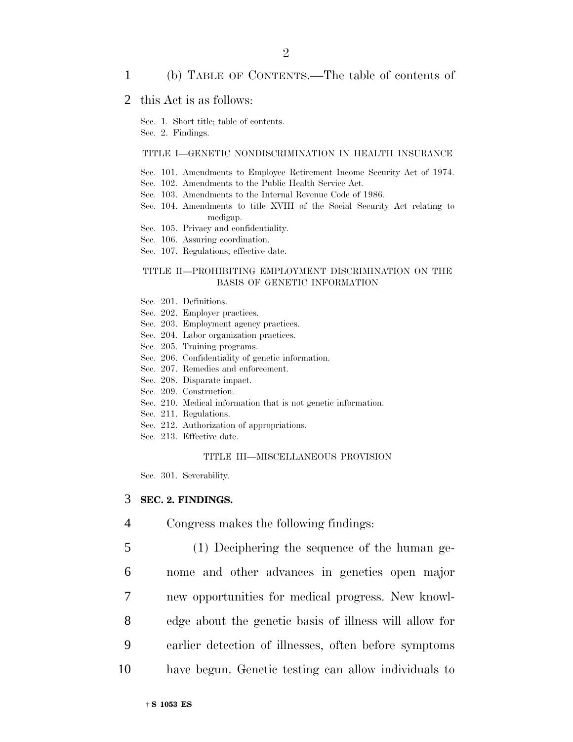(b) TABLE OF CONTENTS.—The table of contents of this Act is as follows:

Sec. 1. Short title; table of contents.
Sec. 2. Findings.

TITLE I—GENETIC NONDISCRIMINATION IN HEALTH INSURANCE

Sec. 101. Amendments to Employee Retirement Income Security Act of 1974.
Sec. 102. Amendments to the Public Health Service Act.
Sec. 103. Amendments to the Internal Revenue Code of 1986.
Sec. 104. Amendments to title XVIII of the Social Security Act relating to medigap.
Sec. 105. Privacy and confidentiality.
Sec. 106. Assuring coordination.
Sec. 107. Regulations; effective date.

TITLE II—PROHIBITING EMPLOYMENT DISCRIMINATION ON THE BASIS OF GENETIC INFORMATION

Sec. 201. Definitions.
Sec. 202. Employer practices.
Sec. 203. Employment agency practices.
Sec. 204. Labor organization practices.
Sec. 205. Training programs.
Sec. 206. Confidentiality of genetic information.
Sec. 207. Remedies and enforcement.
Sec. 208. Disparate impact.
Sec. 209. Construction.
Sec. 210. Medical information that is not genetic information.
Sec. 211. Regulations.
Sec. 212. Authorization of appropriations.
Sec. 213. Effective date.

TITLE III—MISCELLANEOUS PROVISION

Sec. 301. Severability.

**SEC. 2. FINDINGS.**

Congress makes the following findings:

(1) Deciphering the sequence of the human genome and other advances in genetics open major new opportunities for medical progress. New knowledge about the genetic basis of illness will allow for earlier detection of illnesses, often before symptoms have begun. Genetic testing can allow individuals to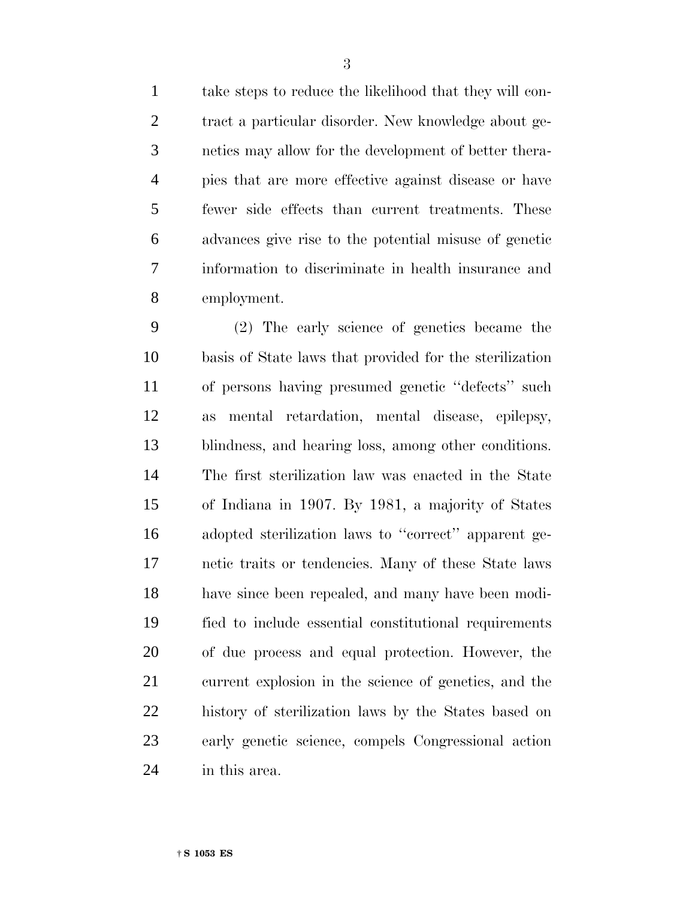take steps to reduce the likelihood that they will contract a particular disorder. New knowledge about genetics may allow for the development of better therapies that are more effective against disease or have fewer side effects than current treatments. These advances give rise to the potential misuse of genetic information to discriminate in health insurance and employment.

(2) The early science of genetics became the basis of State laws that provided for the sterilization of persons having presumed genetic ''defects'' such as mental retardation, mental disease, epilepsy, blindness, and hearing loss, among other conditions. The first sterilization law was enacted in the State of Indiana in 1907. By 1981, a majority of States adopted sterilization laws to ''correct'' apparent genetic traits or tendencies. Many of these State laws have since been repealed, and many have been modified to include essential constitutional requirements of due process and equal protection. However, the current explosion in the science of genetics, and the history of sterilization laws by the States based on early genetic science, compels Congressional action in this area.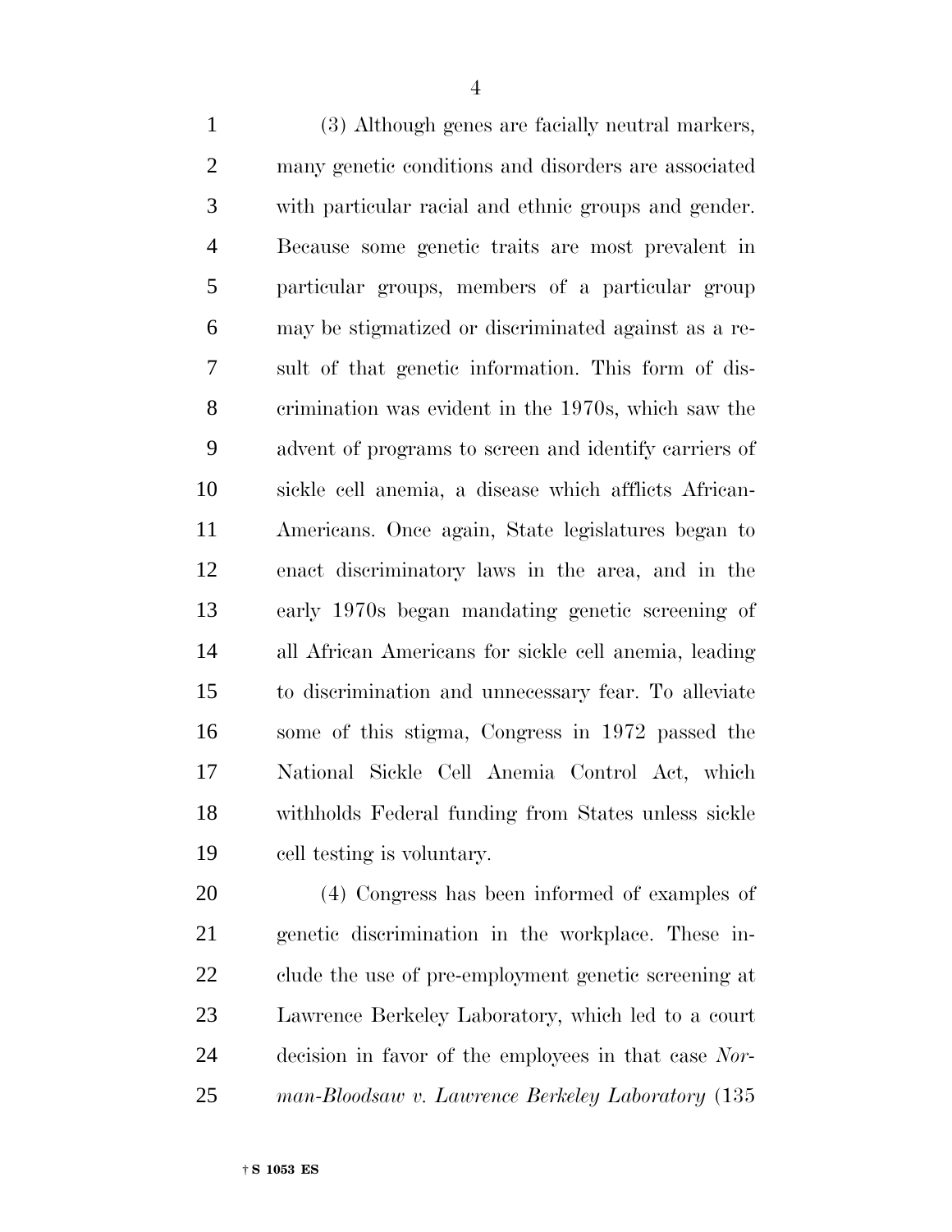(3) Although genes are facially neutral markers, many genetic conditions and disorders are associated with particular racial and ethnic groups and gender. Because some genetic traits are most prevalent in particular groups, members of a particular group may be stigmatized or discriminated against as a result of that genetic information. This form of discrimination was evident in the 1970s, which saw the advent of programs to screen and identify carriers of sickle cell anemia, a disease which afflicts African-Americans. Once again, State legislatures began to enact discriminatory laws in the area, and in the early 1970s began mandating genetic screening of all African Americans for sickle cell anemia, leading to discrimination and unnecessary fear. To alleviate some of this stigma, Congress in 1972 passed the National Sickle Cell Anemia Control Act, which withholds Federal funding from States unless sickle cell testing is voluntary.

(4) Congress has been informed of examples of genetic discrimination in the workplace. These include the use of pre-employment genetic screening at Lawrence Berkeley Laboratory, which led to a court decision in favor of the employees in that case *Norman-Bloodsaw v. Lawrence Berkeley Laboratory* (135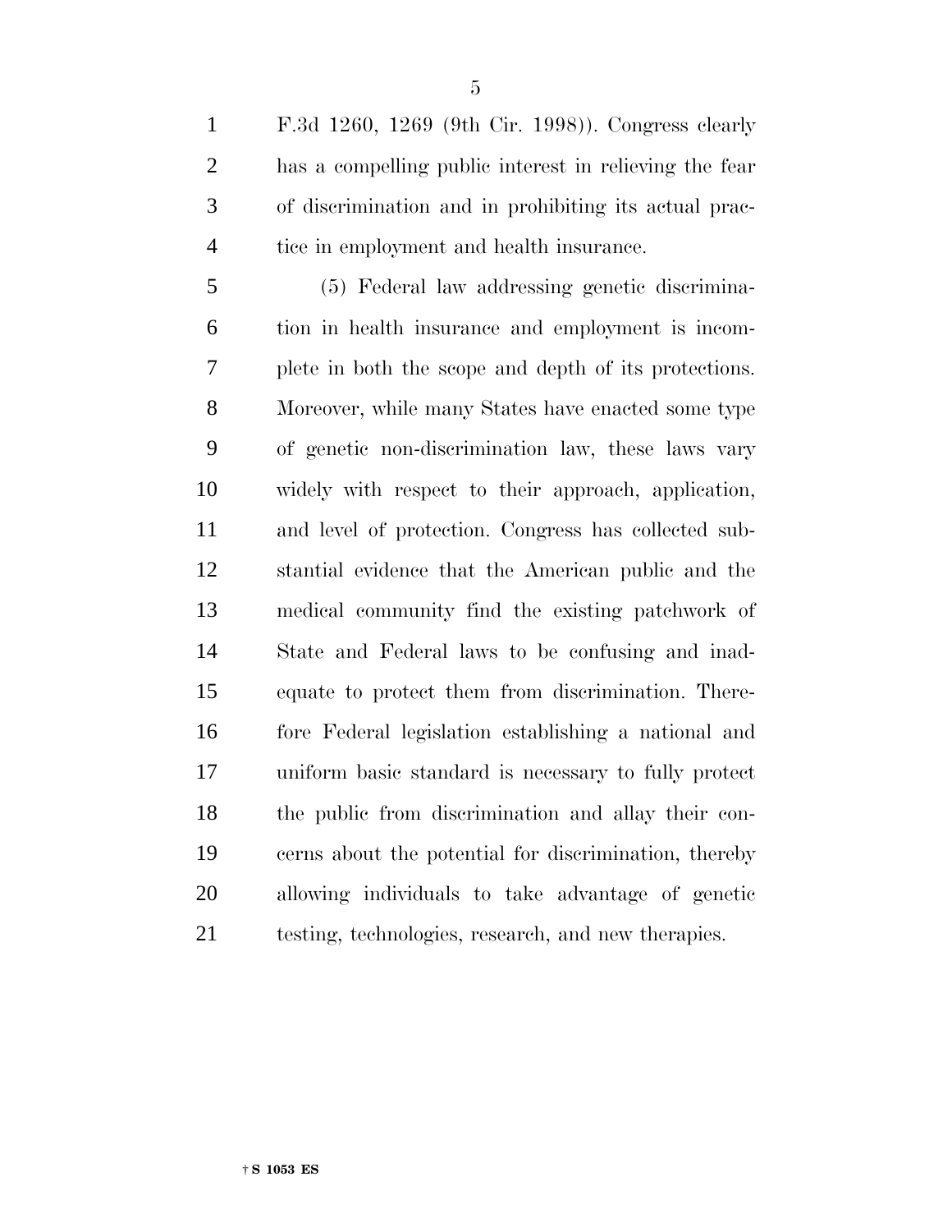F.3d 1260, 1269 (9th Cir. 1998)). Congress clearly has a compelling public interest in relieving the fear of discrimination and in prohibiting its actual practice in employment and health insurance.

(5) Federal law addressing genetic discrimination in health insurance and employment is incomplete in both the scope and depth of its protections. Moreover, while many States have enacted some type of genetic non-discrimination law, these laws vary widely with respect to their approach, application, and level of protection. Congress has collected substantial evidence that the American public and the medical community find the existing patchwork of State and Federal laws to be confusing and inadequate to protect them from discrimination. Therefore Federal legislation establishing a national and uniform basic standard is necessary to fully protect the public from discrimination and allay their concerns about the potential for discrimination, thereby allowing individuals to take advantage of genetic testing, technologies, research, and new therapies.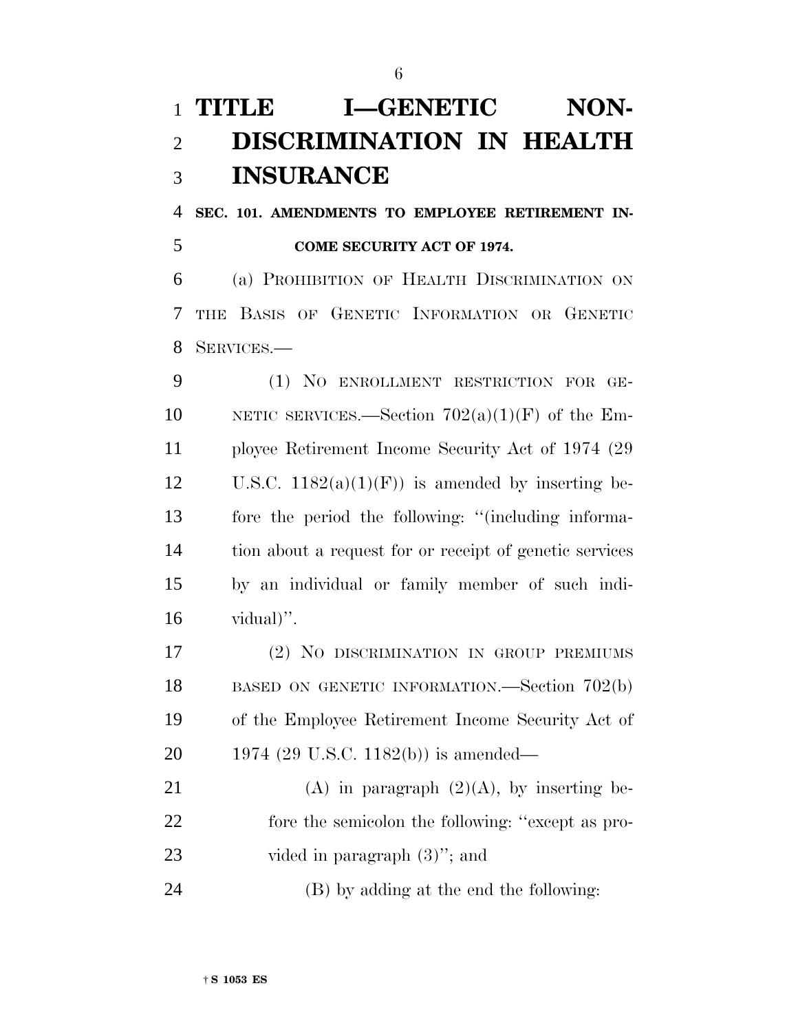# TITLE I—GENETIC NON-DISCRIMINATION IN HEALTH INSURANCE

## SEC. 101. AMENDMENTS TO EMPLOYEE RETIREMENT INCOME SECURITY ACT OF 1974.

(a) PROHIBITION OF HEALTH DISCRIMINATION ON THE BASIS OF GENETIC INFORMATION OR GENETIC SERVICES.—

(1) NO ENROLLMENT RESTRICTION FOR GENETIC SERVICES.—Section 702(a)(1)(F) of the Employee Retirement Income Security Act of 1974 (29 U.S.C. 1182(a)(1)(F)) is amended by inserting before the period the following: ''(including information about a request for or receipt of genetic services by an individual or family member of such individual)''.

(2) NO DISCRIMINATION IN GROUP PREMIUMS BASED ON GENETIC INFORMATION.—Section 702(b) of the Employee Retirement Income Security Act of 1974 (29 U.S.C. 1182(b)) is amended—

(A) in paragraph (2)(A), by inserting before the semicolon the following: ''except as provided in paragraph (3)''; and

(B) by adding at the end the following: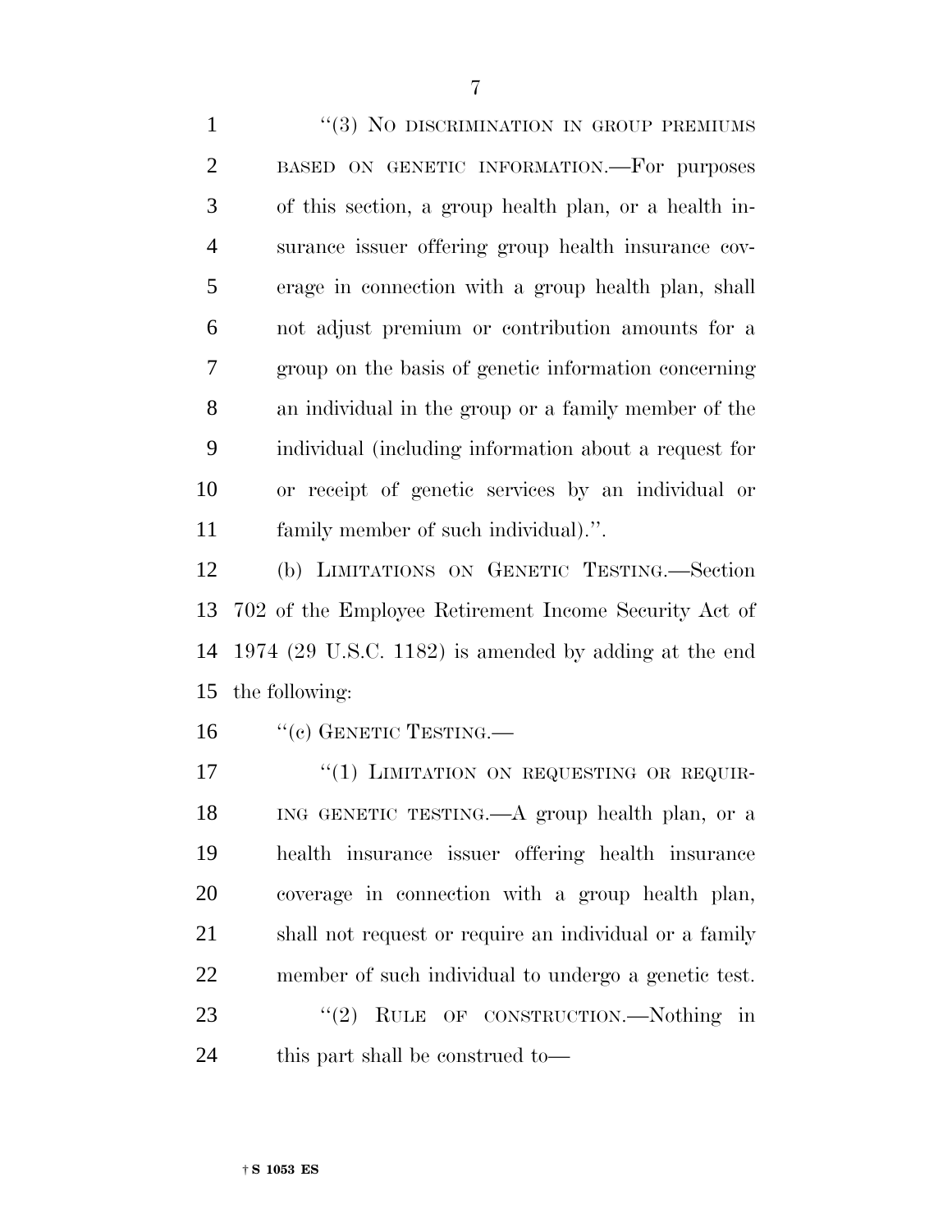"(3) NO DISCRIMINATION IN GROUP PREMIUMS BASED ON GENETIC INFORMATION.—For purposes of this section, a group health plan, or a health insurance issuer offering group health insurance coverage in connection with a group health plan, shall not adjust premium or contribution amounts for a group on the basis of genetic information concerning an individual in the group or a family member of the individual (including information about a request for or receipt of genetic services by an individual or family member of such individual).".

(b) LIMITATIONS ON GENETIC TESTING.—Section 702 of the Employee Retirement Income Security Act of 1974 (29 U.S.C. 1182) is amended by adding at the end the following:

"(c) GENETIC TESTING.—

"(1) LIMITATION ON REQUESTING OR REQUIRING GENETIC TESTING.—A group health plan, or a health insurance issuer offering health insurance coverage in connection with a group health plan, shall not request or require an individual or a family member of such individual to undergo a genetic test.

"(2) RULE OF CONSTRUCTION.—Nothing in this part shall be construed to—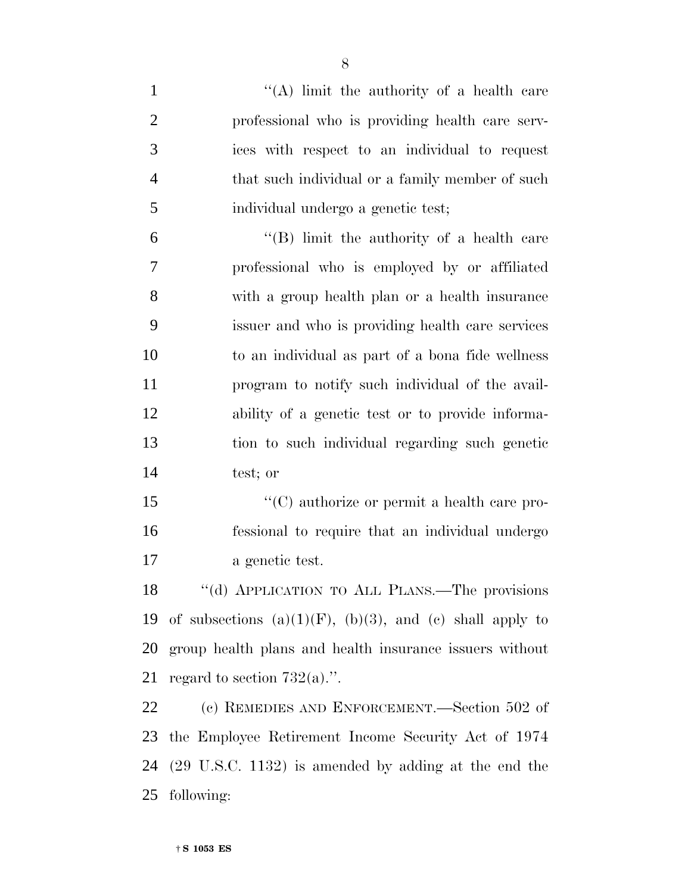"(A) limit the authority of a health care professional who is providing health care services with respect to an individual to request that such individual or a family member of such individual undergo a genetic test;

"(B) limit the authority of a health care professional who is employed by or affiliated with a group health plan or a health insurance issuer and who is providing health care services to an individual as part of a bona fide wellness program to notify such individual of the availability of a genetic test or to provide information to such individual regarding such genetic test; or

"(C) authorize or permit a health care professional to require that an individual undergo a genetic test.

"(d) APPLICATION TO ALL PLANS.—The provisions of subsections (a)(1)(F), (b)(3), and (c) shall apply to group health plans and health insurance issuers without regard to section 732(a).".

(c) REMEDIES AND ENFORCEMENT.—Section 502 of the Employee Retirement Income Security Act of 1974 (29 U.S.C. 1132) is amended by adding at the end the following: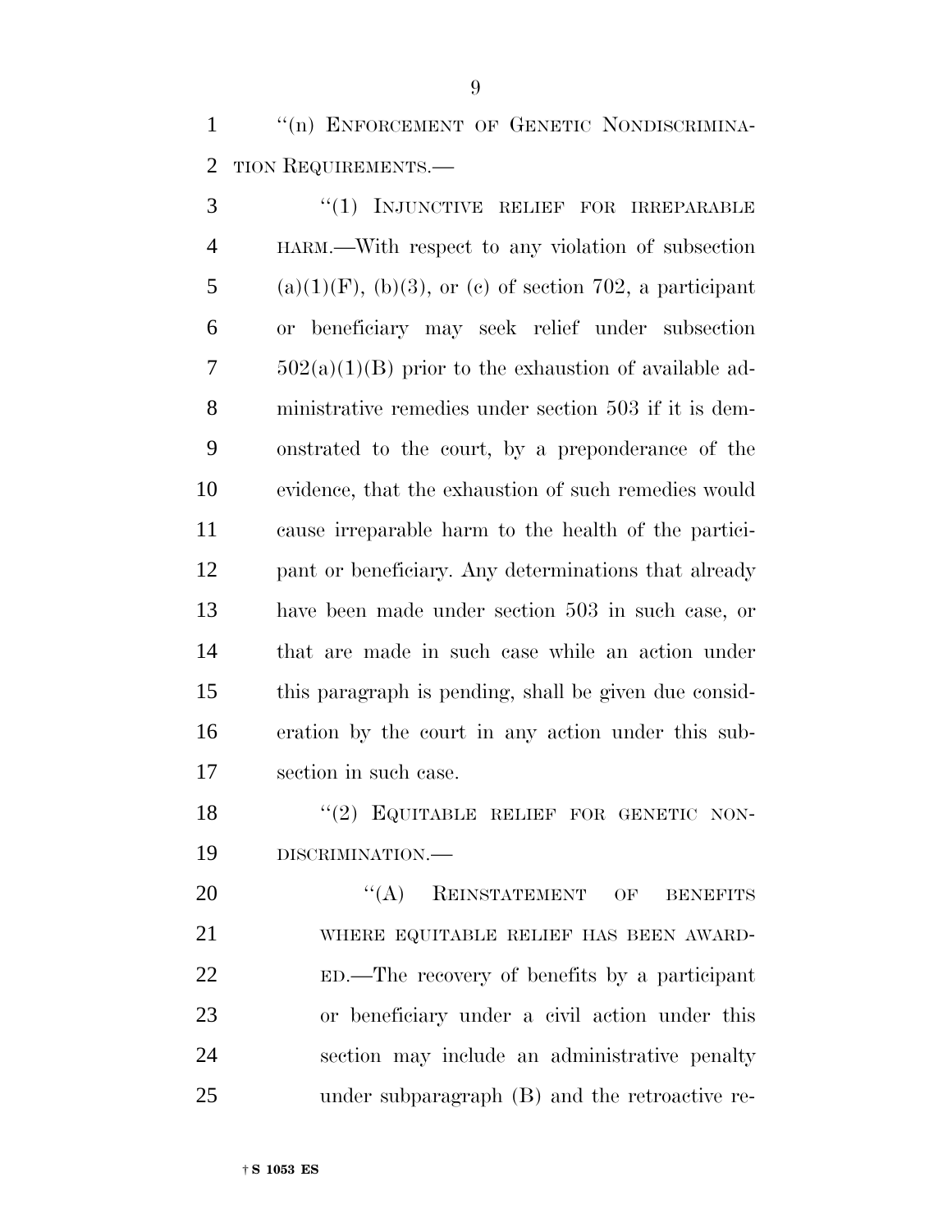"(n) ENFORCEMENT OF GENETIC NONDISCRIMINATION REQUIREMENTS.—

"(1) INJUNCTIVE RELIEF FOR IRREPARABLE HARM.—With respect to any violation of subsection (a)(1)(F), (b)(3), or (c) of section 702, a participant or beneficiary may seek relief under subsection 502(a)(1)(B) prior to the exhaustion of available administrative remedies under section 503 if it is demonstrated to the court, by a preponderance of the evidence, that the exhaustion of such remedies would cause irreparable harm to the health of the participant or beneficiary. Any determinations that already have been made under section 503 in such case, or that are made in such case while an action under this paragraph is pending, shall be given due consideration by the court in any action under this subsection in such case.

"(2) EQUITABLE RELIEF FOR GENETIC NONDISCRIMINATION.—

"(A) REINSTATEMENT OF BENEFITS WHERE EQUITABLE RELIEF HAS BEEN AWARDED.—The recovery of benefits by a participant or beneficiary under a civil action under this section may include an administrative penalty under subparagraph (B) and the retroactive re-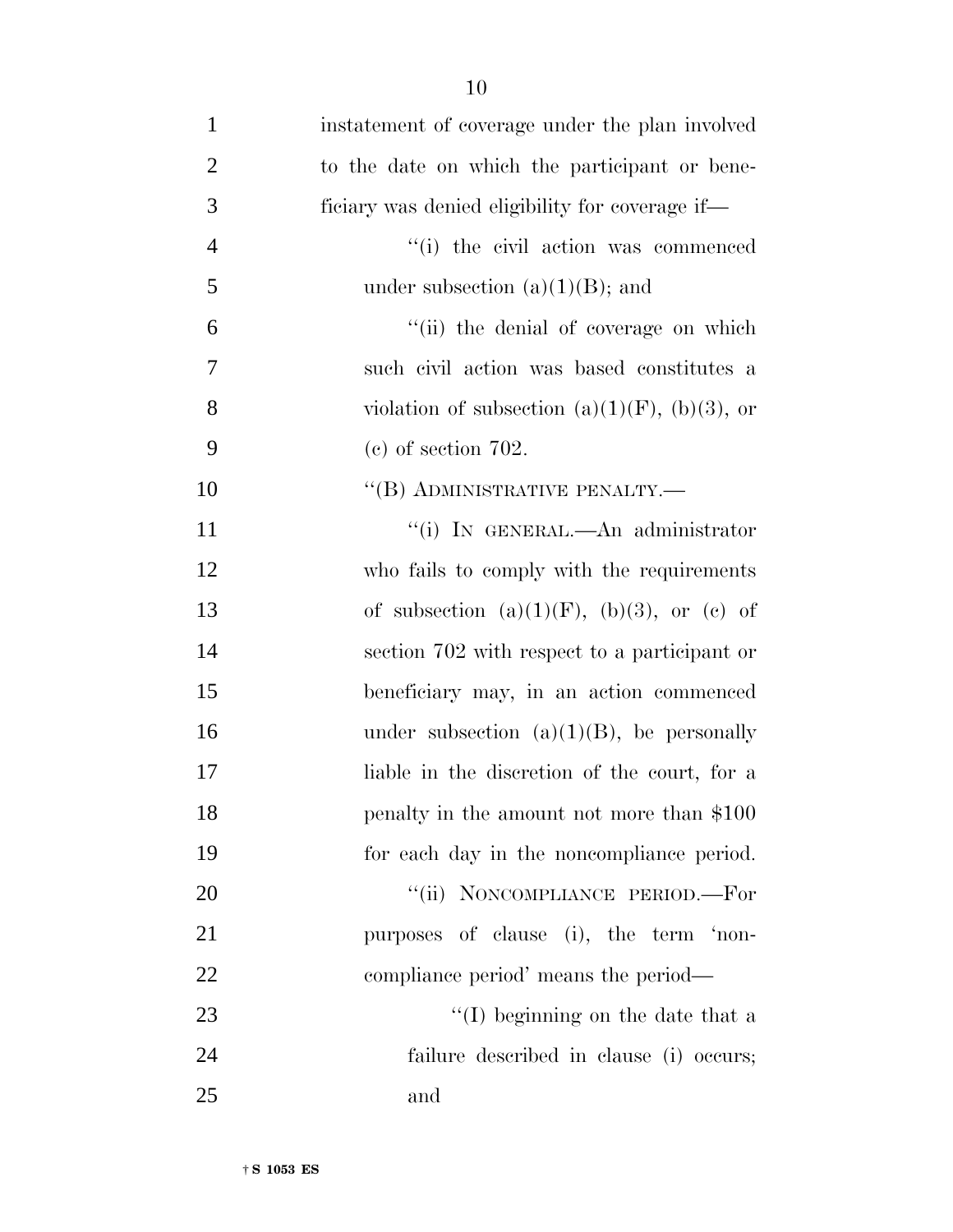instatement of coverage under the plan involved to the date on which the participant or beneficiary was denied eligibility for coverage if—

"(i) the civil action was commenced under subsection (a)(1)(B); and

"(ii) the denial of coverage on which such civil action was based constitutes a violation of subsection (a)(1)(F), (b)(3), or (c) of section 702.

"(B) ADMINISTRATIVE PENALTY.—

"(i) IN GENERAL.—An administrator who fails to comply with the requirements of subsection (a)(1)(F), (b)(3), or (c) of section 702 with respect to a participant or beneficiary may, in an action commenced under subsection (a)(1)(B), be personally liable in the discretion of the court, for a penalty in the amount not more than $100 for each day in the noncompliance period.

"(ii) NONCOMPLIANCE PERIOD.—For purposes of clause (i), the term 'noncompliance period' means the period—

"(I) beginning on the date that a failure described in clause (i) occurs; and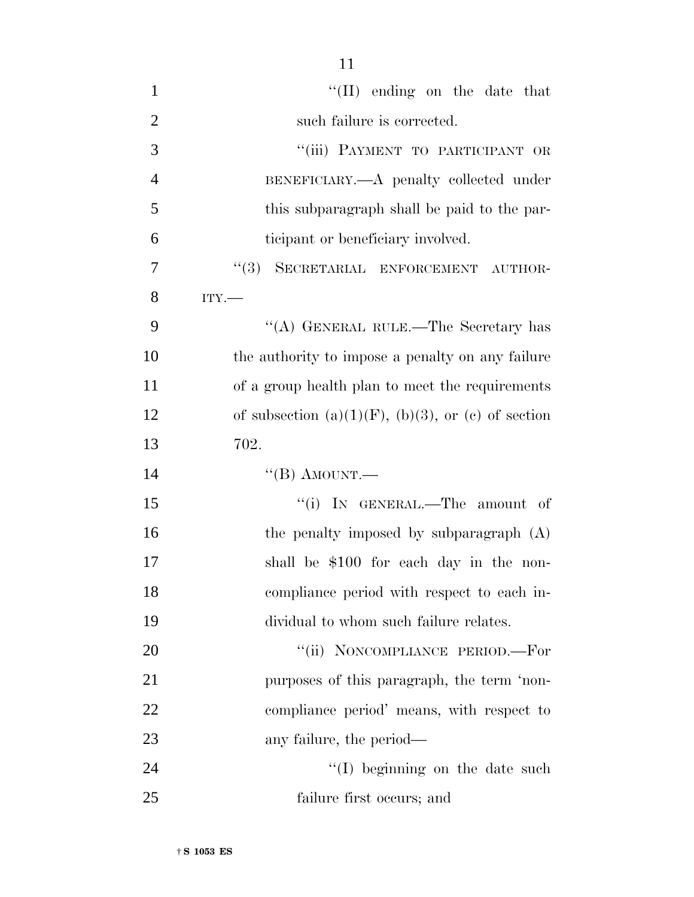"(II) ending on the date that such failure is corrected.

"(iii) PAYMENT TO PARTICIPANT OR BENEFICIARY.—A penalty collected under this subparagraph shall be paid to the participant or beneficiary involved.

"(3) SECRETARIAL ENFORCEMENT AUTHORITY.—

"(A) GENERAL RULE.—The Secretary has the authority to impose a penalty on any failure of a group health plan to meet the requirements of subsection (a)(1)(F), (b)(3), or (c) of section 702.

"(B) AMOUNT.—

"(i) IN GENERAL.—The amount of the penalty imposed by subparagraph (A) shall be $100 for each day in the noncompliance period with respect to each individual to whom such failure relates.

"(ii) NONCOMPLIANCE PERIOD.—For purposes of this paragraph, the term 'noncompliance period' means, with respect to any failure, the period—

"(I) beginning on the date such failure first occurs; and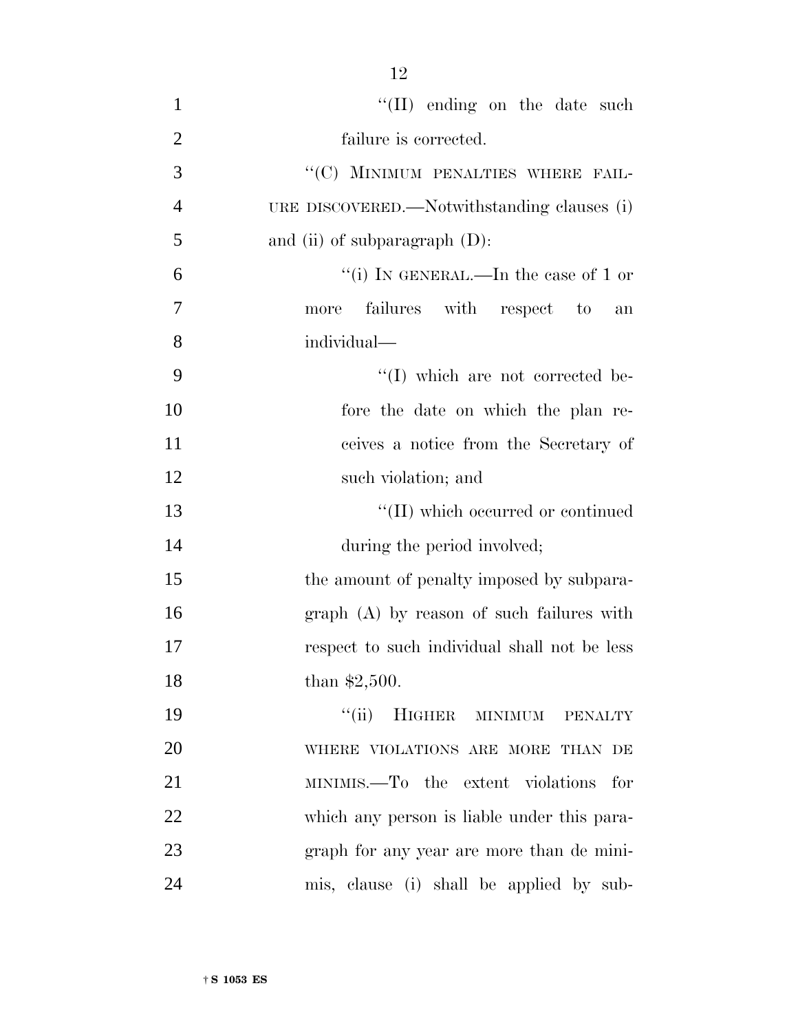''(II) ending on the date such failure is corrected.

''(C) MINIMUM PENALTIES WHERE FAILURE DISCOVERED.—Notwithstanding clauses (i) and (ii) of subparagraph (D):

''(i) IN GENERAL.—In the case of 1 or more failures with respect to an individual—

''(I) which are not corrected before the date on which the plan receives a notice from the Secretary of such violation; and

''(II) which occurred or continued during the period involved;

the amount of penalty imposed by subparagraph (A) by reason of such failures with respect to such individual shall not be less than $2,500.

''(ii) HIGHER MINIMUM PENALTY WHERE VIOLATIONS ARE MORE THAN DE MINIMIS.—To the extent violations for which any person is liable under this paragraph for any year are more than de minimis, clause (i) shall be applied by sub-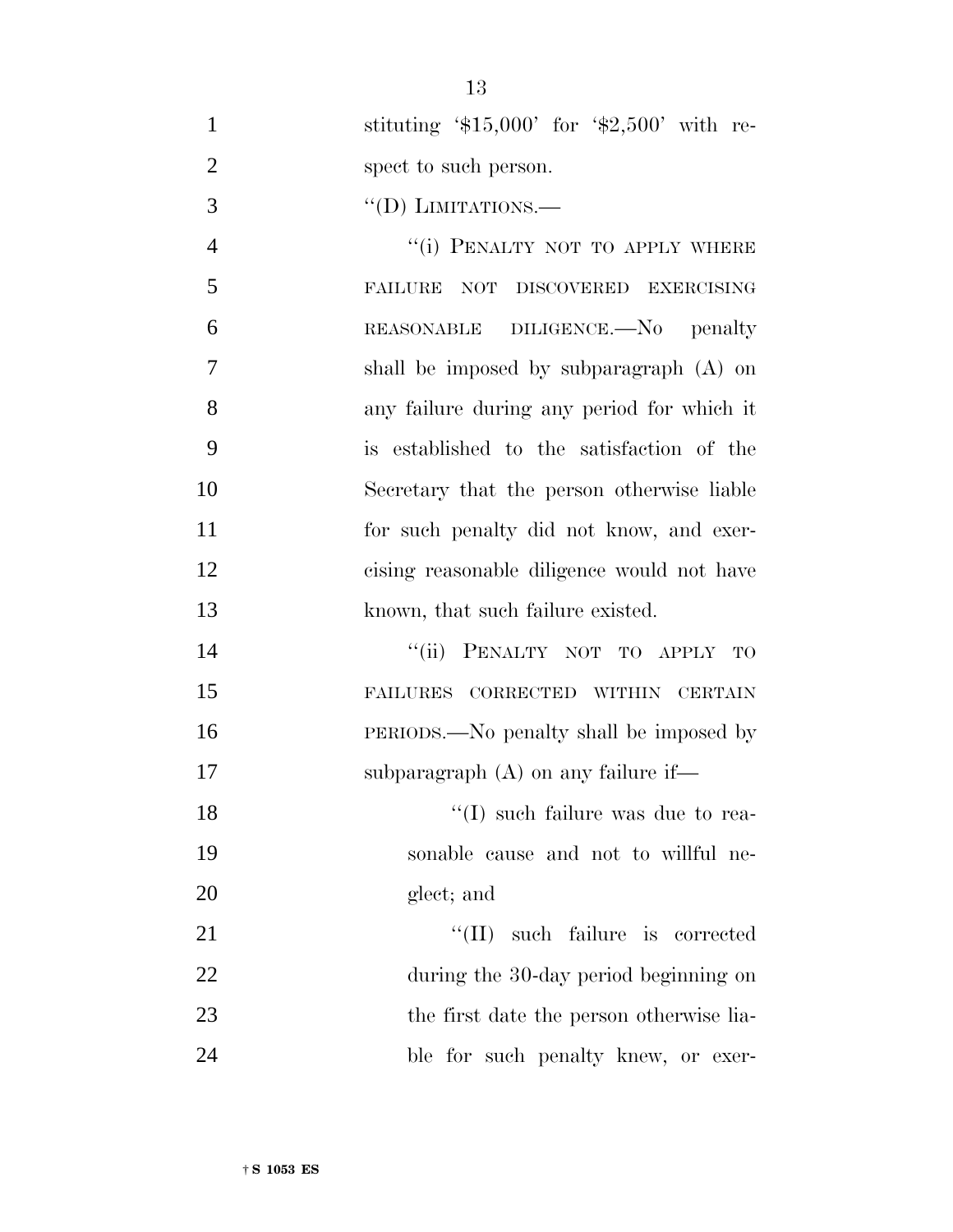stituting '$15,000' for '$2,500' with respect to such person.

''(D) LIMITATIONS.—

''(i) PENALTY NOT TO APPLY WHERE FAILURE NOT DISCOVERED EXERCISING REASONABLE DILIGENCE.—No penalty shall be imposed by subparagraph (A) on any failure during any period for which it is established to the satisfaction of the Secretary that the person otherwise liable for such penalty did not know, and exercising reasonable diligence would not have known, that such failure existed.

''(ii) PENALTY NOT TO APPLY TO FAILURES CORRECTED WITHIN CERTAIN PERIODS.—No penalty shall be imposed by subparagraph (A) on any failure if—

''(I) such failure was due to reasonable cause and not to willful neglect; and

''(II) such failure is corrected during the 30-day period beginning on the first date the person otherwise liable for such penalty knew, or exer-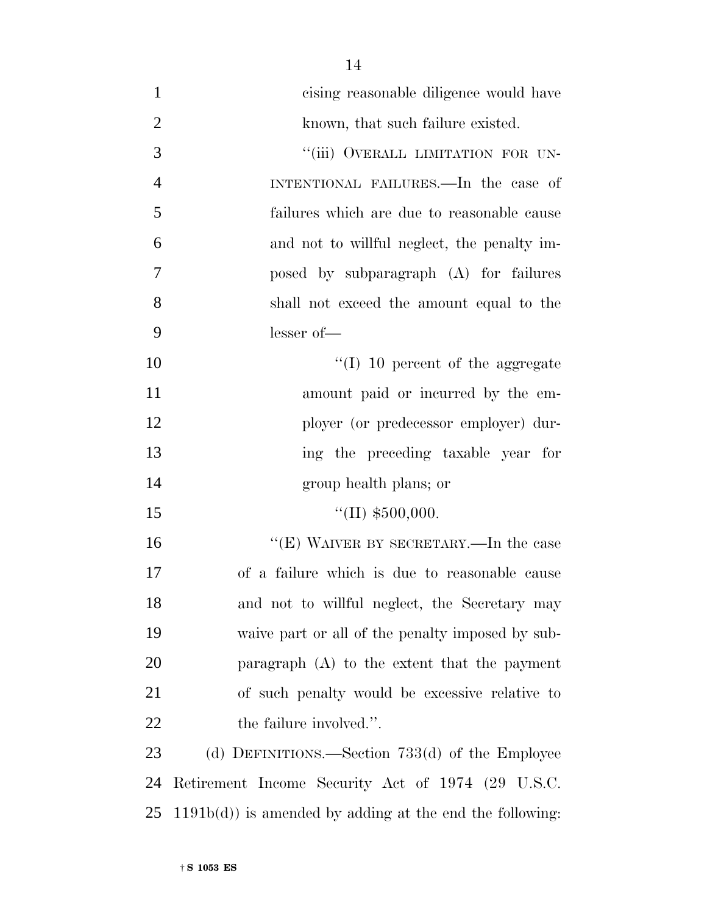cising reasonable diligence would have known, that such failure existed.

"(iii) OVERALL LIMITATION FOR UNINTENTIONAL FAILURES.—In the case of failures which are due to reasonable cause and not to willful neglect, the penalty imposed by subparagraph (A) for failures shall not exceed the amount equal to the lesser of—

"(I) 10 percent of the aggregate amount paid or incurred by the employer (or predecessor employer) during the preceding taxable year for group health plans; or

"(II) $500,000.

"(E) WAIVER BY SECRETARY.—In the case of a failure which is due to reasonable cause and not to willful neglect, the Secretary may waive part or all of the penalty imposed by subparagraph (A) to the extent that the payment of such penalty would be excessive relative to the failure involved.".

(d) DEFINITIONS.—Section 733(d) of the Employee Retirement Income Security Act of 1974 (29 U.S.C. 1191b(d)) is amended by adding at the end the following: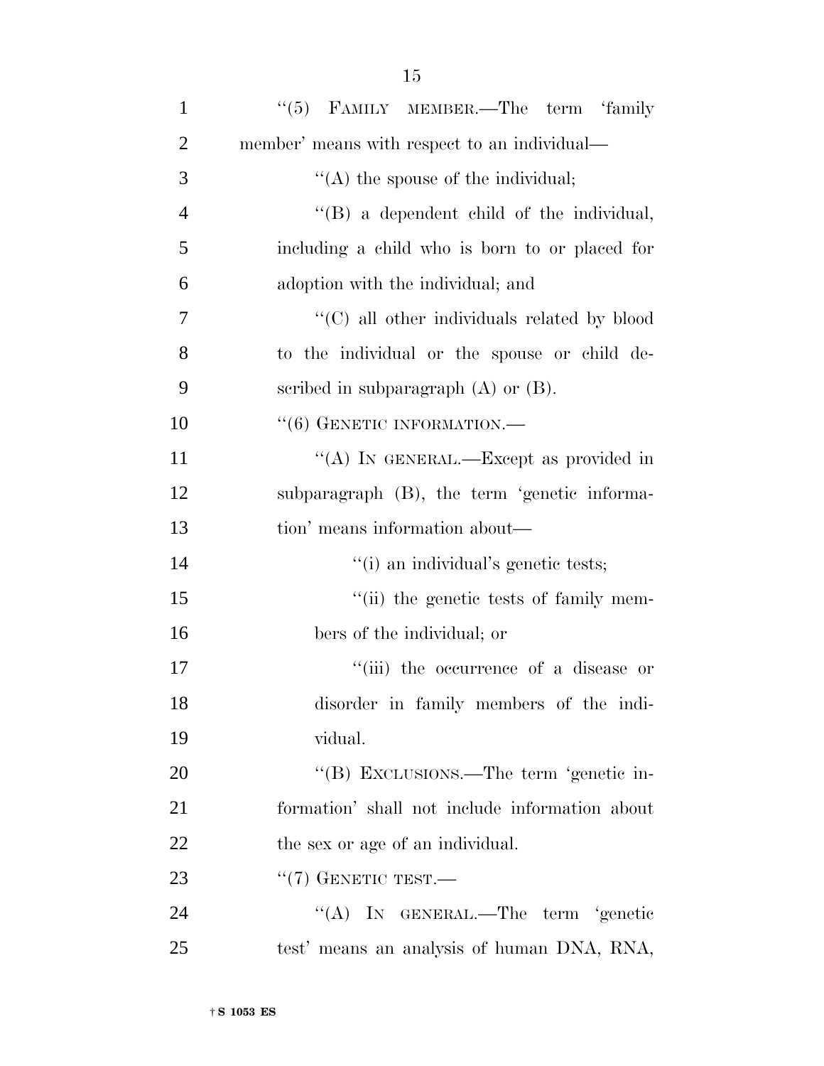"(5) FAMILY MEMBER.—The term 'family member' means with respect to an individual—

"(A) the spouse of the individual;

"(B) a dependent child of the individual, including a child who is born to or placed for adoption with the individual; and

"(C) all other individuals related by blood to the individual or the spouse or child described in subparagraph (A) or (B).

"(6) GENETIC INFORMATION.—

"(A) IN GENERAL.—Except as provided in subparagraph (B), the term 'genetic information' means information about—

"(i) an individual's genetic tests;

"(ii) the genetic tests of family members of the individual; or

"(iii) the occurrence of a disease or disorder in family members of the individual.

"(B) EXCLUSIONS.—The term 'genetic information' shall not include information about the sex or age of an individual.

"(7) GENETIC TEST.—

"(A) IN GENERAL.—The term 'genetic test' means an analysis of human DNA, RNA,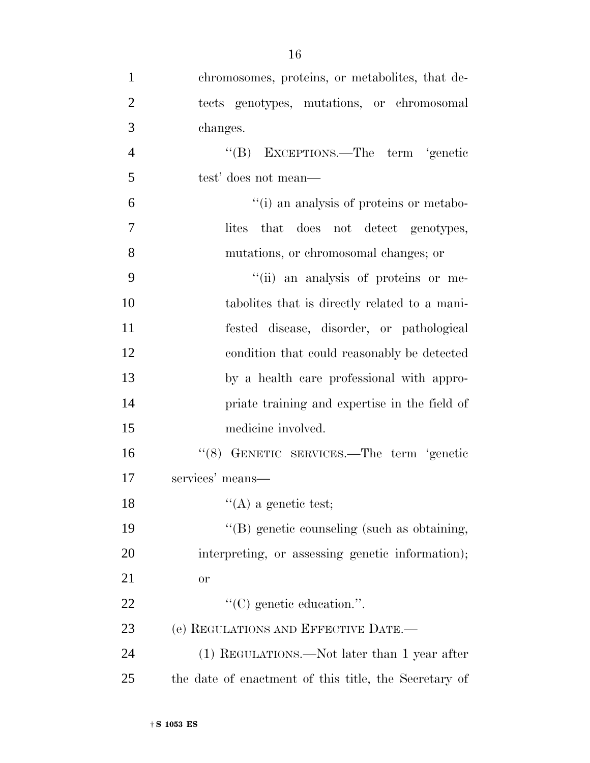chromosomes, proteins, or metabolites, that detects genotypes, mutations, or chromosomal changes.

''(B) EXCEPTIONS.—The term 'genetic test' does not mean—

''(i) an analysis of proteins or metabolites that does not detect genotypes, mutations, or chromosomal changes; or

''(ii) an analysis of proteins or metabolites that is directly related to a manifested disease, disorder, or pathological condition that could reasonably be detected by a health care professional with appropriate training and expertise in the field of medicine involved.

''(8) GENETIC SERVICES.—The term 'genetic services' means—

''(A) a genetic test;

''(B) genetic counseling (such as obtaining, interpreting, or assessing genetic information); or

''(C) genetic education.''.

(e) REGULATIONS AND EFFECTIVE DATE.—

(1) REGULATIONS.—Not later than 1 year after the date of enactment of this title, the Secretary of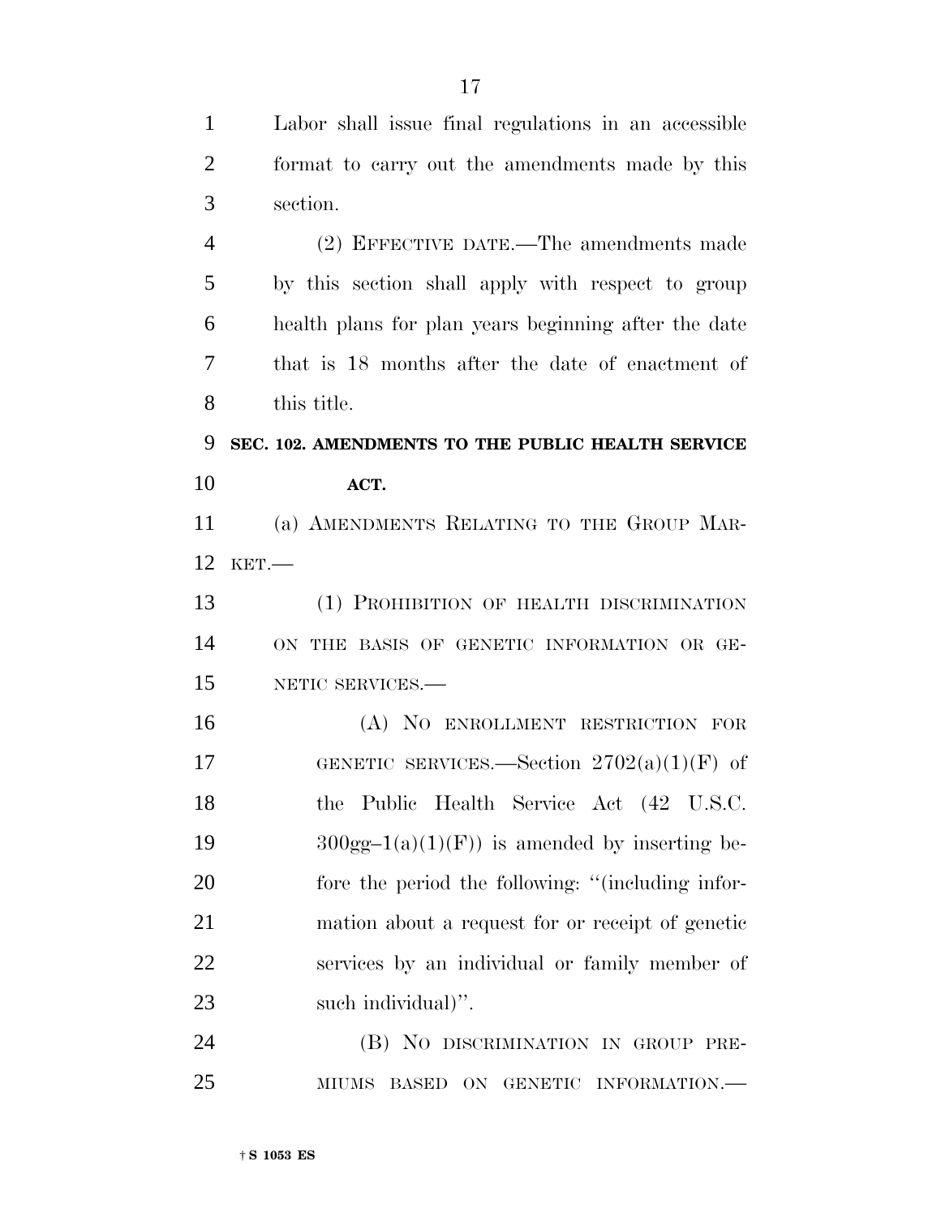Labor shall issue final regulations in an accessible format to carry out the amendments made by this section.

(2) EFFECTIVE DATE.—The amendments made by this section shall apply with respect to group health plans for plan years beginning after the date that is 18 months after the date of enactment of this title.

**SEC. 102. AMENDMENTS TO THE PUBLIC HEALTH SERVICE ACT.**

(a) AMENDMENTS RELATING TO THE GROUP MARKET.—

(1) PROHIBITION OF HEALTH DISCRIMINATION ON THE BASIS OF GENETIC INFORMATION OR GENETIC SERVICES.—

(A) NO ENROLLMENT RESTRICTION FOR GENETIC SERVICES.—Section 2702(a)(1)(F) of the Public Health Service Act (42 U.S.C. 300gg–1(a)(1)(F)) is amended by inserting before the period the following: ''(including information about a request for or receipt of genetic services by an individual or family member of such individual)''.

(B) NO DISCRIMINATION IN GROUP PREMIUMS BASED ON GENETIC INFORMATION.—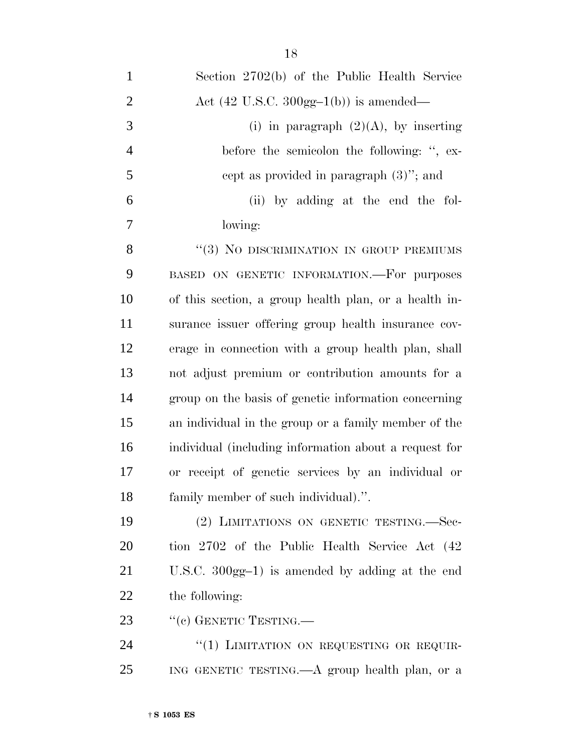Section 2702(b) of the Public Health Service Act (42 U.S.C. 300gg–1(b)) is amended—

(i) in paragraph (2)(A), by inserting before the semicolon the following: ", except as provided in paragraph (3)"; and

(ii) by adding at the end the following:

"(3) NO DISCRIMINATION IN GROUP PREMIUMS BASED ON GENETIC INFORMATION.—For purposes of this section, a group health plan, or a health insurance issuer offering group health insurance coverage in connection with a group health plan, shall not adjust premium or contribution amounts for a group on the basis of genetic information concerning an individual in the group or a family member of the individual (including information about a request for or receipt of genetic services by an individual or family member of such individual).".

(2) LIMITATIONS ON GENETIC TESTING.—Section 2702 of the Public Health Service Act (42 U.S.C. 300gg–1) is amended by adding at the end the following:

"(c) GENETIC TESTING.—

"(1) LIMITATION ON REQUESTING OR REQUIRING GENETIC TESTING.—A group health plan, or a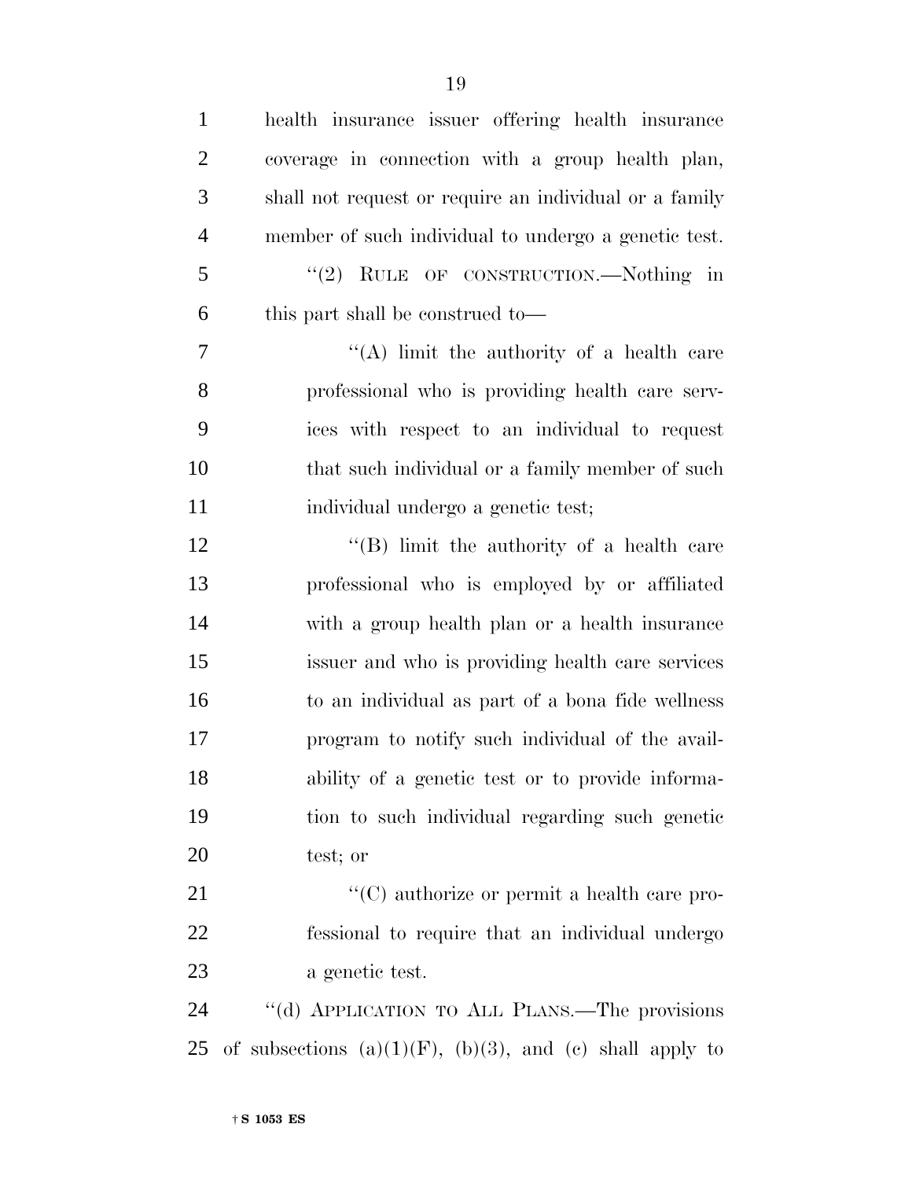health insurance issuer offering health insurance coverage in connection with a group health plan, shall not request or require an individual or a family member of such individual to undergo a genetic test.

"(2) RULE OF CONSTRUCTION.—Nothing in this part shall be construed to—

"(A) limit the authority of a health care professional who is providing health care services with respect to an individual to request that such individual or a family member of such individual undergo a genetic test;

"(B) limit the authority of a health care professional who is employed by or affiliated with a group health plan or a health insurance issuer and who is providing health care services to an individual as part of a bona fide wellness program to notify such individual of the availability of a genetic test or to provide information to such individual regarding such genetic test; or

"(C) authorize or permit a health care professional to require that an individual undergo a genetic test.

"(d) APPLICATION TO ALL PLANS.—The provisions of subsections (a)(1)(F), (b)(3), and (c) shall apply to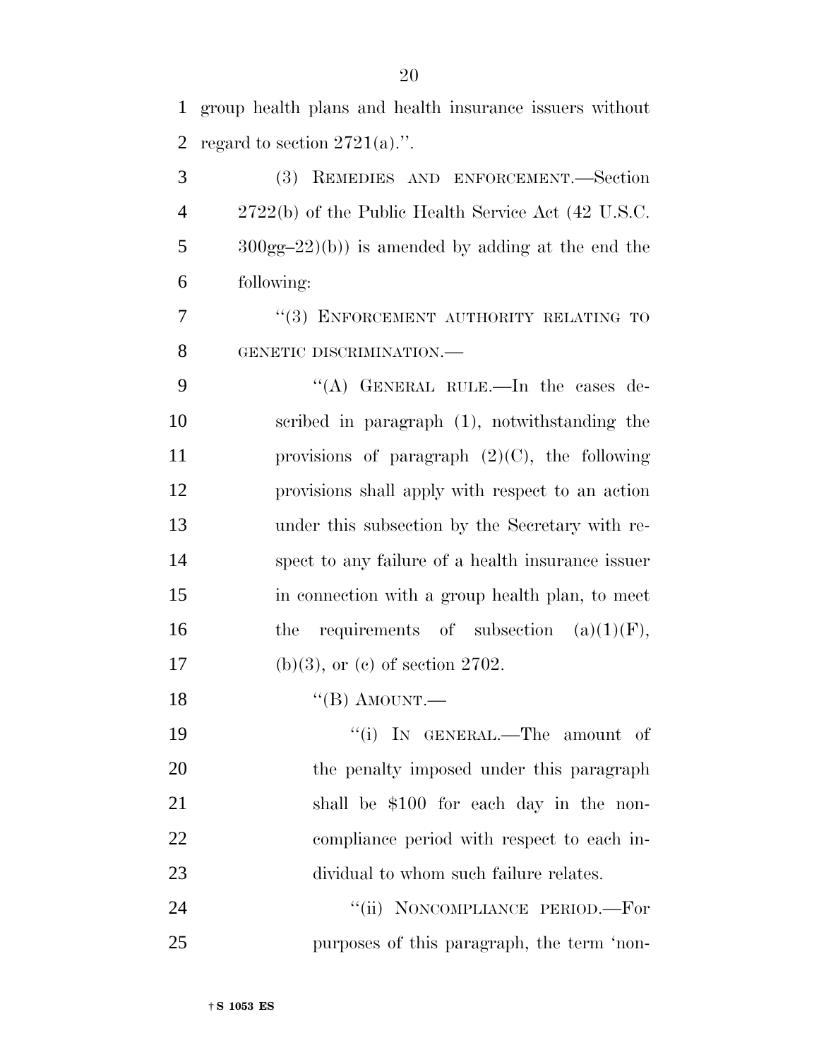group health plans and health insurance issuers without regard to section 2721(a).''.

(3) REMEDIES AND ENFORCEMENT.—Section 2722(b) of the Public Health Service Act (42 U.S.C. 300gg–22)(b)) is amended by adding at the end the following:

''(3) ENFORCEMENT AUTHORITY RELATING TO GENETIC DISCRIMINATION.—

''(A) GENERAL RULE.—In the cases described in paragraph (1), notwithstanding the provisions of paragraph (2)(C), the following provisions shall apply with respect to an action under this subsection by the Secretary with respect to any failure of a health insurance issuer in connection with a group health plan, to meet the requirements of subsection (a)(1)(F), (b)(3), or (c) of section 2702.

''(B) AMOUNT.—

''(i) IN GENERAL.—The amount of the penalty imposed under this paragraph shall be $100 for each day in the noncompliance period with respect to each individual to whom such failure relates.

''(ii) NONCOMPLIANCE PERIOD.—For purposes of this paragraph, the term 'non-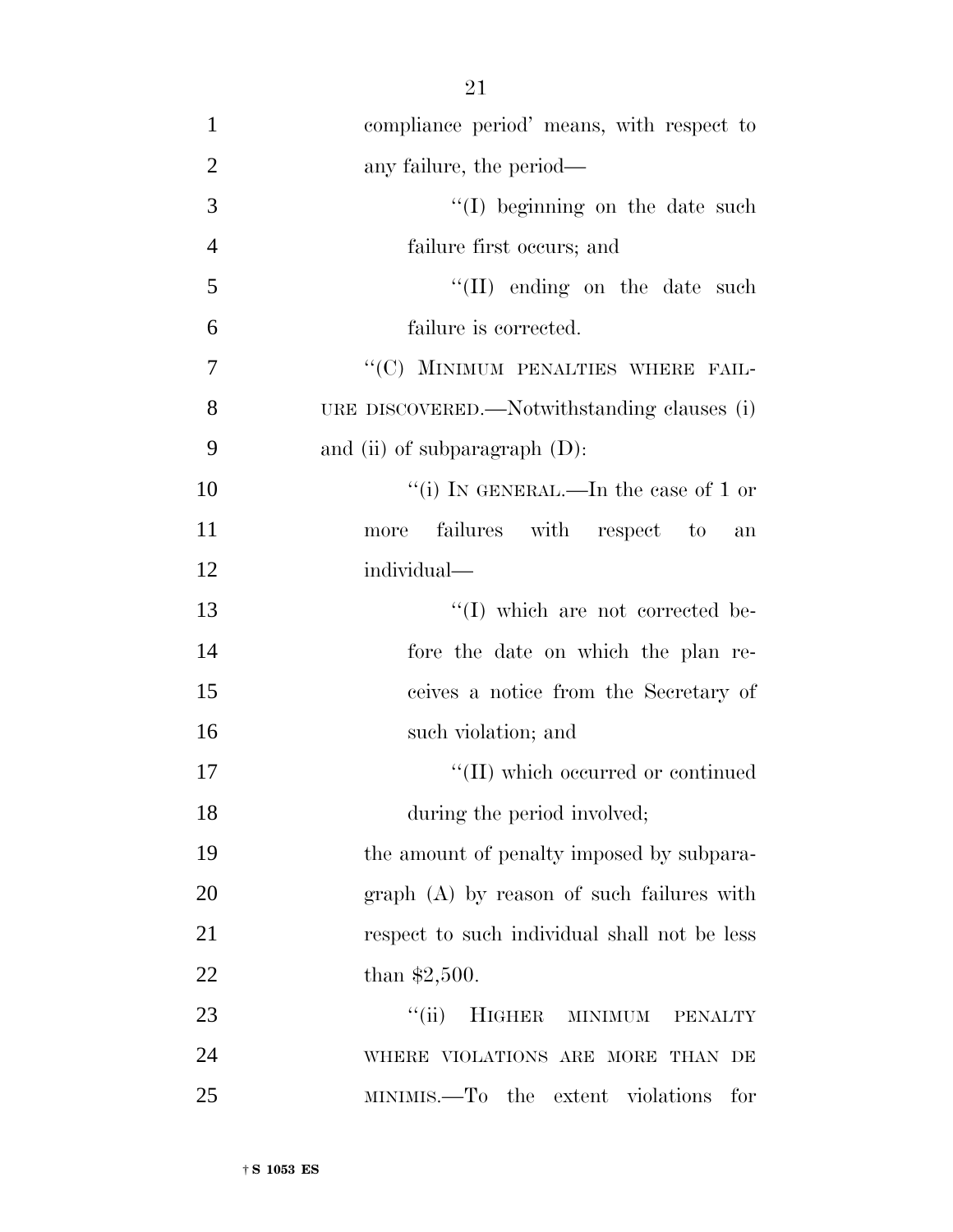compliance period' means, with respect to any failure, the period—

''(I) beginning on the date such failure first occurs; and

''(II) ending on the date such failure is corrected.

''(C) MINIMUM PENALTIES WHERE FAILURE DISCOVERED.—Notwithstanding clauses (i) and (ii) of subparagraph (D):

''(i) IN GENERAL.—In the case of 1 or more failures with respect to an individual—

''(I) which are not corrected before the date on which the plan receives a notice from the Secretary of such violation; and

''(II) which occurred or continued during the period involved;

the amount of penalty imposed by subparagraph (A) by reason of such failures with respect to such individual shall not be less than $2,500.

''(ii) HIGHER MINIMUM PENALTY WHERE VIOLATIONS ARE MORE THAN DE MINIMIS.—To the extent violations for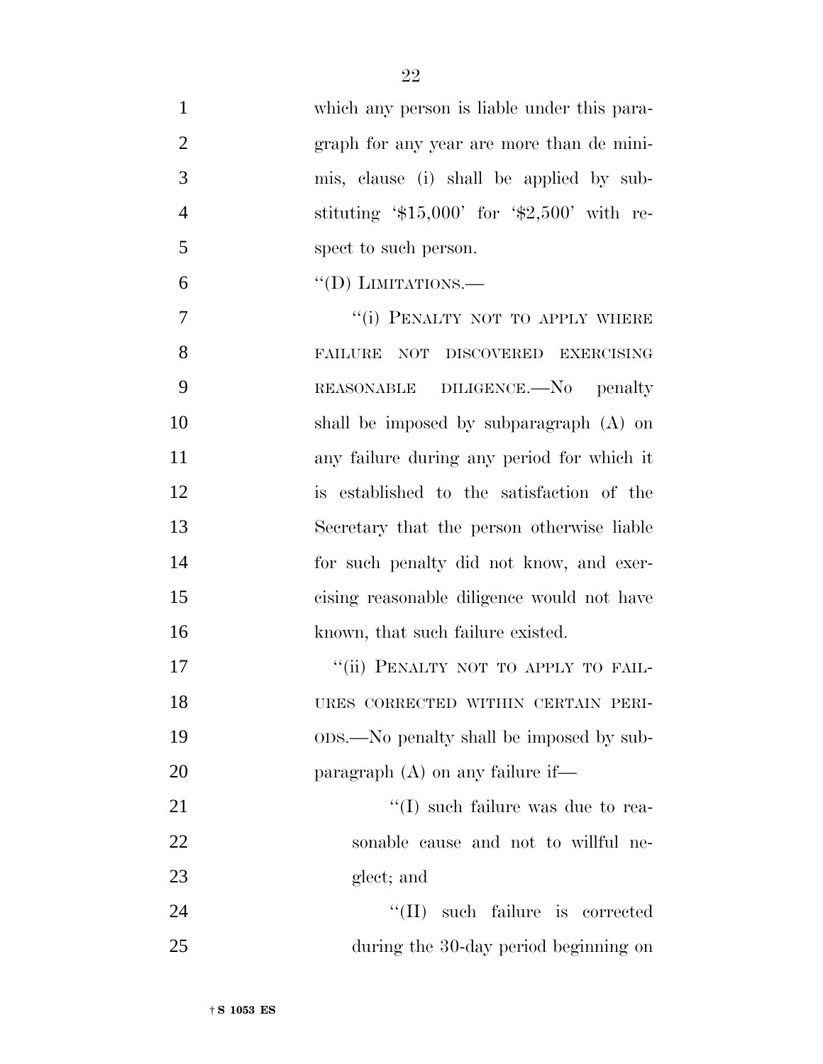which any person is liable under this paragraph for any year are more than de minimis, clause (i) shall be applied by substituting '$15,000' for '$2,500' with respect to such person.

"(D) LIMITATIONS.—

"(i) PENALTY NOT TO APPLY WHERE FAILURE NOT DISCOVERED EXERCISING REASONABLE DILIGENCE.—No penalty shall be imposed by subparagraph (A) on any failure during any period for which it is established to the satisfaction of the Secretary that the person otherwise liable for such penalty did not know, and exercising reasonable diligence would not have known, that such failure existed.

"(ii) PENALTY NOT TO APPLY TO FAILURES CORRECTED WITHIN CERTAIN PERIODS.—No penalty shall be imposed by subparagraph (A) on any failure if—

"(I) such failure was due to reasonable cause and not to willful neglect; and

"(II) such failure is corrected during the 30-day period beginning on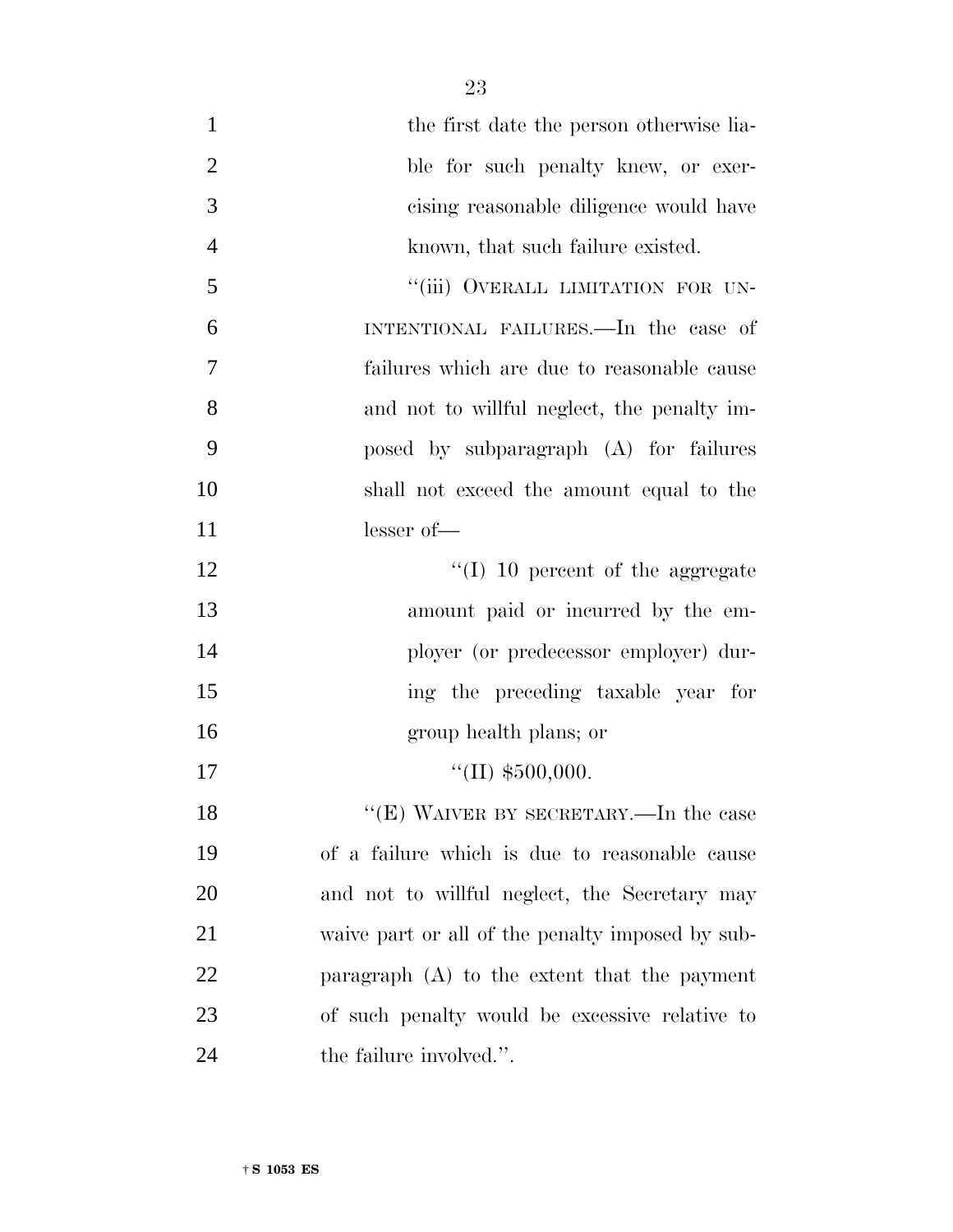the first date the person otherwise liable for such penalty knew, or exercising reasonable diligence would have known, that such failure existed.

"(iii) OVERALL LIMITATION FOR UNINTENTIONAL FAILURES.—In the case of failures which are due to reasonable cause and not to willful neglect, the penalty imposed by subparagraph (A) for failures shall not exceed the amount equal to the lesser of—

"(I) 10 percent of the aggregate amount paid or incurred by the employer (or predecessor employer) during the preceding taxable year for group health plans; or

"(II) $500,000.

"(E) WAIVER BY SECRETARY.—In the case of a failure which is due to reasonable cause and not to willful neglect, the Secretary may waive part or all of the penalty imposed by subparagraph (A) to the extent that the payment of such penalty would be excessive relative to the failure involved.".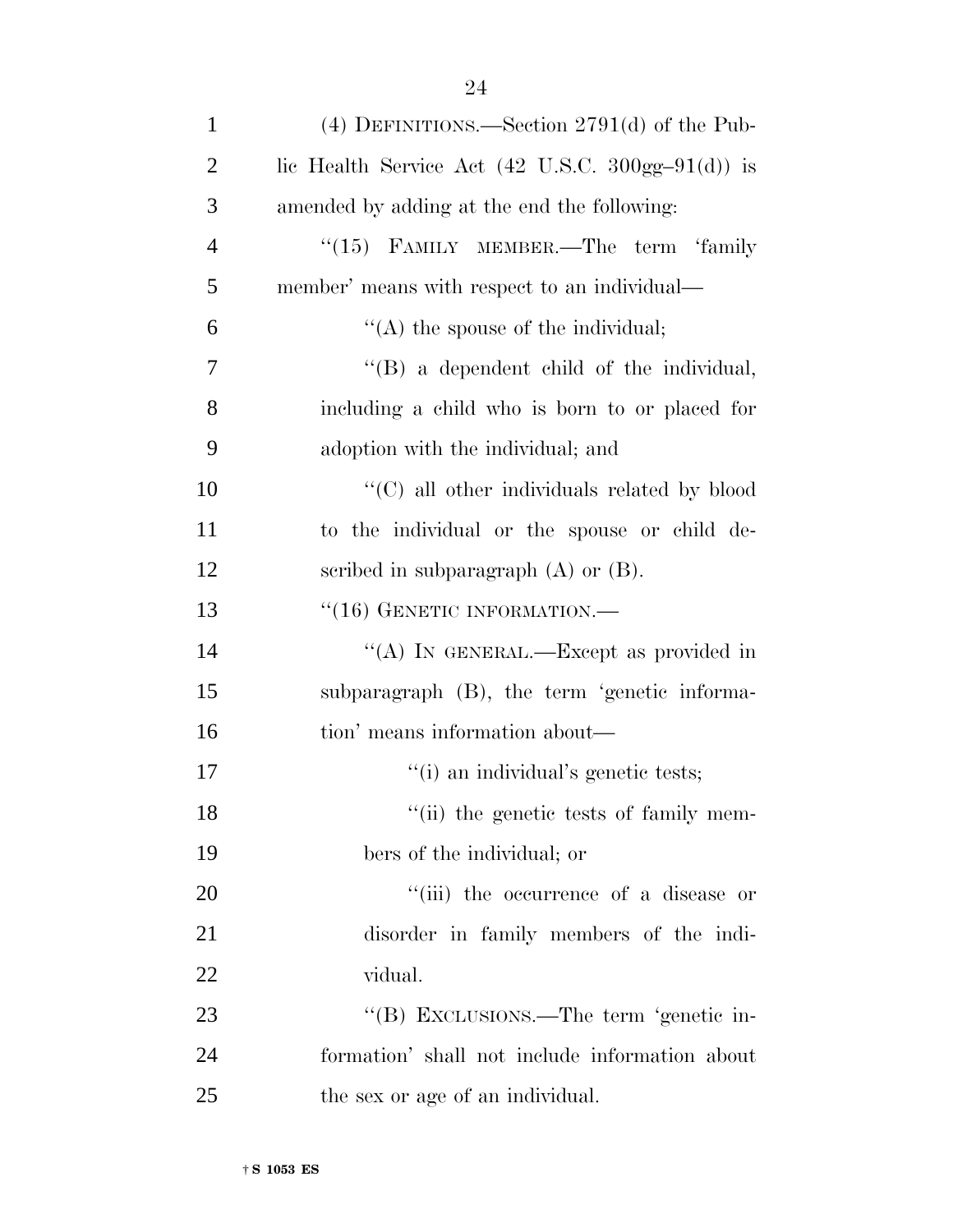(4) DEFINITIONS.—Section 2791(d) of the Public Health Service Act (42 U.S.C. 300gg–91(d)) is amended by adding at the end the following:

"(15) FAMILY MEMBER.—The term 'family member' means with respect to an individual—

"(A) the spouse of the individual;

"(B) a dependent child of the individual, including a child who is born to or placed for adoption with the individual; and

"(C) all other individuals related by blood to the individual or the spouse or child described in subparagraph (A) or (B).

"(16) GENETIC INFORMATION.—

"(A) IN GENERAL.—Except as provided in subparagraph (B), the term 'genetic information' means information about—

"(i) an individual's genetic tests;

"(ii) the genetic tests of family members of the individual; or

"(iii) the occurrence of a disease or disorder in family members of the individual.

"(B) EXCLUSIONS.—The term 'genetic information' shall not include information about the sex or age of an individual.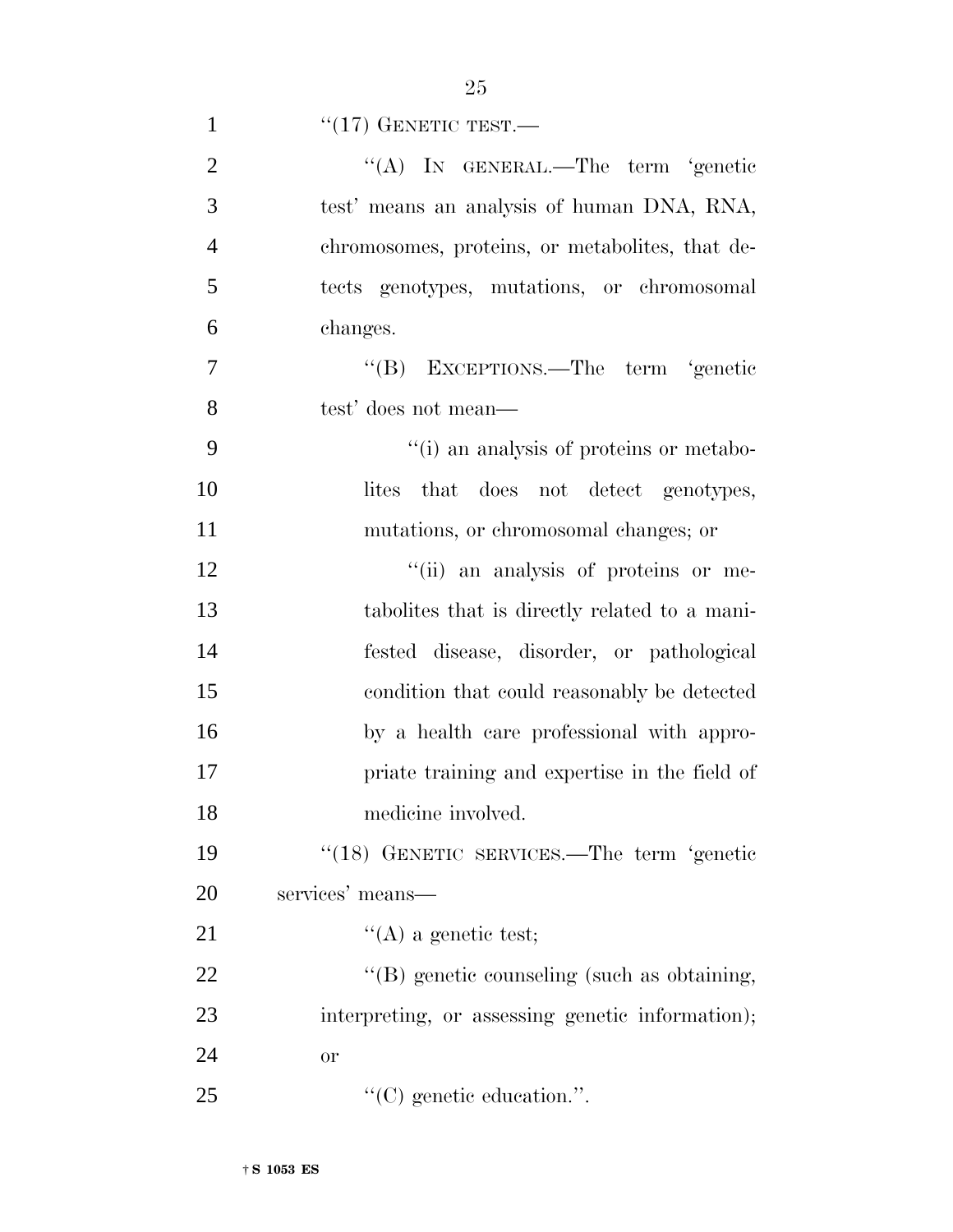''(17) GENETIC TEST.—

''(A) IN GENERAL.—The term 'genetic test' means an analysis of human DNA, RNA, chromosomes, proteins, or metabolites, that detects genotypes, mutations, or chromosomal changes.

''(B) EXCEPTIONS.—The term 'genetic test' does not mean—

''(i) an analysis of proteins or metabolites that does not detect genotypes, mutations, or chromosomal changes; or

''(ii) an analysis of proteins or metabolites that is directly related to a manifested disease, disorder, or pathological condition that could reasonably be detected by a health care professional with appropriate training and expertise in the field of medicine involved.

''(18) GENETIC SERVICES.—The term 'genetic services' means—

''(A) a genetic test;

''(B) genetic counseling (such as obtaining, interpreting, or assessing genetic information); or

''(C) genetic education.''.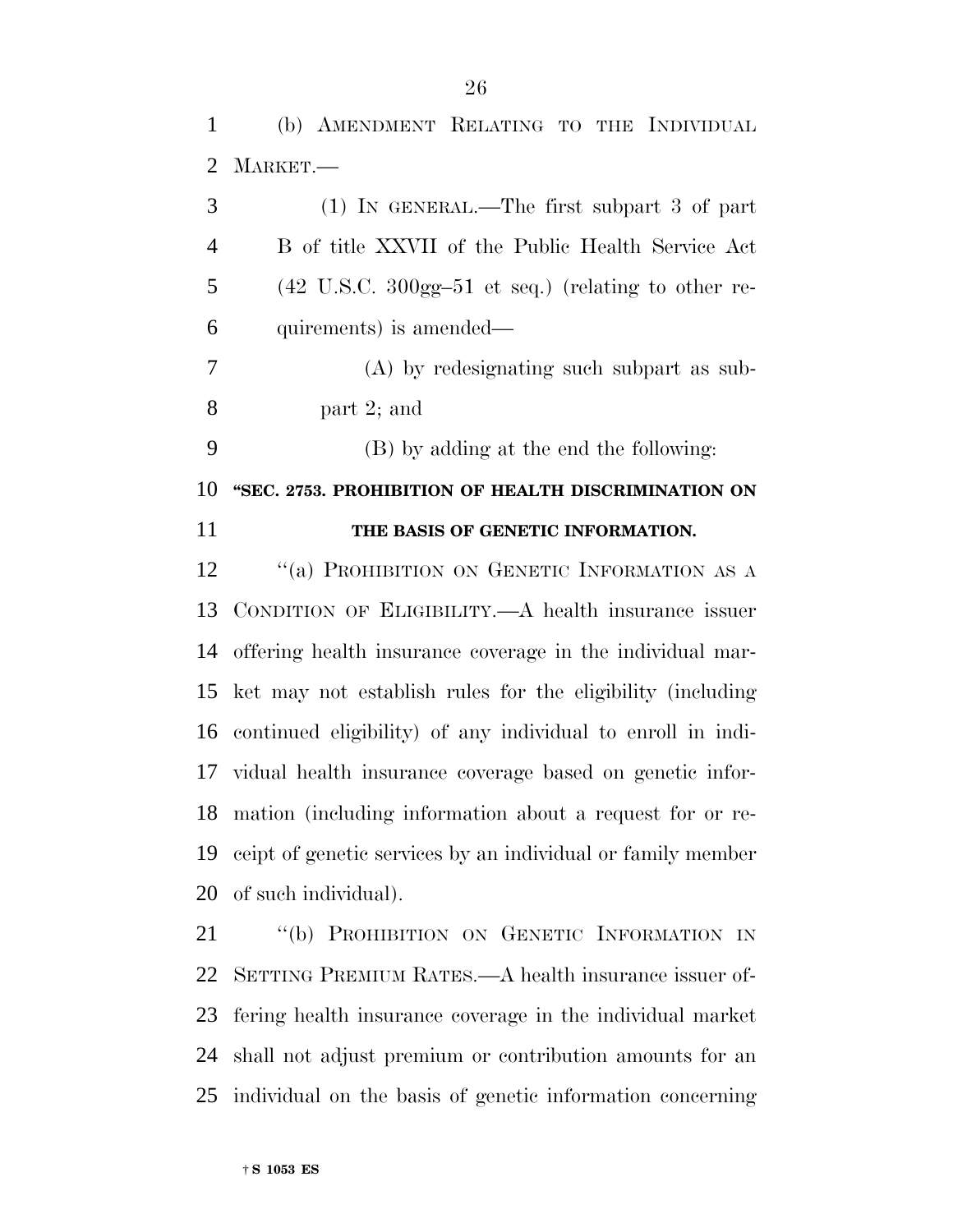(b) AMENDMENT RELATING TO THE INDIVIDUAL MARKET.—

(1) IN GENERAL.—The first subpart 3 of part B of title XXVII of the Public Health Service Act (42 U.S.C. 300gg–51 et seq.) (relating to other requirements) is amended—

(A) by redesignating such subpart as subpart 2; and

(B) by adding at the end the following:

**"SEC. 2753. PROHIBITION OF HEALTH DISCRIMINATION ON THE BASIS OF GENETIC INFORMATION.**

"(a) PROHIBITION ON GENETIC INFORMATION AS A CONDITION OF ELIGIBILITY.—A health insurance issuer offering health insurance coverage in the individual market may not establish rules for the eligibility (including continued eligibility) of any individual to enroll in individual health insurance coverage based on genetic information (including information about a request for or receipt of genetic services by an individual or family member of such individual).

"(b) PROHIBITION ON GENETIC INFORMATION IN SETTING PREMIUM RATES.—A health insurance issuer offering health insurance coverage in the individual market shall not adjust premium or contribution amounts for an individual on the basis of genetic information concerning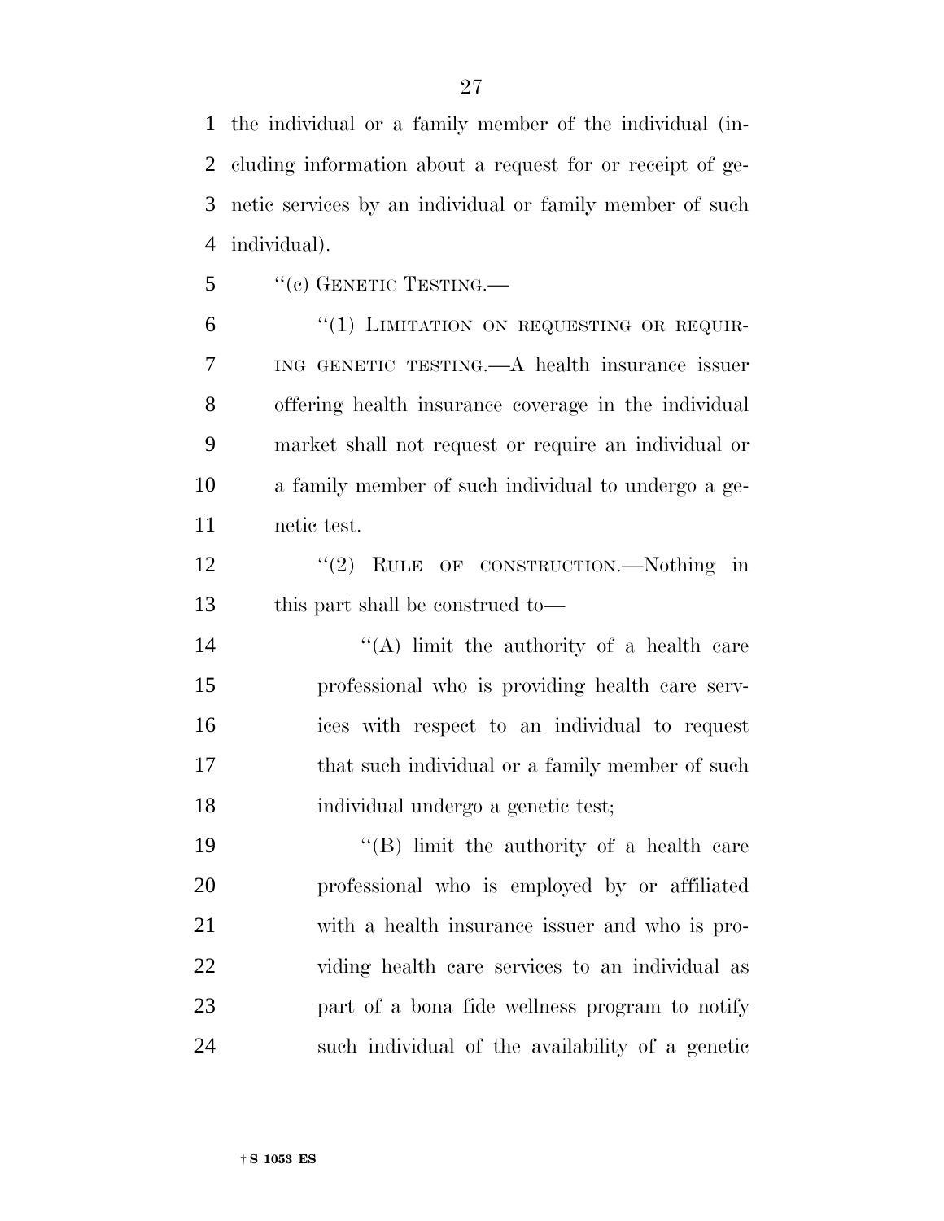the individual or a family member of the individual (including information about a request for or receipt of genetic services by an individual or family member of such individual).

"(c) GENETIC TESTING.—

"(1) LIMITATION ON REQUESTING OR REQUIRING GENETIC TESTING.—A health insurance issuer offering health insurance coverage in the individual market shall not request or require an individual or a family member of such individual to undergo a genetic test.

"(2) RULE OF CONSTRUCTION.—Nothing in this part shall be construed to—

"(A) limit the authority of a health care professional who is providing health care services with respect to an individual to request that such individual or a family member of such individual undergo a genetic test;

"(B) limit the authority of a health care professional who is employed by or affiliated with a health insurance issuer and who is providing health care services to an individual as part of a bona fide wellness program to notify such individual of the availability of a genetic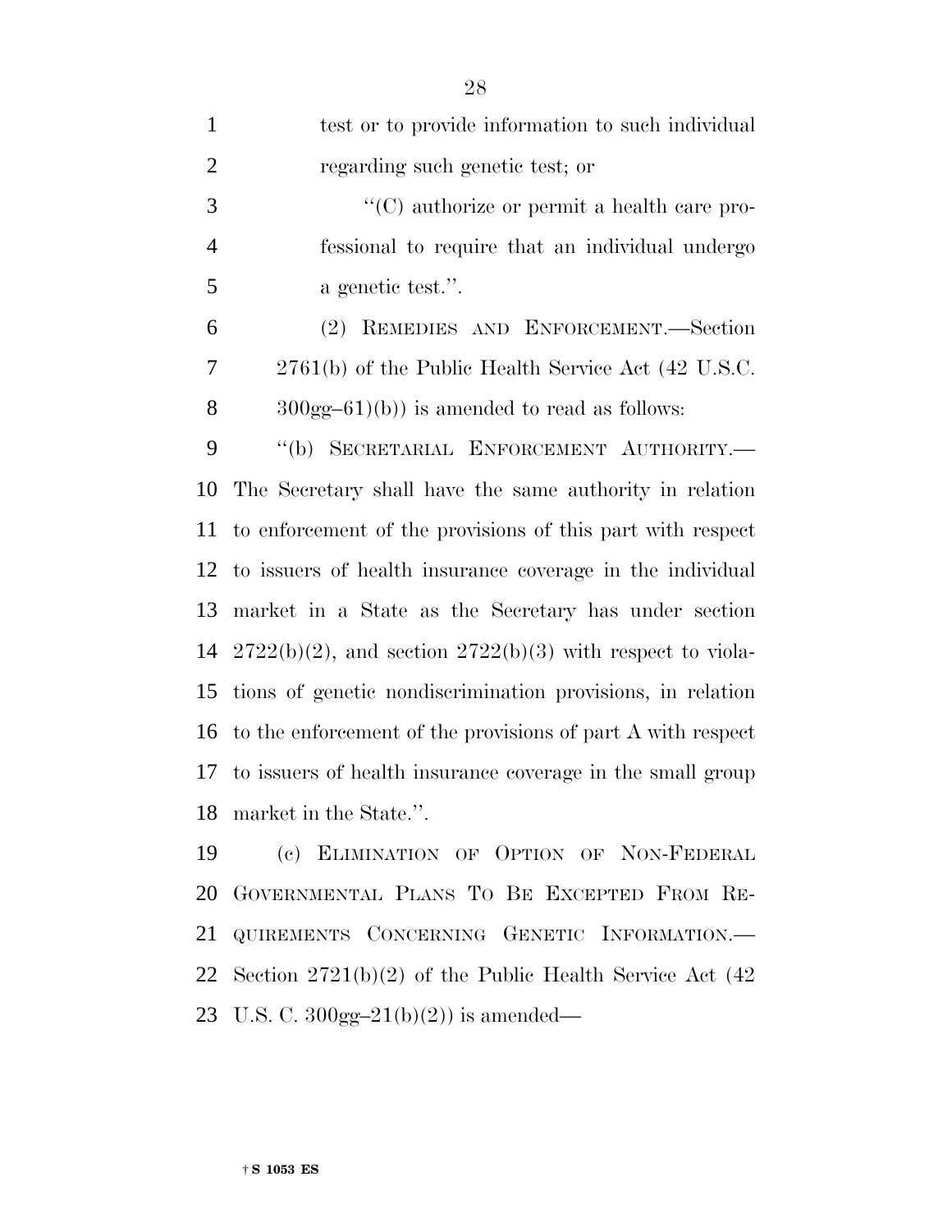test or to provide information to such individual regarding such genetic test; or

"(C) authorize or permit a health care professional to require that an individual undergo a genetic test.".

(2) REMEDIES AND ENFORCEMENT.—Section 2761(b) of the Public Health Service Act (42 U.S.C. 300gg–61(b)) is amended to read as follows:

"(b) SECRETARIAL ENFORCEMENT AUTHORITY.—The Secretary shall have the same authority in relation to enforcement of the provisions of this part with respect to issuers of health insurance coverage in the individual market in a State as the Secretary has under section 2722(b)(2), and section 2722(b)(3) with respect to violations of genetic nondiscrimination provisions, in relation to the enforcement of the provisions of part A with respect to issuers of health insurance coverage in the small group market in the State.".

(c) ELIMINATION OF OPTION OF NON-FEDERAL GOVERNMENTAL PLANS TO BE EXCEPTED FROM REQUIREMENTS CONCERNING GENETIC INFORMATION.—Section 2721(b)(2) of the Public Health Service Act (42 U.S. C. 300gg–21(b)(2)) is amended—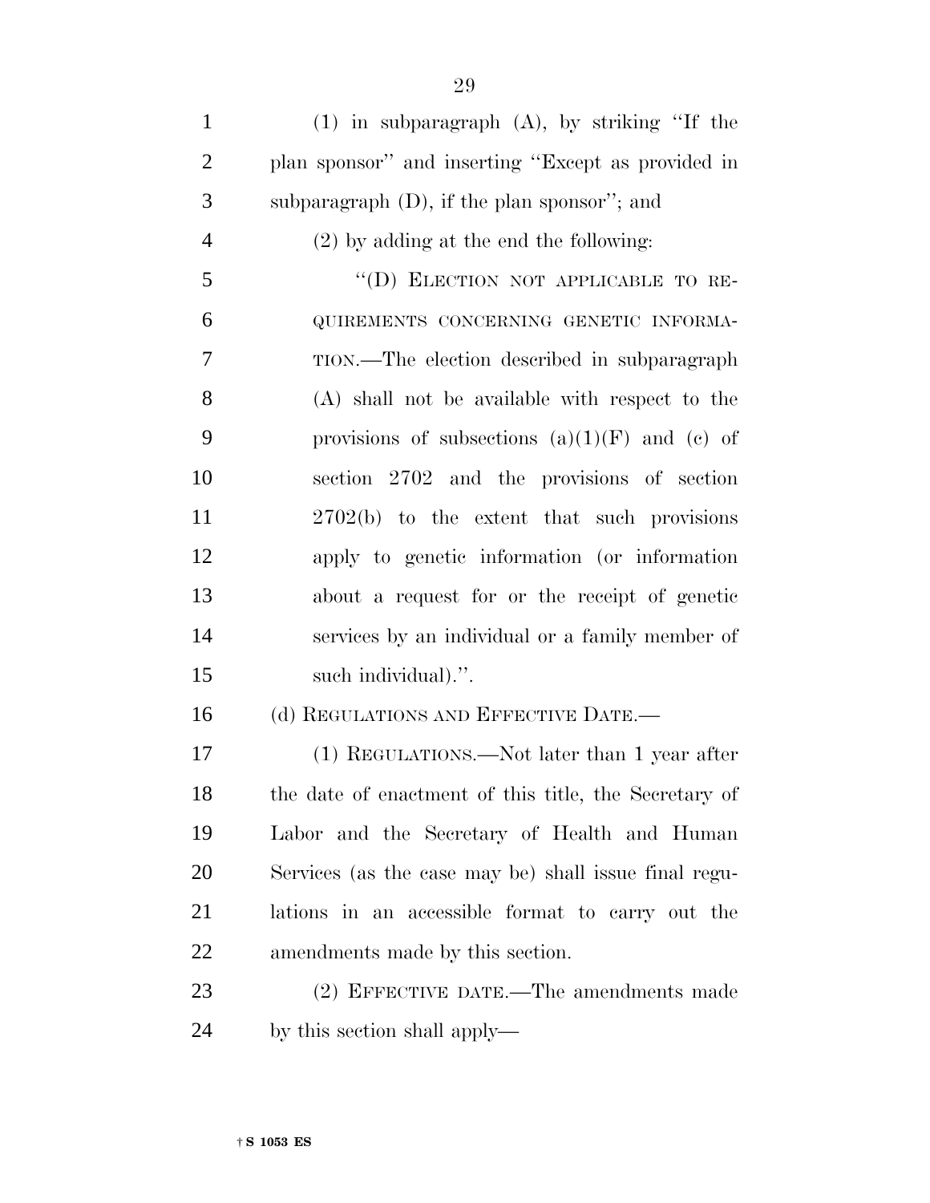(1) in subparagraph (A), by striking "If the plan sponsor" and inserting "Except as provided in subparagraph (D), if the plan sponsor"; and

(2) by adding at the end the following:

"(D) ELECTION NOT APPLICABLE TO REQUIREMENTS CONCERNING GENETIC INFORMATION.—The election described in subparagraph (A) shall not be available with respect to the provisions of subsections (a)(1)(F) and (c) of section 2702 and the provisions of section 2702(b) to the extent that such provisions apply to genetic information (or information about a request for or the receipt of genetic services by an individual or a family member of such individual).".

(d) REGULATIONS AND EFFECTIVE DATE.—

(1) REGULATIONS.—Not later than 1 year after the date of enactment of this title, the Secretary of Labor and the Secretary of Health and Human Services (as the case may be) shall issue final regulations in an accessible format to carry out the amendments made by this section.

(2) EFFECTIVE DATE.—The amendments made by this section shall apply—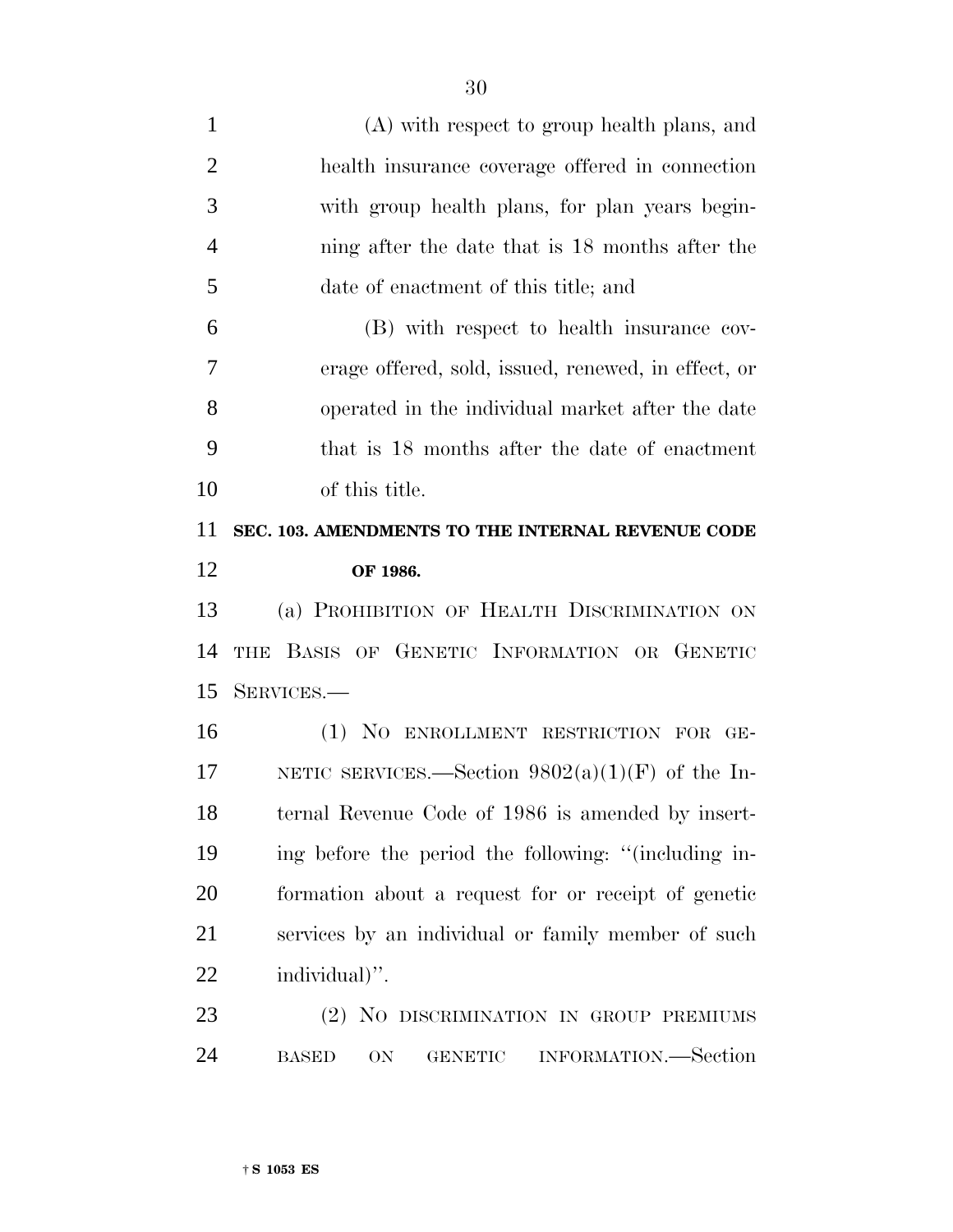(A) with respect to group health plans, and health insurance coverage offered in connection with group health plans, for plan years beginning after the date that is 18 months after the date of enactment of this title; and

(B) with respect to health insurance coverage offered, sold, issued, renewed, in effect, or operated in the individual market after the date that is 18 months after the date of enactment of this title.

**SEC. 103. AMENDMENTS TO THE INTERNAL REVENUE CODE OF 1986.**

(a) PROHIBITION OF HEALTH DISCRIMINATION ON THE BASIS OF GENETIC INFORMATION OR GENETIC SERVICES.—

(1) NO ENROLLMENT RESTRICTION FOR GENETIC SERVICES.—Section 9802(a)(1)(F) of the Internal Revenue Code of 1986 is amended by inserting before the period the following: ''(including information about a request for or receipt of genetic services by an individual or family member of such individual)''.

(2) NO DISCRIMINATION IN GROUP PREMIUMS BASED ON GENETIC INFORMATION.—Section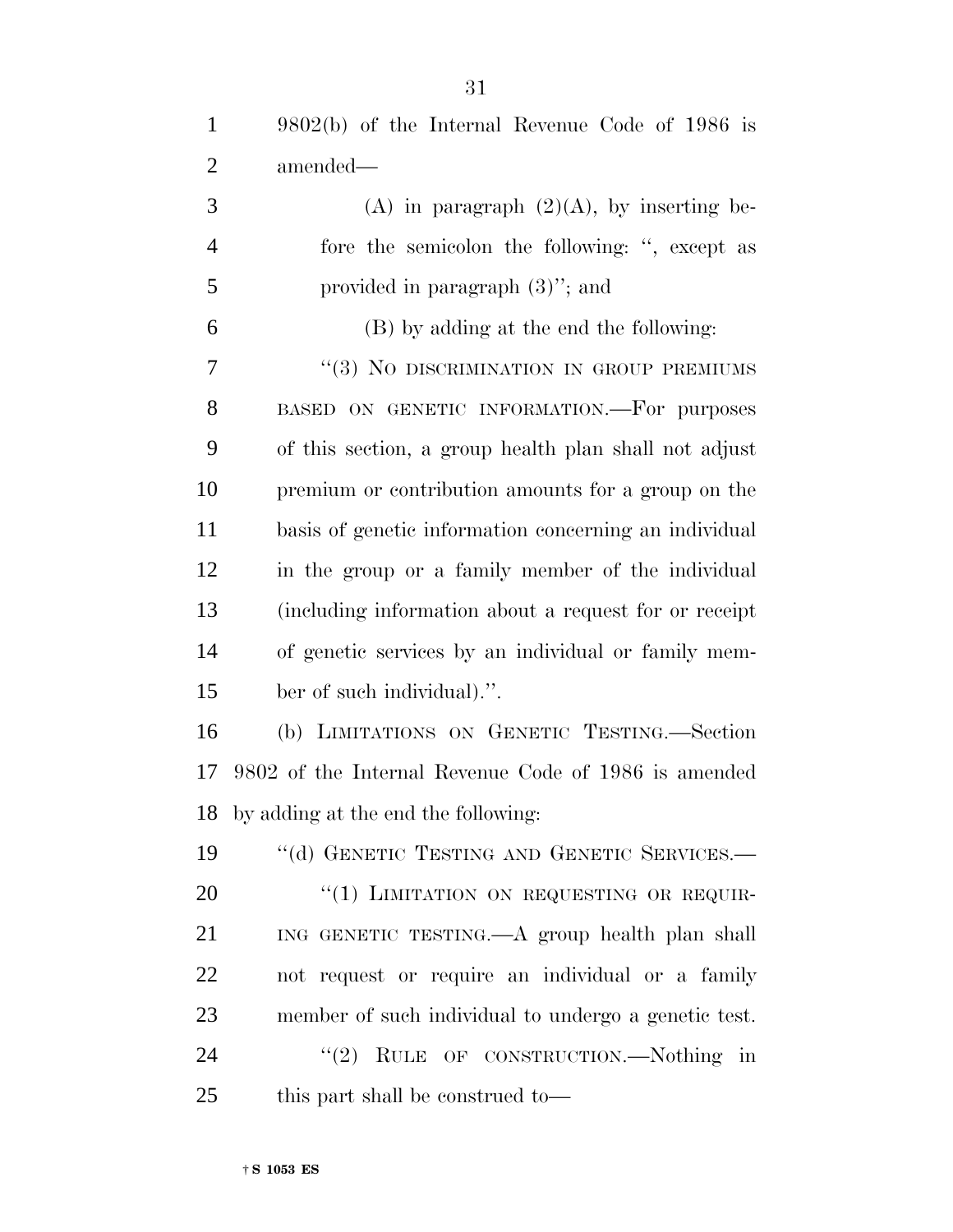9802(b) of the Internal Revenue Code of 1986 is amended—

(A) in paragraph (2)(A), by inserting before the semicolon the following: ", except as provided in paragraph (3)"; and

(B) by adding at the end the following:

"(3) NO DISCRIMINATION IN GROUP PREMIUMS BASED ON GENETIC INFORMATION.—For purposes of this section, a group health plan shall not adjust premium or contribution amounts for a group on the basis of genetic information concerning an individual in the group or a family member of the individual (including information about a request for or receipt of genetic services by an individual or family member of such individual).".

(b) LIMITATIONS ON GENETIC TESTING.—Section 9802 of the Internal Revenue Code of 1986 is amended by adding at the end the following:

"(d) GENETIC TESTING AND GENETIC SERVICES.—

"(1) LIMITATION ON REQUESTING OR REQUIRING GENETIC TESTING.—A group health plan shall not request or require an individual or a family member of such individual to undergo a genetic test.

"(2) RULE OF CONSTRUCTION.—Nothing in this part shall be construed to—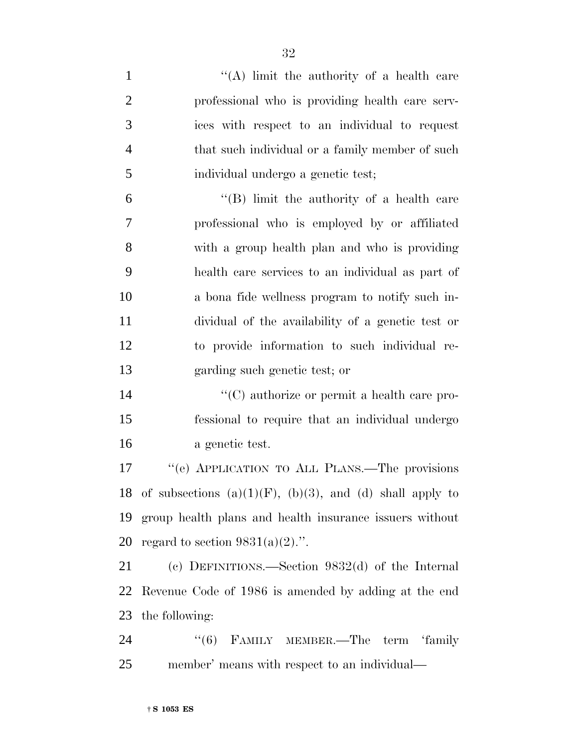''(A) limit the authority of a health care professional who is providing health care services with respect to an individual to request that such individual or a family member of such individual undergo a genetic test;

''(B) limit the authority of a health care professional who is employed by or affiliated with a group health plan and who is providing health care services to an individual as part of a bona fide wellness program to notify such individual of the availability of a genetic test or to provide information to such individual regarding such genetic test; or

''(C) authorize or permit a health care professional to require that an individual undergo a genetic test.

''(e) APPLICATION TO ALL PLANS.—The provisions of subsections (a)(1)(F), (b)(3), and (d) shall apply to group health plans and health insurance issuers without regard to section 9831(a)(2).''.

(c) DEFINITIONS.—Section 9832(d) of the Internal Revenue Code of 1986 is amended by adding at the end the following:

''(6) FAMILY MEMBER.—The term 'family member' means with respect to an individual—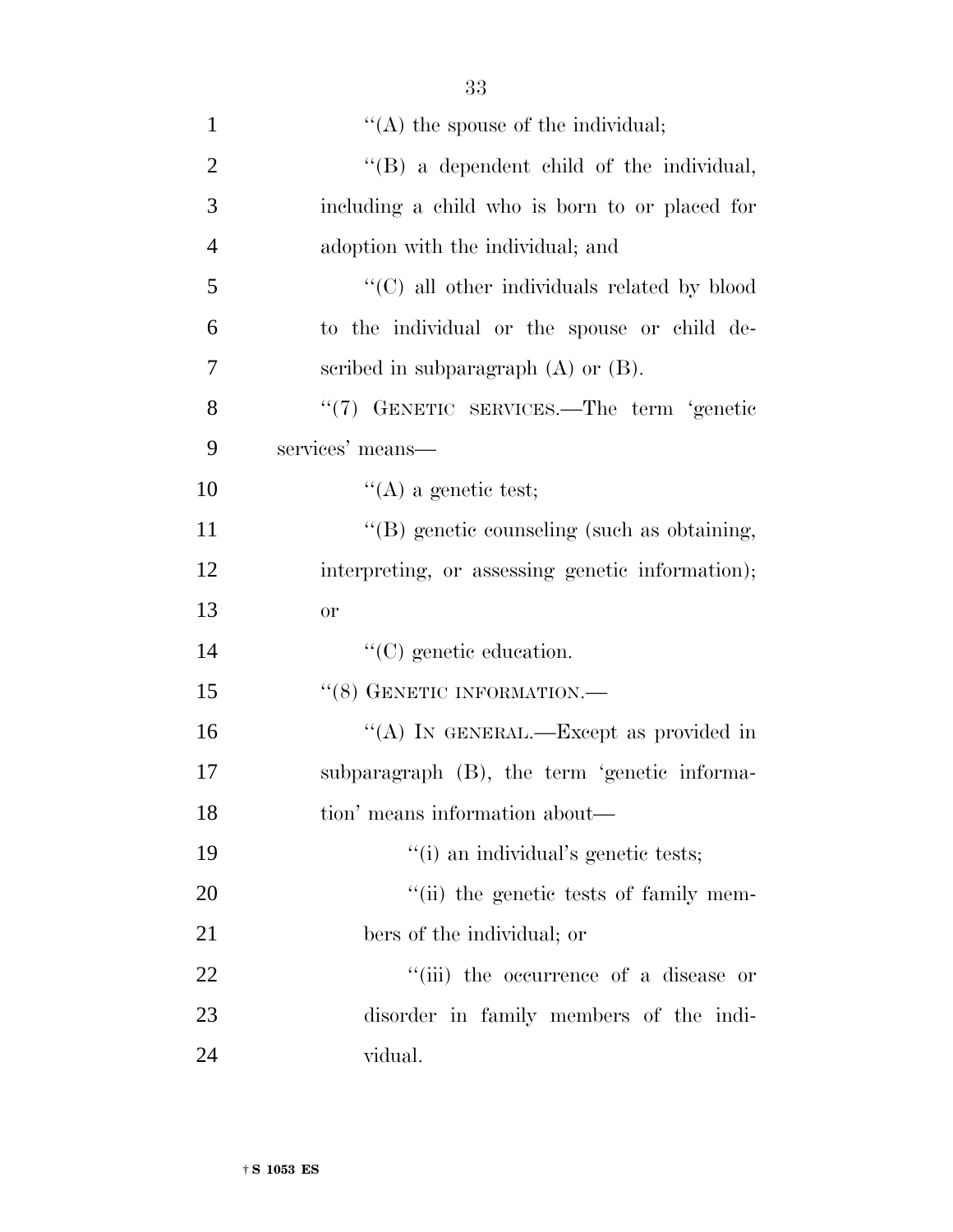''(A) the spouse of the individual;

''(B) a dependent child of the individual, including a child who is born to or placed for adoption with the individual; and

''(C) all other individuals related by blood to the individual or the spouse or child described in subparagraph (A) or (B).

''(7) GENETIC SERVICES.—The term 'genetic services' means—

''(A) a genetic test;

''(B) genetic counseling (such as obtaining, interpreting, or assessing genetic information); or

''(C) genetic education.

''(8) GENETIC INFORMATION.—

''(A) IN GENERAL.—Except as provided in subparagraph (B), the term 'genetic information' means information about—

''(i) an individual's genetic tests;

''(ii) the genetic tests of family members of the individual; or

''(iii) the occurrence of a disease or disorder in family members of the individual.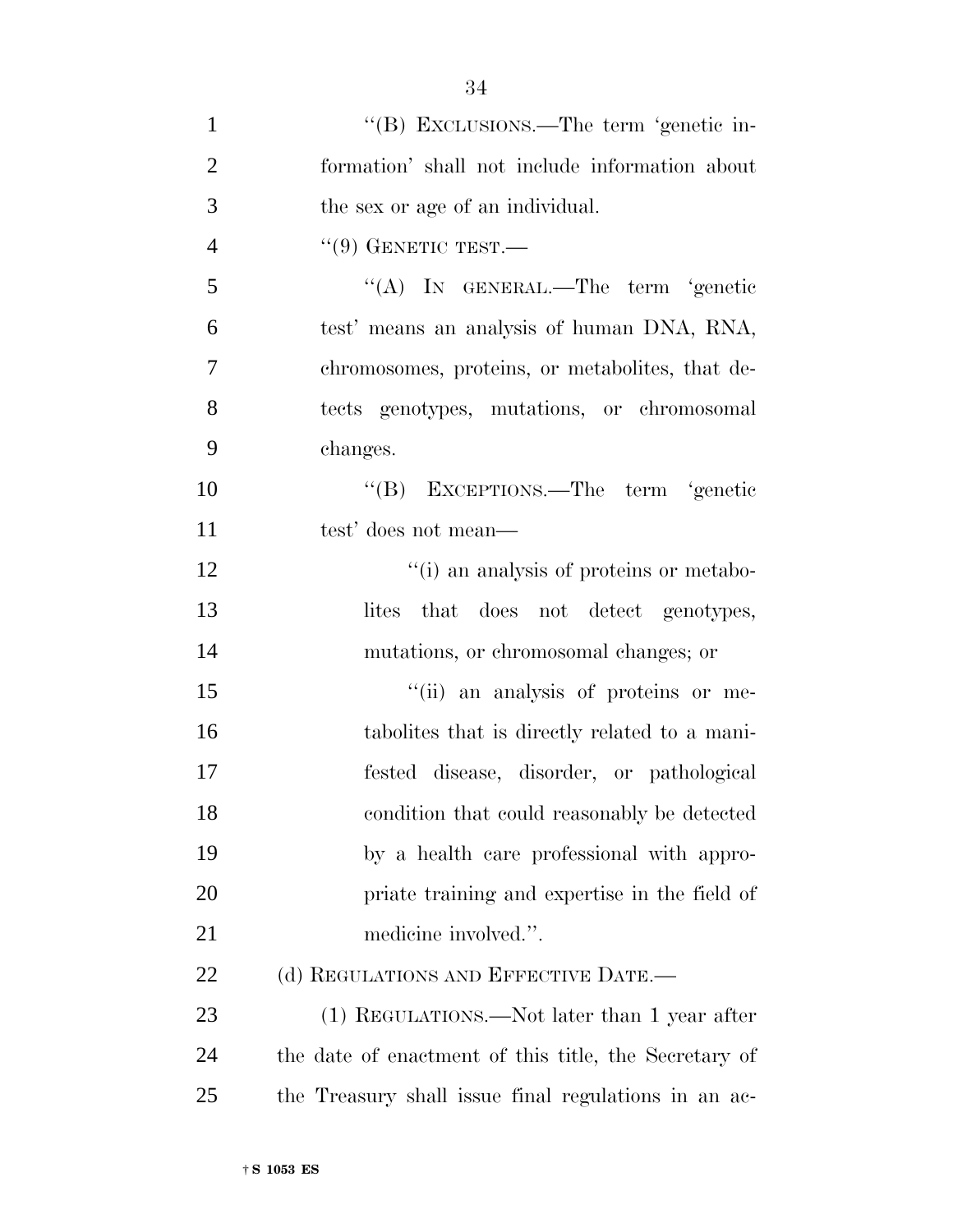''(B) EXCLUSIONS.—The term 'genetic information' shall not include information about the sex or age of an individual.

''(9) GENETIC TEST.—

''(A) IN GENERAL.—The term 'genetic test' means an analysis of human DNA, RNA, chromosomes, proteins, or metabolites, that detects genotypes, mutations, or chromosomal changes.

''(B) EXCEPTIONS.—The term 'genetic test' does not mean—

''(i) an analysis of proteins or metabolites that does not detect genotypes, mutations, or chromosomal changes; or

''(ii) an analysis of proteins or metabolites that is directly related to a manifested disease, disorder, or pathological condition that could reasonably be detected by a health care professional with appropriate training and expertise in the field of medicine involved.''.

(d) REGULATIONS AND EFFECTIVE DATE.—

(1) REGULATIONS.—Not later than 1 year after the date of enactment of this title, the Secretary of the Treasury shall issue final regulations in an ac-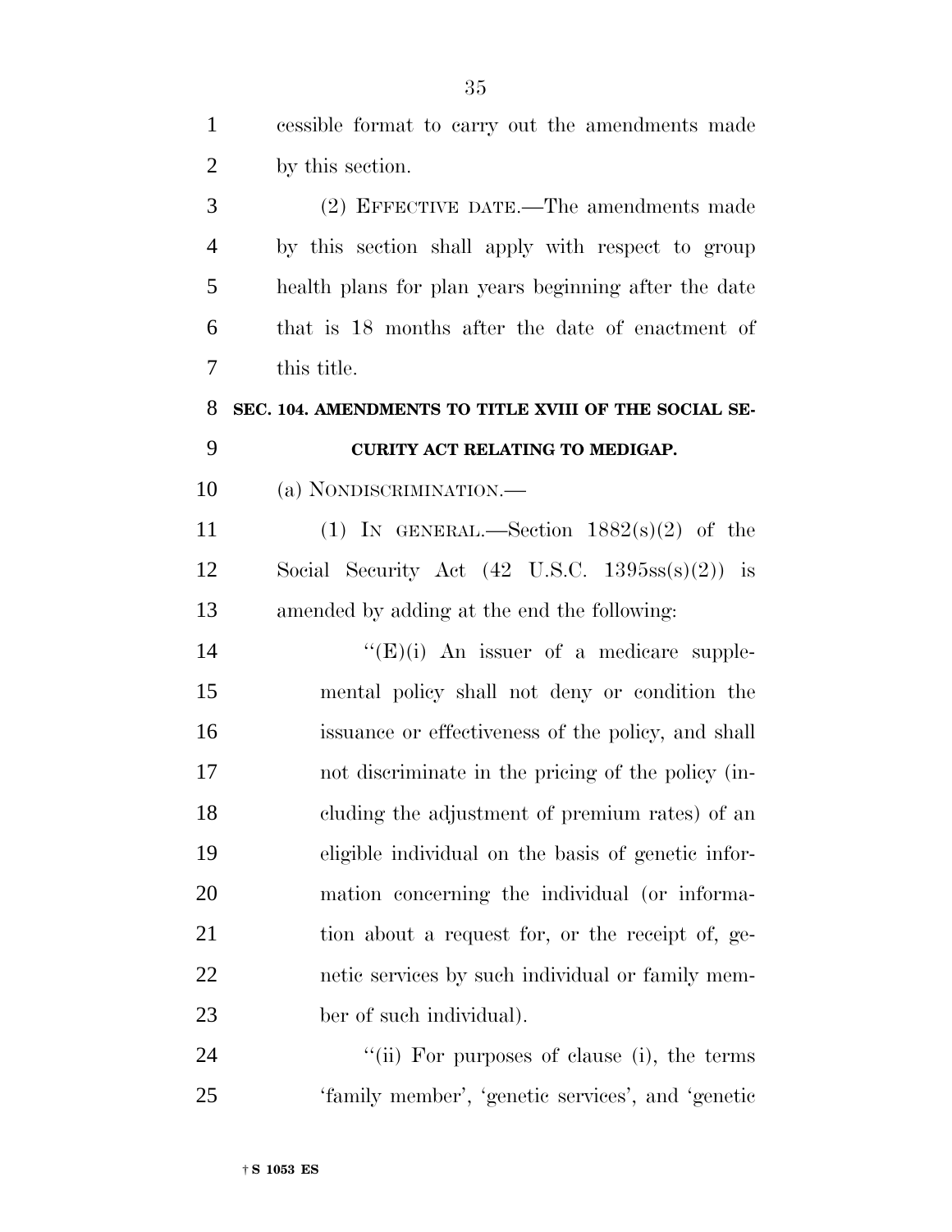cessible format to carry out the amendments made by this section.

(2) EFFECTIVE DATE.—The amendments made by this section shall apply with respect to group health plans for plan years beginning after the date that is 18 months after the date of enactment of this title.

**SEC. 104. AMENDMENTS TO TITLE XVIII OF THE SOCIAL SECURITY ACT RELATING TO MEDIGAP.**

(a) NONDISCRIMINATION.—

(1) IN GENERAL.—Section 1882(s)(2) of the Social Security Act (42 U.S.C. 1395ss(s)(2)) is amended by adding at the end the following:

"(E)(i) An issuer of a medicare supplemental policy shall not deny or condition the issuance or effectiveness of the policy, and shall not discriminate in the pricing of the policy (including the adjustment of premium rates) of an eligible individual on the basis of genetic information concerning the individual (or information about a request for, or the receipt of, genetic services by such individual or family member of such individual).

"(ii) For purposes of clause (i), the terms 'family member', 'genetic services', and 'genetic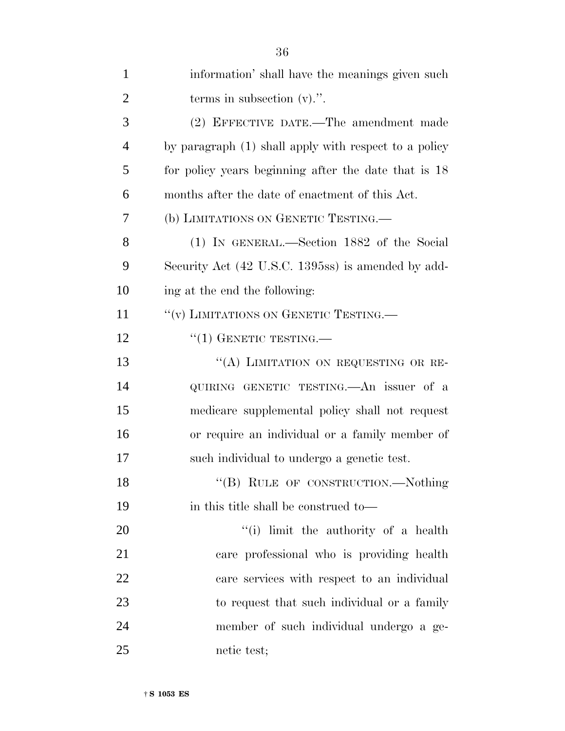information' shall have the meanings given such terms in subsection (v).''.

(2) EFFECTIVE DATE.—The amendment made by paragraph (1) shall apply with respect to a policy for policy years beginning after the date that is 18 months after the date of enactment of this Act.

(b) LIMITATIONS ON GENETIC TESTING.—

(1) IN GENERAL.—Section 1882 of the Social Security Act (42 U.S.C. 1395ss) is amended by adding at the end the following:

''(v) LIMITATIONS ON GENETIC TESTING.—

''(1) GENETIC TESTING.—

''(A) LIMITATION ON REQUESTING OR REQUIRING GENETIC TESTING.—An issuer of a medicare supplemental policy shall not request or require an individual or a family member of such individual to undergo a genetic test.

''(B) RULE OF CONSTRUCTION.—Nothing in this title shall be construed to—

''(i) limit the authority of a health care professional who is providing health care services with respect to an individual to request that such individual or a family member of such individual undergo a genetic test;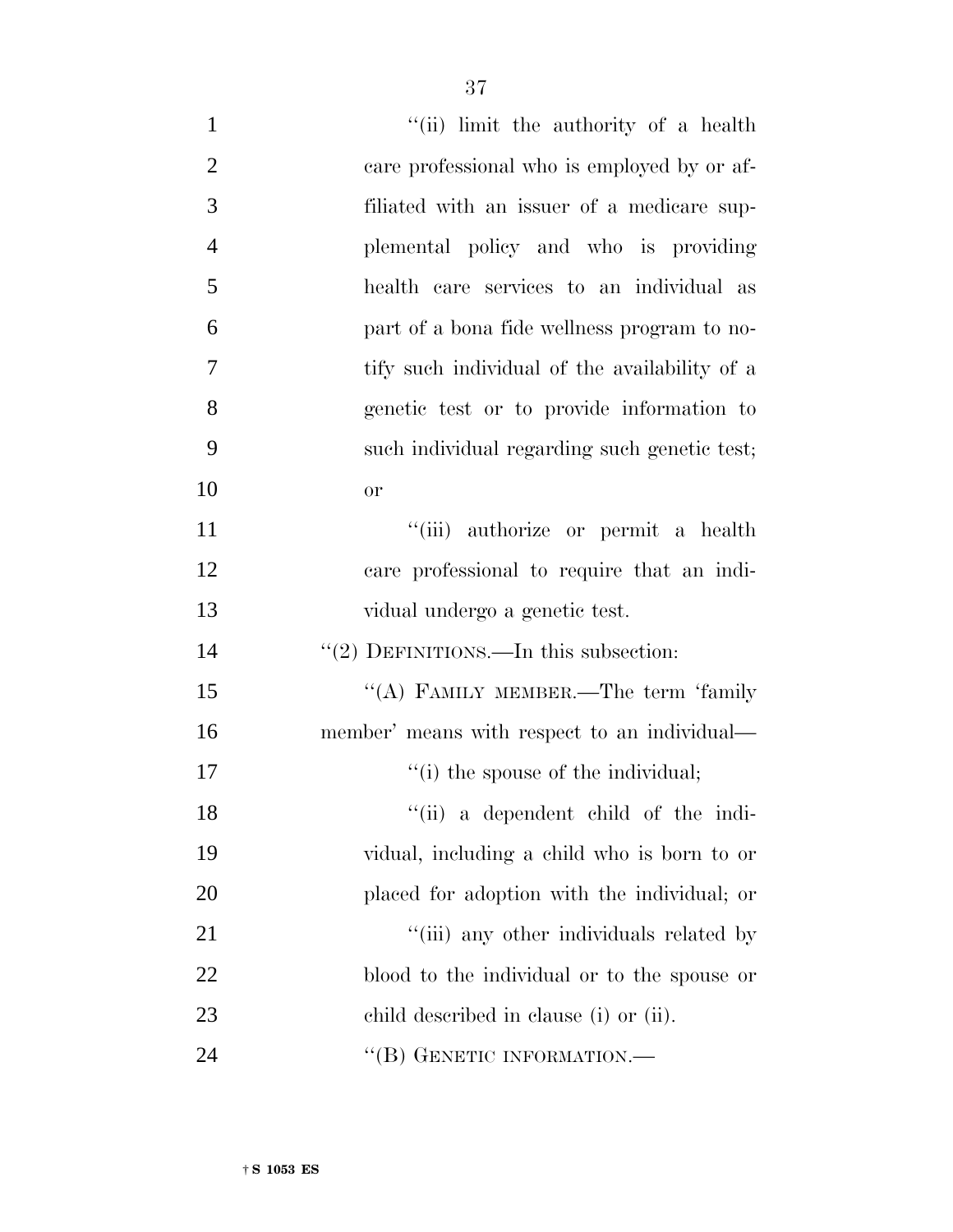''(ii) limit the authority of a health care professional who is employed by or affiliated with an issuer of a medicare supplemental policy and who is providing health care services to an individual as part of a bona fide wellness program to notify such individual of the availability of a genetic test or to provide information to such individual regarding such genetic test; or

''(iii) authorize or permit a health care professional to require that an individual undergo a genetic test.

''(2) DEFINITIONS.—In this subsection:

''(A) FAMILY MEMBER.—The term 'family member' means with respect to an individual—

''(i) the spouse of the individual;

''(ii) a dependent child of the individual, including a child who is born to or placed for adoption with the individual; or

''(iii) any other individuals related by blood to the individual or to the spouse or child described in clause (i) or (ii).

''(B) GENETIC INFORMATION.—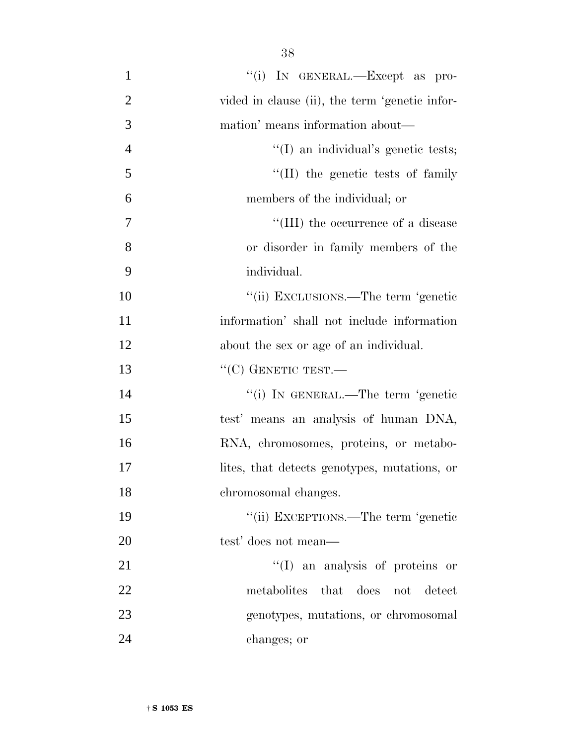"(i) IN GENERAL.—Except as provided in clause (ii), the term 'genetic information' means information about—

"(I) an individual's genetic tests;

"(II) the genetic tests of family members of the individual; or

"(III) the occurrence of a disease or disorder in family members of the individual.

"(ii) EXCLUSIONS.—The term 'genetic information' shall not include information about the sex or age of an individual.

"(C) GENETIC TEST.—

"(i) IN GENERAL.—The term 'genetic test' means an analysis of human DNA, RNA, chromosomes, proteins, or metabolites, that detects genotypes, mutations, or chromosomal changes.

"(ii) EXCEPTIONS.—The term 'genetic test' does not mean—

"(I) an analysis of proteins or metabolites that does not detect genotypes, mutations, or chromosomal changes; or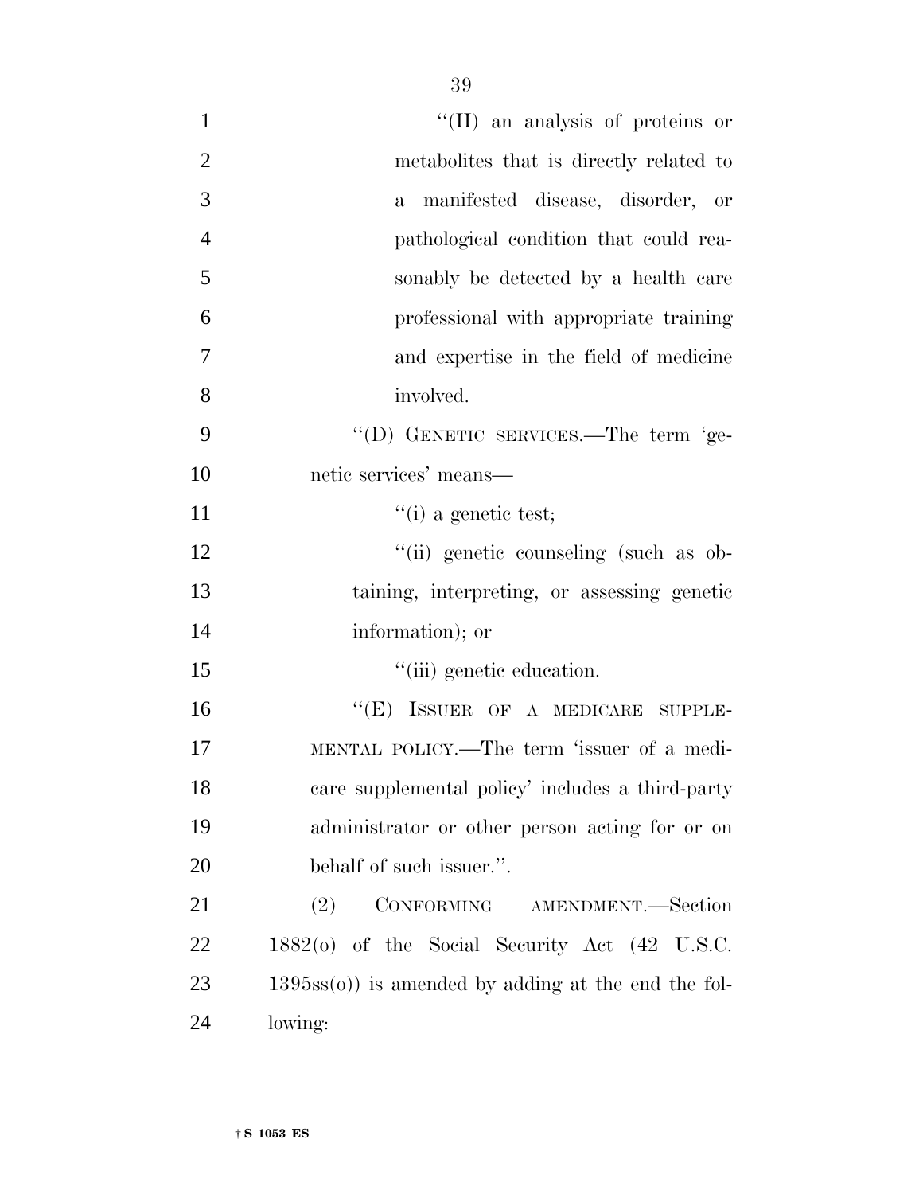"(II) an analysis of proteins or metabolites that is directly related to a manifested disease, disorder, or pathological condition that could reasonably be detected by a health care professional with appropriate training and expertise in the field of medicine involved.

"(D) GENETIC SERVICES.—The term 'genetic services' means—

"(i) a genetic test;

"(ii) genetic counseling (such as obtaining, interpreting, or assessing genetic information); or

"(iii) genetic education.

"(E) ISSUER OF A MEDICARE SUPPLEMENTAL POLICY.—The term 'issuer of a medicare supplemental policy' includes a third-party administrator or other person acting for or on behalf of such issuer.".

(2) CONFORMING AMENDMENT.—Section 1882(o) of the Social Security Act (42 U.S.C. 1395ss(o)) is amended by adding at the end the following: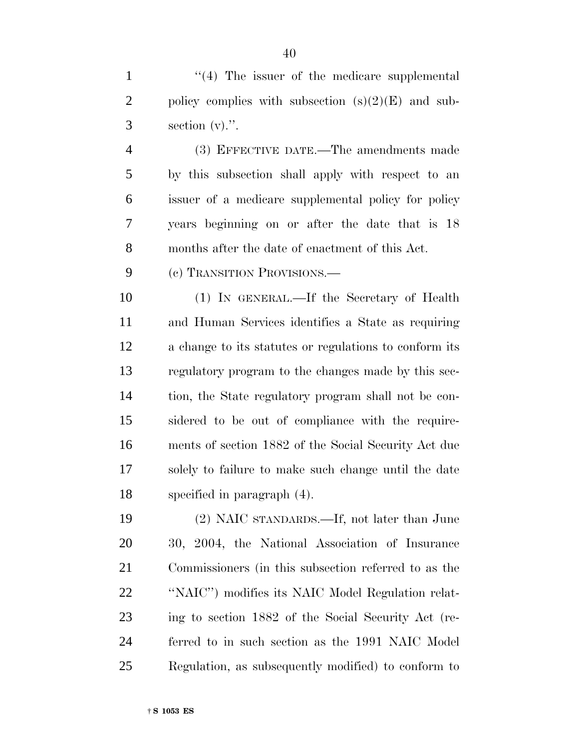"(4) The issuer of the medicare supplemental policy complies with subsection (s)(2)(E) and subsection (v).".

(3) EFFECTIVE DATE.—The amendments made by this subsection shall apply with respect to an issuer of a medicare supplemental policy for policy years beginning on or after the date that is 18 months after the date of enactment of this Act.

(c) TRANSITION PROVISIONS.—

(1) IN GENERAL.—If the Secretary of Health and Human Services identifies a State as requiring a change to its statutes or regulations to conform its regulatory program to the changes made by this section, the State regulatory program shall not be considered to be out of compliance with the requirements of section 1882 of the Social Security Act due solely to failure to make such change until the date specified in paragraph (4).

(2) NAIC STANDARDS.—If, not later than June 30, 2004, the National Association of Insurance Commissioners (in this subsection referred to as the "NAIC") modifies its NAIC Model Regulation relating to section 1882 of the Social Security Act (referred to in such section as the 1991 NAIC Model Regulation, as subsequently modified) to conform to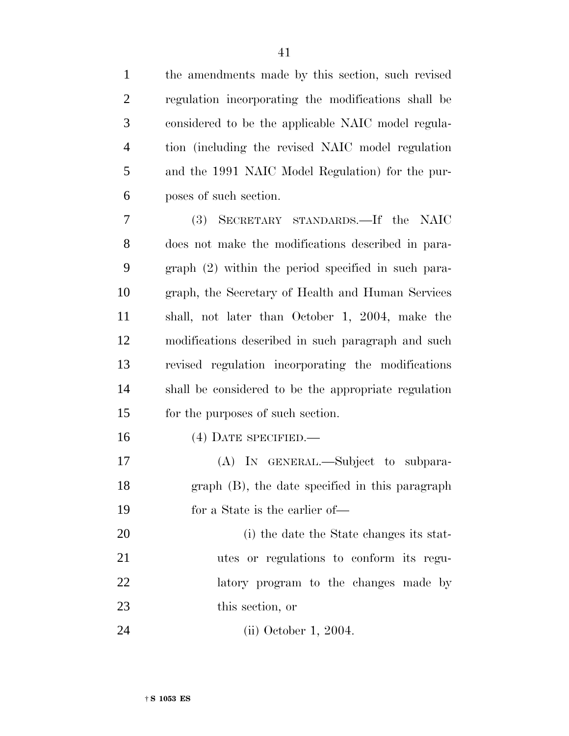the amendments made by this section, such revised regulation incorporating the modifications shall be considered to be the applicable NAIC model regulation (including the revised NAIC model regulation and the 1991 NAIC Model Regulation) for the purposes of such section.

(3) SECRETARY STANDARDS.—If the NAIC does not make the modifications described in paragraph (2) within the period specified in such paragraph, the Secretary of Health and Human Services shall, not later than October 1, 2004, make the modifications described in such paragraph and such revised regulation incorporating the modifications shall be considered to be the appropriate regulation for the purposes of such section.

(4) DATE SPECIFIED.—

(A) IN GENERAL.—Subject to subparagraph (B), the date specified in this paragraph for a State is the earlier of—

(i) the date the State changes its statutes or regulations to conform its regulatory program to the changes made by this section, or

(ii) October 1, 2004.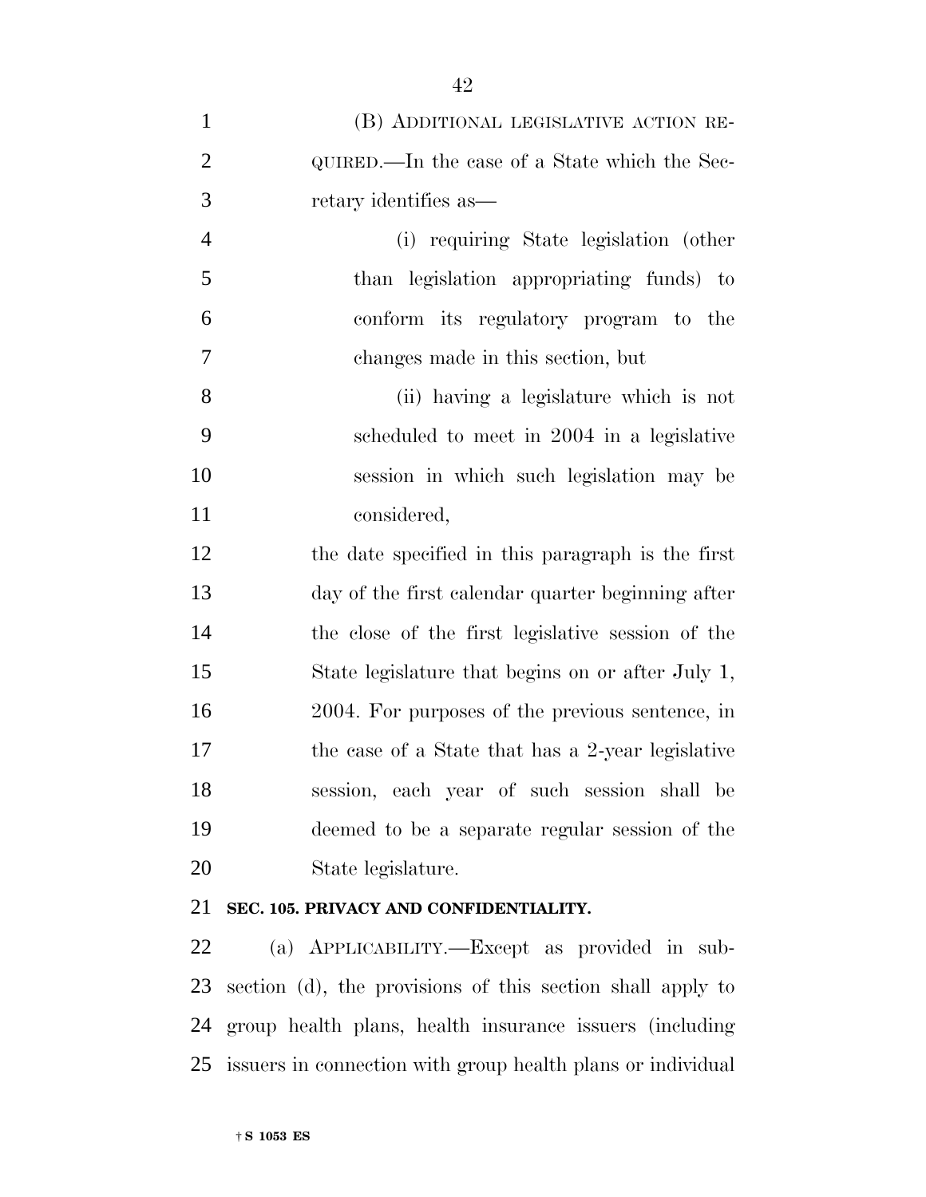(B) ADDITIONAL LEGISLATIVE ACTION REQUIRED.—In the case of a State which the Secretary identifies as—

(i) requiring State legislation (other than legislation appropriating funds) to conform its regulatory program to the changes made in this section, but

(ii) having a legislature which is not scheduled to meet in 2004 in a legislative session in which such legislation may be considered,

the date specified in this paragraph is the first day of the first calendar quarter beginning after the close of the first legislative session of the State legislature that begins on or after July 1, 2004. For purposes of the previous sentence, in the case of a State that has a 2-year legislative session, each year of such session shall be deemed to be a separate regular session of the State legislature.

**SEC. 105. PRIVACY AND CONFIDENTIALITY.**

(a) APPLICABILITY.—Except as provided in subsection (d), the provisions of this section shall apply to group health plans, health insurance issuers (including issuers in connection with group health plans or individual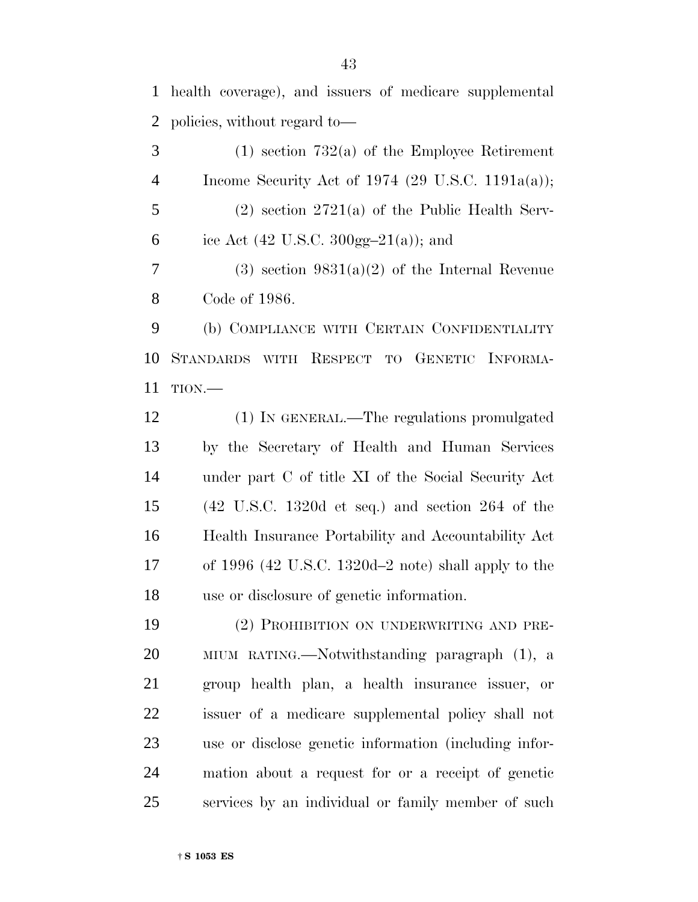health coverage), and issuers of medicare supplemental policies, without regard to—

(1) section 732(a) of the Employee Retirement Income Security Act of 1974 (29 U.S.C. 1191a(a));

(2) section 2721(a) of the Public Health Service Act (42 U.S.C. 300gg–21(a)); and

(3) section 9831(a)(2) of the Internal Revenue Code of 1986.

(b) COMPLIANCE WITH CERTAIN CONFIDENTIALITY STANDARDS WITH RESPECT TO GENETIC INFORMATION.—

(1) IN GENERAL.—The regulations promulgated by the Secretary of Health and Human Services under part C of title XI of the Social Security Act (42 U.S.C. 1320d et seq.) and section 264 of the Health Insurance Portability and Accountability Act of 1996 (42 U.S.C. 1320d–2 note) shall apply to the use or disclosure of genetic information.

(2) PROHIBITION ON UNDERWRITING AND PREMIUM RATING.—Notwithstanding paragraph (1), a group health plan, a health insurance issuer, or issuer of a medicare supplemental policy shall not use or disclose genetic information (including information about a request for or a receipt of genetic services by an individual or family member of such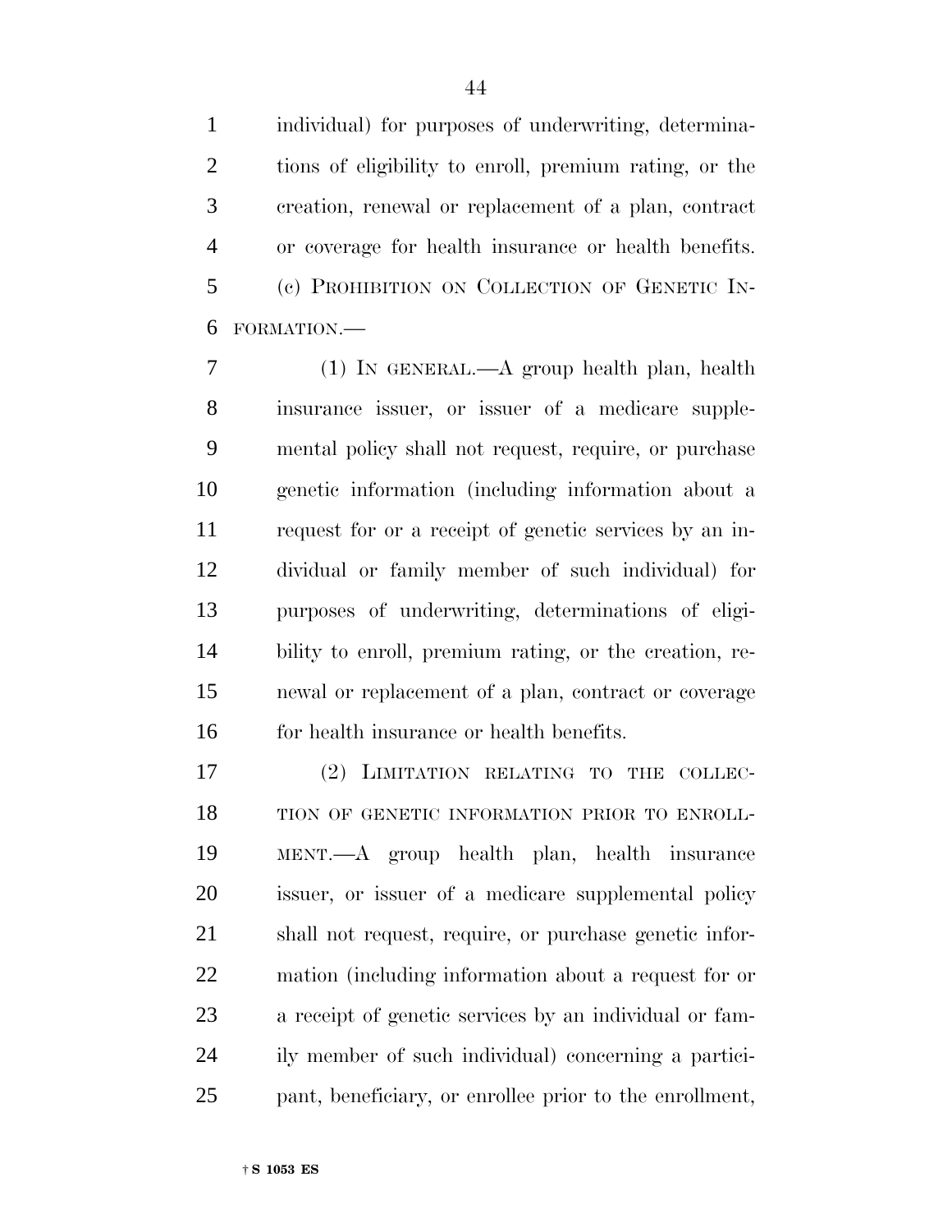individual) for purposes of underwriting, determinations of eligibility to enroll, premium rating, or the creation, renewal or replacement of a plan, contract or coverage for health insurance or health benefits.

(c) PROHIBITION ON COLLECTION OF GENETIC INFORMATION.—

(1) IN GENERAL.—A group health plan, health insurance issuer, or issuer of a medicare supplemental policy shall not request, require, or purchase genetic information (including information about a request for or a receipt of genetic services by an individual or family member of such individual) for purposes of underwriting, determinations of eligibility to enroll, premium rating, or the creation, renewal or replacement of a plan, contract or coverage for health insurance or health benefits.

(2) LIMITATION RELATING TO THE COLLECTION OF GENETIC INFORMATION PRIOR TO ENROLLMENT.—A group health plan, health insurance issuer, or issuer of a medicare supplemental policy shall not request, require, or purchase genetic information (including information about a request for or a receipt of genetic services by an individual or family member of such individual) concerning a participant, beneficiary, or enrollee prior to the enrollment,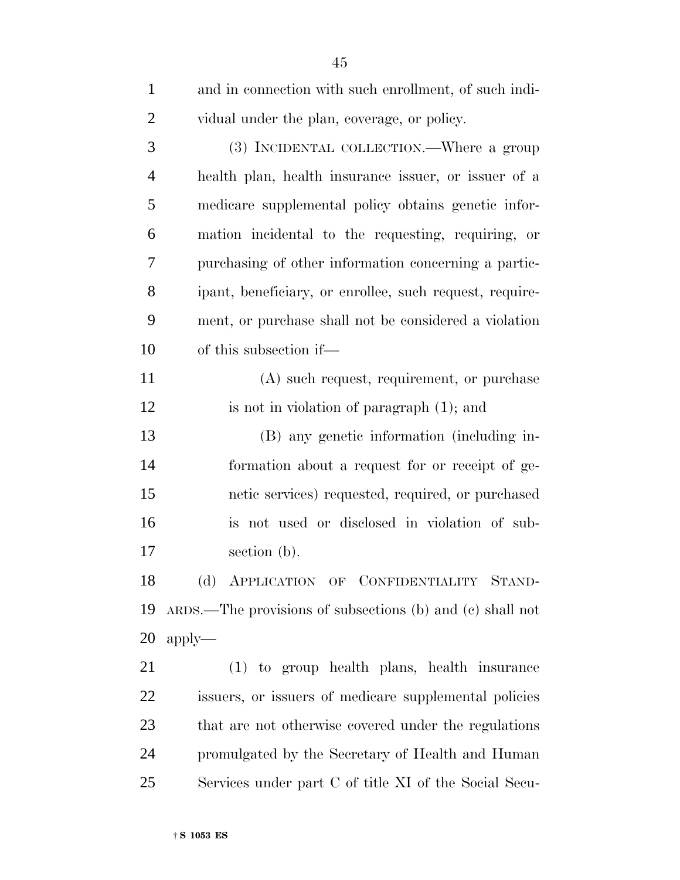and in connection with such enrollment, of such individual under the plan, coverage, or policy.

(3) INCIDENTAL COLLECTION.—Where a group health plan, health insurance issuer, or issuer of a medicare supplemental policy obtains genetic information incidental to the requesting, requiring, or purchasing of other information concerning a participant, beneficiary, or enrollee, such request, requirement, or purchase shall not be considered a violation of this subsection if—

(A) such request, requirement, or purchase is not in violation of paragraph (1); and

(B) any genetic information (including information about a request for or receipt of genetic services) requested, required, or purchased is not used or disclosed in violation of subsection (b).

(d) APPLICATION OF CONFIDENTIALITY STANDARDS.—The provisions of subsections (b) and (c) shall not apply—

(1) to group health plans, health insurance issuers, or issuers of medicare supplemental policies that are not otherwise covered under the regulations promulgated by the Secretary of Health and Human Services under part C of title XI of the Social Secu-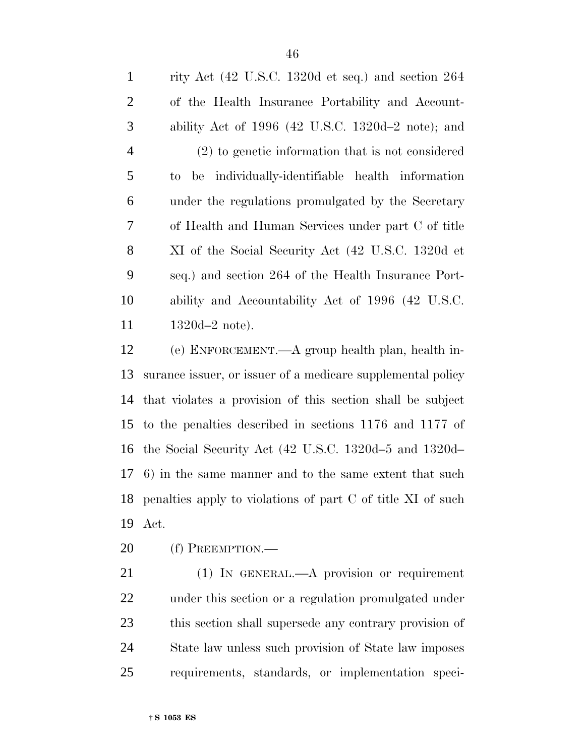rity Act (42 U.S.C. 1320d et seq.) and section 264 of the Health Insurance Portability and Accountability Act of 1996 (42 U.S.C. 1320d–2 note); and

(2) to genetic information that is not considered to be individually-identifiable health information under the regulations promulgated by the Secretary of Health and Human Services under part C of title XI of the Social Security Act (42 U.S.C. 1320d et seq.) and section 264 of the Health Insurance Portability and Accountability Act of 1996 (42 U.S.C. 1320d–2 note).

(e) ENFORCEMENT.—A group health plan, health insurance issuer, or issuer of a medicare supplemental policy that violates a provision of this section shall be subject to the penalties described in sections 1176 and 1177 of the Social Security Act (42 U.S.C. 1320d–5 and 1320d–6) in the same manner and to the same extent that such penalties apply to violations of part C of title XI of such Act.

(f) PREEMPTION.—

(1) IN GENERAL.—A provision or requirement under this section or a regulation promulgated under this section shall supersede any contrary provision of State law unless such provision of State law imposes requirements, standards, or implementation speci-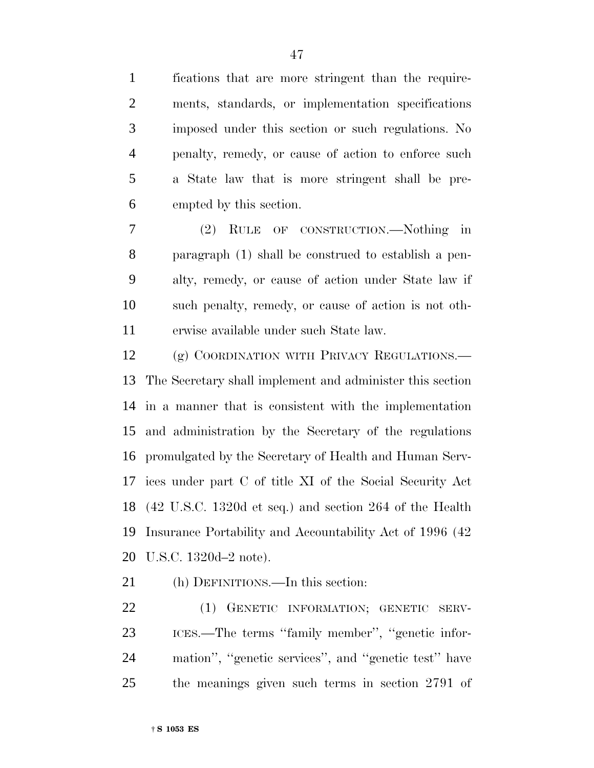fications that are more stringent than the requirements, standards, or implementation specifications imposed under this section or such regulations. No penalty, remedy, or cause of action to enforce such a State law that is more stringent shall be preempted by this section.

(2) RULE OF CONSTRUCTION.—Nothing in paragraph (1) shall be construed to establish a penalty, remedy, or cause of action under State law if such penalty, remedy, or cause of action is not otherwise available under such State law.

(g) COORDINATION WITH PRIVACY REGULATIONS.—The Secretary shall implement and administer this section in a manner that is consistent with the implementation and administration by the Secretary of the regulations promulgated by the Secretary of Health and Human Services under part C of title XI of the Social Security Act (42 U.S.C. 1320d et seq.) and section 264 of the Health Insurance Portability and Accountability Act of 1996 (42 U.S.C. 1320d–2 note).

(h) DEFINITIONS.—In this section:

(1) GENETIC INFORMATION; GENETIC SERVICES.—The terms ''family member'', ''genetic information'', ''genetic services'', and ''genetic test'' have the meanings given such terms in section 2791 of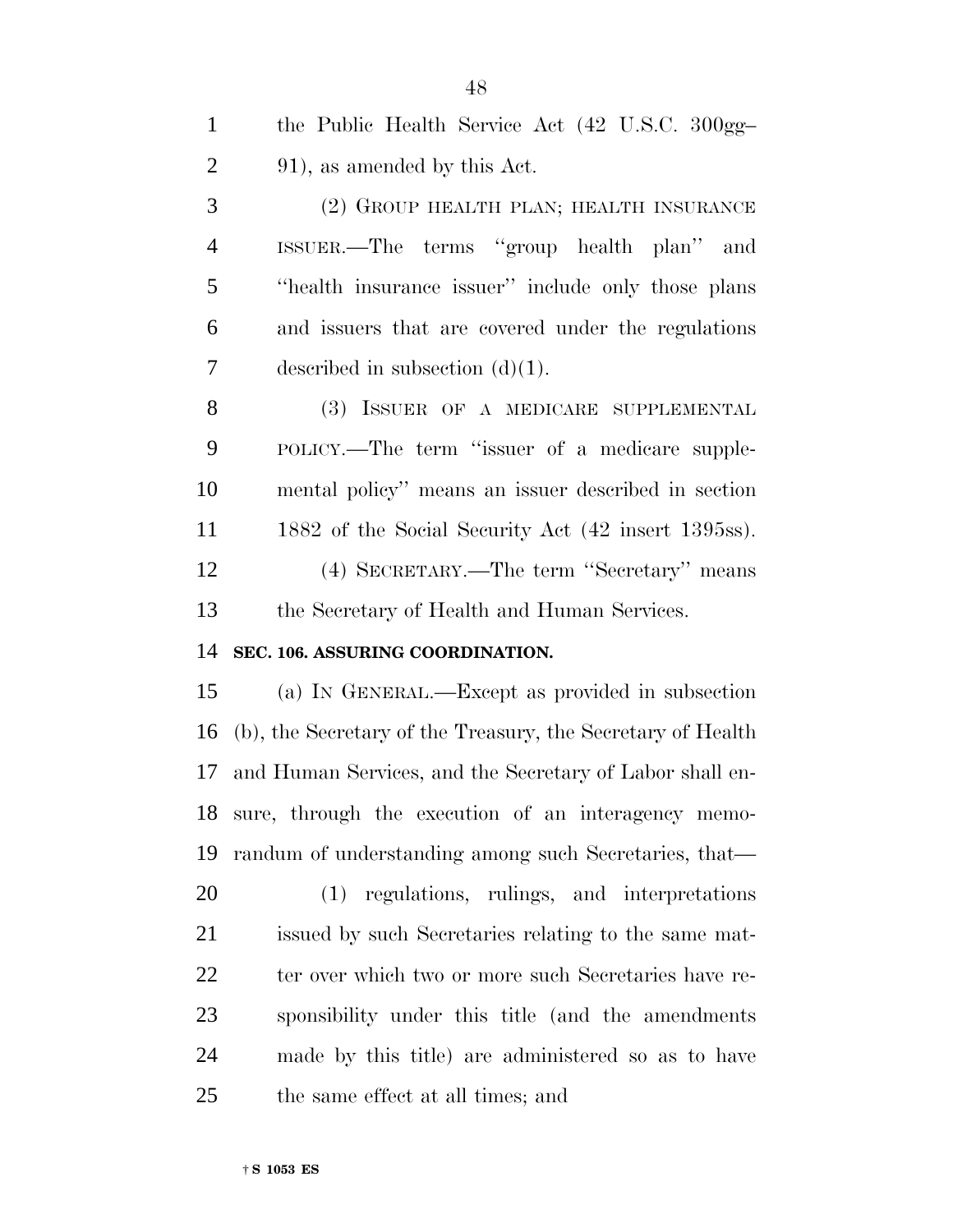the Public Health Service Act (42 U.S.C. 300gg–91), as amended by this Act.

(2) GROUP HEALTH PLAN; HEALTH INSURANCE ISSUER.—The terms ''group health plan'' and ''health insurance issuer'' include only those plans and issuers that are covered under the regulations described in subsection (d)(1).

(3) ISSUER OF A MEDICARE SUPPLEMENTAL POLICY.—The term ''issuer of a medicare supplemental policy'' means an issuer described in section 1882 of the Social Security Act (42 insert 1395ss).

(4) SECRETARY.—The term ''Secretary'' means the Secretary of Health and Human Services.

**SEC. 106. ASSURING COORDINATION.**

(a) IN GENERAL.—Except as provided in subsection (b), the Secretary of the Treasury, the Secretary of Health and Human Services, and the Secretary of Labor shall ensure, through the execution of an interagency memorandum of understanding among such Secretaries, that—

(1) regulations, rulings, and interpretations issued by such Secretaries relating to the same matter over which two or more such Secretaries have responsibility under this title (and the amendments made by this title) are administered so as to have the same effect at all times; and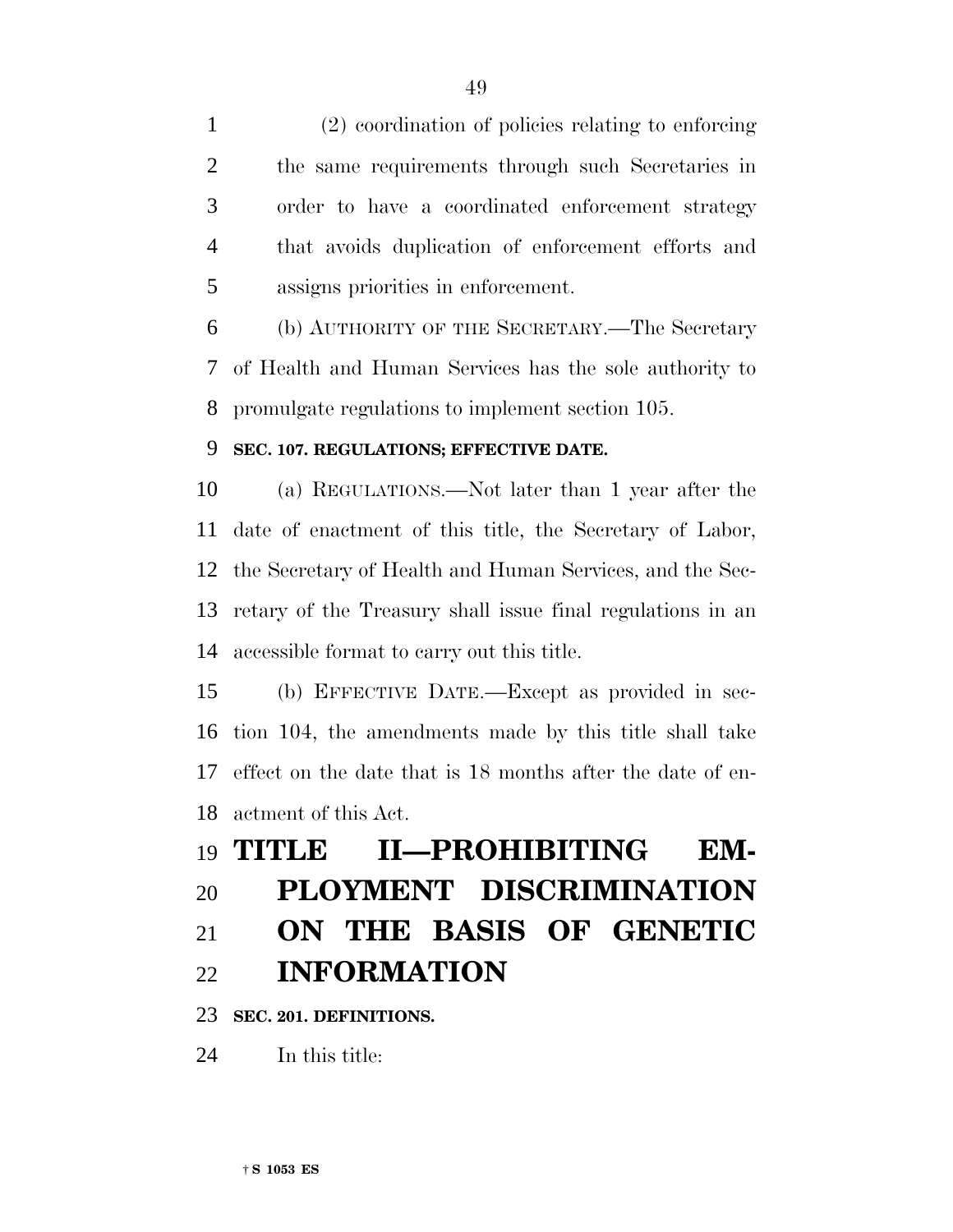(2) coordination of policies relating to enforcing the same requirements through such Secretaries in order to have a coordinated enforcement strategy that avoids duplication of enforcement efforts and assigns priorities in enforcement.

(b) AUTHORITY OF THE SECRETARY.—The Secretary of Health and Human Services has the sole authority to promulgate regulations to implement section 105.

### SEC. 107. REGULATIONS; EFFECTIVE DATE.

(a) REGULATIONS.—Not later than 1 year after the date of enactment of this title, the Secretary of Labor, the Secretary of Health and Human Services, and the Secretary of the Treasury shall issue final regulations in an accessible format to carry out this title.

(b) EFFECTIVE DATE.—Except as provided in section 104, the amendments made by this title shall take effect on the date that is 18 months after the date of enactment of this Act.

# TITLE II—PROHIBITING EMPLOYMENT DISCRIMINATION ON THE BASIS OF GENETIC INFORMATION

### SEC. 201. DEFINITIONS.

In this title: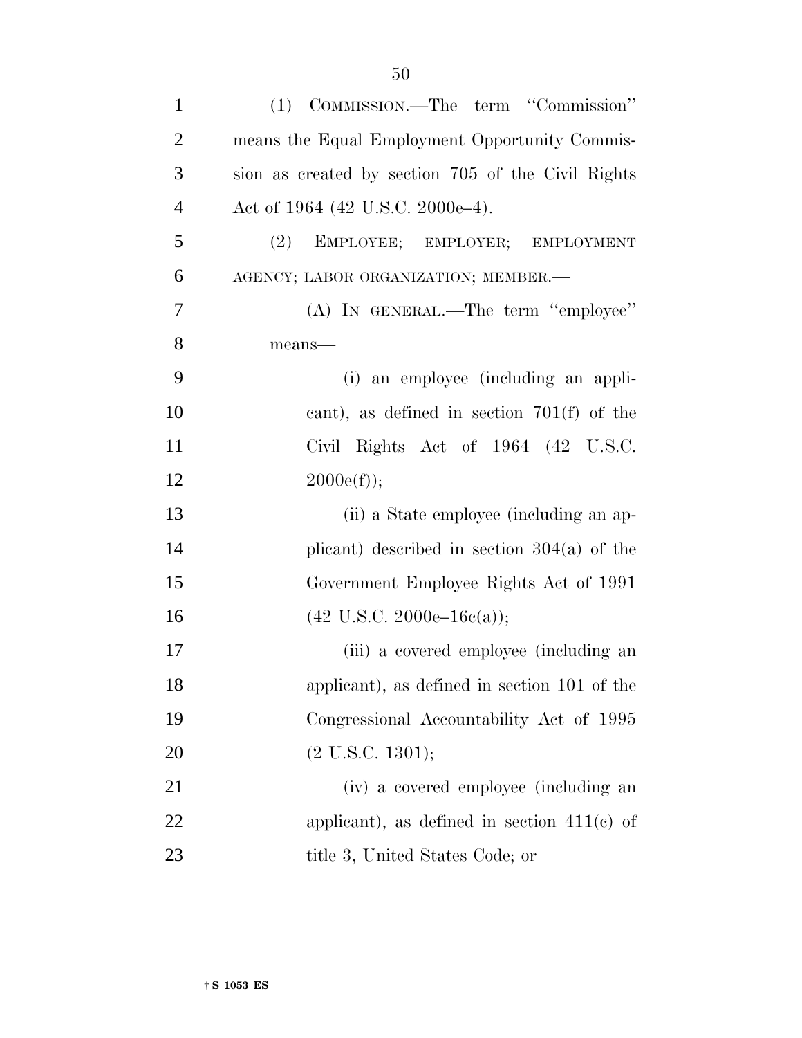(1) COMMISSION.—The term "Commission" means the Equal Employment Opportunity Commission as created by section 705 of the Civil Rights Act of 1964 (42 U.S.C. 2000e–4).

(2) EMPLOYEE; EMPLOYER; EMPLOYMENT AGENCY; LABOR ORGANIZATION; MEMBER.—

(A) IN GENERAL.—The term "employee" means—

(i) an employee (including an applicant), as defined in section 701(f) of the Civil Rights Act of 1964 (42 U.S.C. 2000e(f));

(ii) a State employee (including an applicant) described in section 304(a) of the Government Employee Rights Act of 1991 (42 U.S.C. 2000e–16c(a));

(iii) a covered employee (including an applicant), as defined in section 101 of the Congressional Accountability Act of 1995 (2 U.S.C. 1301);

(iv) a covered employee (including an applicant), as defined in section 411(c) of title 3, United States Code; or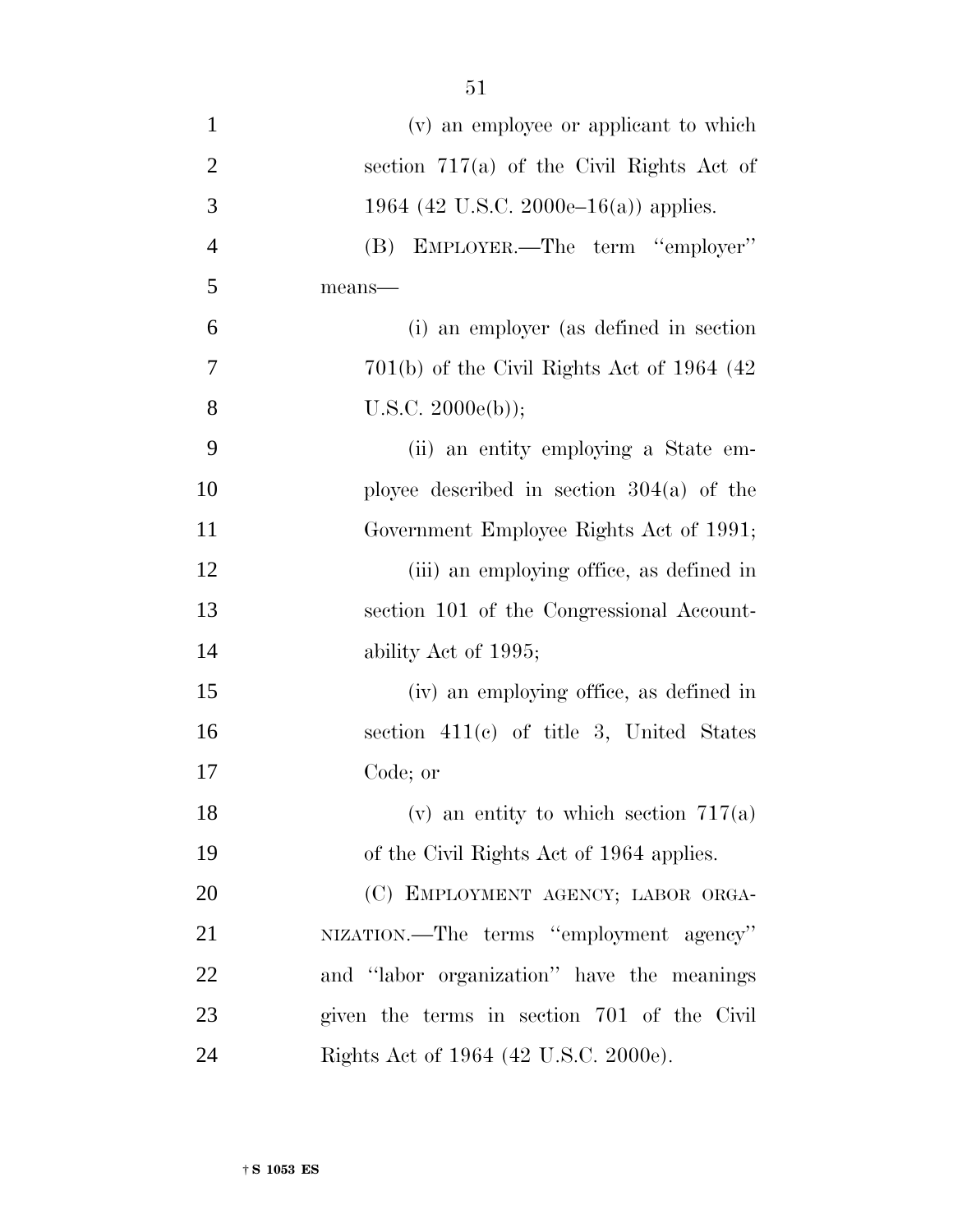(v) an employee or applicant to which section 717(a) of the Civil Rights Act of 1964 (42 U.S.C. 2000e–16(a)) applies.

(B) EMPLOYER.—The term ''employer'' means—

(i) an employer (as defined in section 701(b) of the Civil Rights Act of 1964 (42 U.S.C. 2000e(b));

(ii) an entity employing a State employee described in section 304(a) of the Government Employee Rights Act of 1991;

(iii) an employing office, as defined in section 101 of the Congressional Accountability Act of 1995;

(iv) an employing office, as defined in section 411(c) of title 3, United States Code; or

(v) an entity to which section 717(a) of the Civil Rights Act of 1964 applies.

(C) EMPLOYMENT AGENCY; LABOR ORGANIZATION.—The terms ''employment agency'' and ''labor organization'' have the meanings given the terms in section 701 of the Civil Rights Act of 1964 (42 U.S.C. 2000e).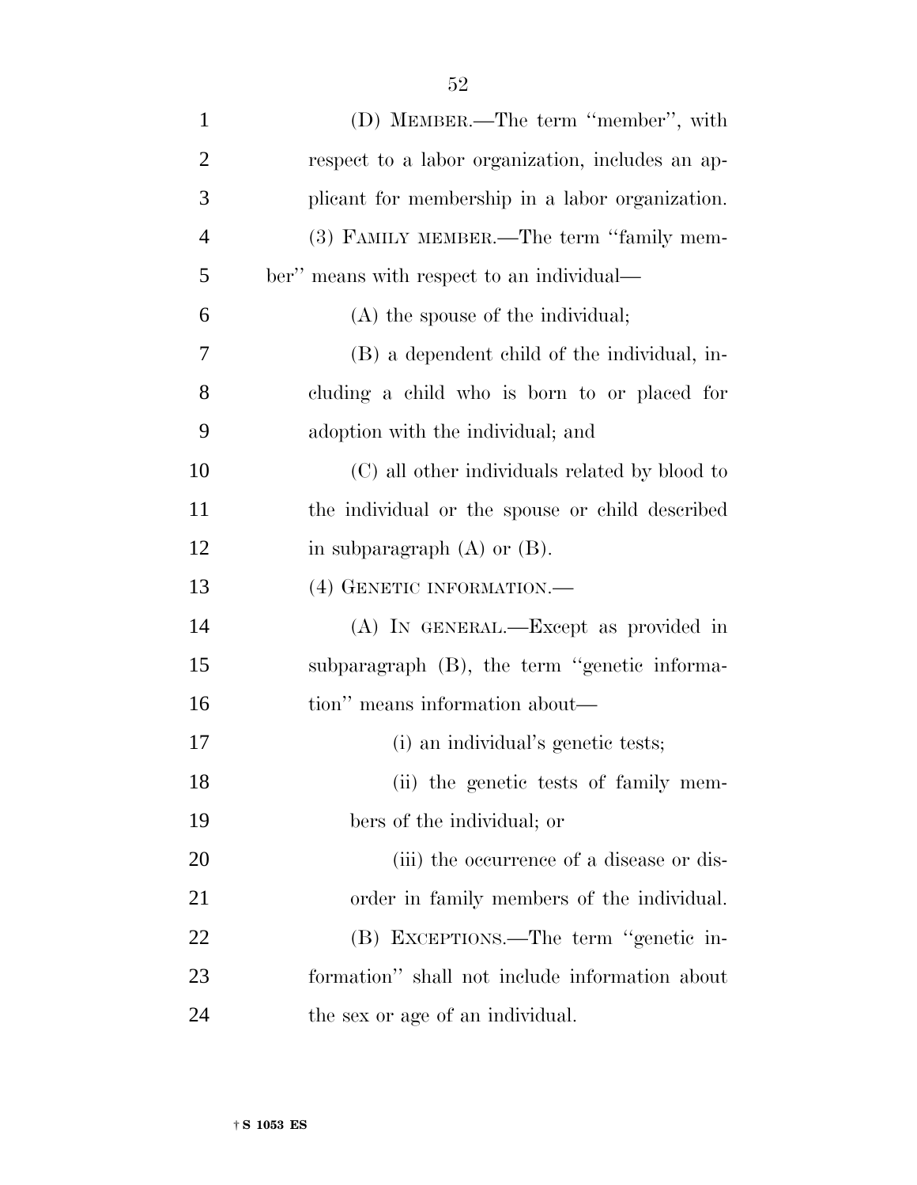(D) MEMBER.—The term ''member'', with respect to a labor organization, includes an applicant for membership in a labor organization.

(3) FAMILY MEMBER.—The term ''family member'' means with respect to an individual—

(A) the spouse of the individual;

(B) a dependent child of the individual, including a child who is born to or placed for adoption with the individual; and

(C) all other individuals related by blood to the individual or the spouse or child described in subparagraph (A) or (B).

(4) GENETIC INFORMATION.—

(A) IN GENERAL.—Except as provided in subparagraph (B), the term ''genetic information'' means information about—

(i) an individual's genetic tests;

(ii) the genetic tests of family members of the individual; or

(iii) the occurrence of a disease or disorder in family members of the individual.

(B) EXCEPTIONS.—The term ''genetic information'' shall not include information about the sex or age of an individual.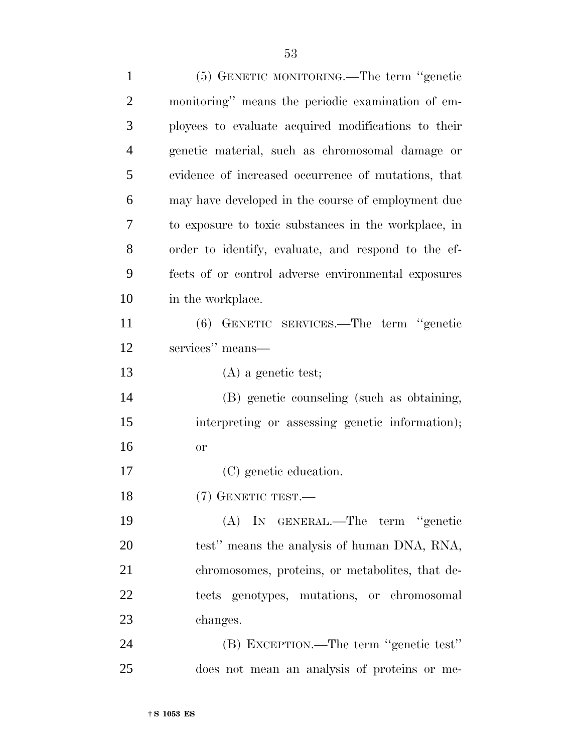(5) GENETIC MONITORING.—The term ''genetic monitoring'' means the periodic examination of employees to evaluate acquired modifications to their genetic material, such as chromosomal damage or evidence of increased occurrence of mutations, that may have developed in the course of employment due to exposure to toxic substances in the workplace, in order to identify, evaluate, and respond to the effects of or control adverse environmental exposures in the workplace.

(6) GENETIC SERVICES.—The term ''genetic services'' means—

(A) a genetic test;

(B) genetic counseling (such as obtaining, interpreting or assessing genetic information); or

(C) genetic education.

(7) GENETIC TEST.—

(A) IN GENERAL.—The term ''genetic test'' means the analysis of human DNA, RNA, chromosomes, proteins, or metabolites, that detects genotypes, mutations, or chromosomal changes.

(B) EXCEPTION.—The term ''genetic test'' does not mean an analysis of proteins or me-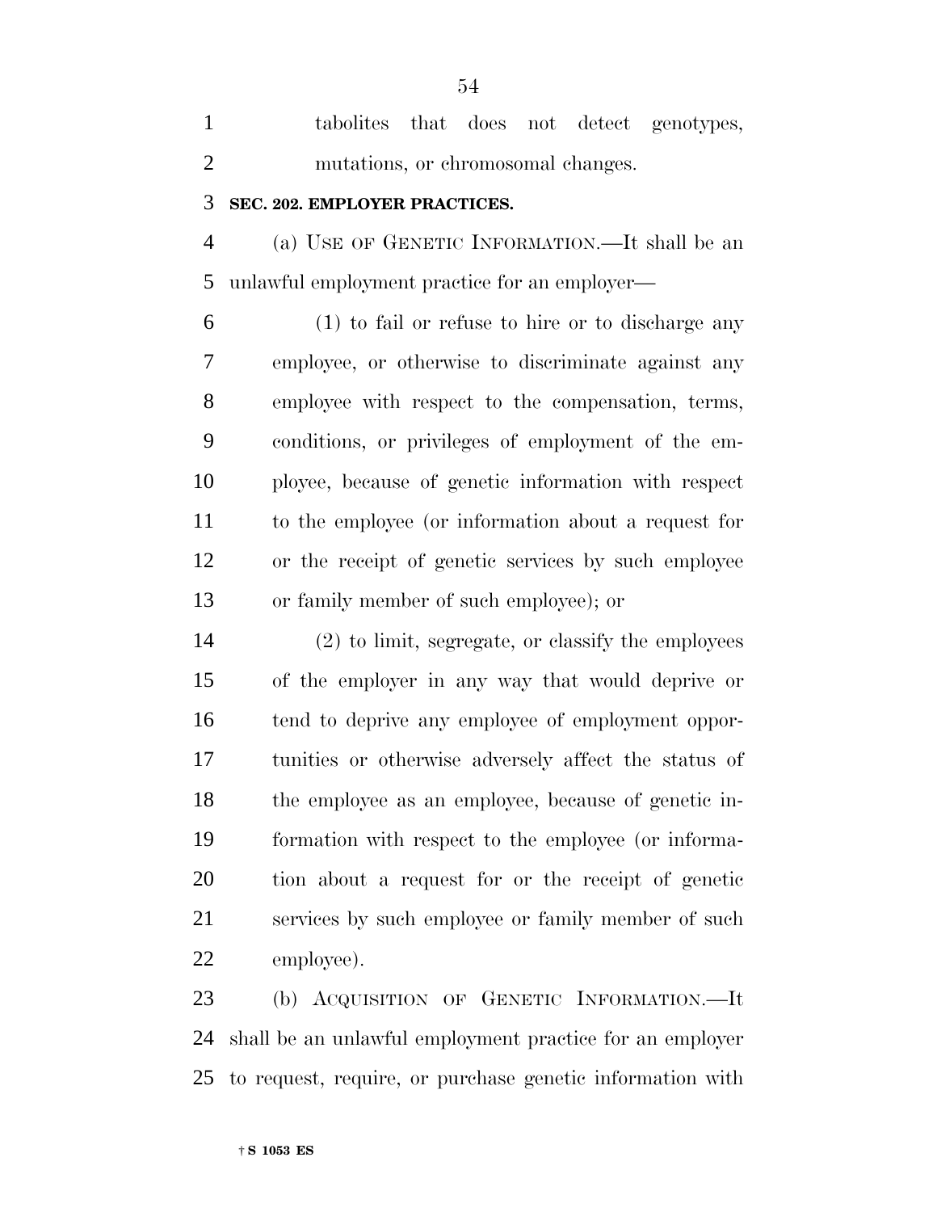tabolites that does not detect genotypes, mutations, or chromosomal changes.

**SEC. 202. EMPLOYER PRACTICES.**

(a) USE OF GENETIC INFORMATION.—It shall be an unlawful employment practice for an employer—

(1) to fail or refuse to hire or to discharge any employee, or otherwise to discriminate against any employee with respect to the compensation, terms, conditions, or privileges of employment of the employee, because of genetic information with respect to the employee (or information about a request for or the receipt of genetic services by such employee or family member of such employee); or

(2) to limit, segregate, or classify the employees of the employer in any way that would deprive or tend to deprive any employee of employment opportunities or otherwise adversely affect the status of the employee as an employee, because of genetic information with respect to the employee (or information about a request for or the receipt of genetic services by such employee or family member of such employee).

(b) ACQUISITION OF GENETIC INFORMATION.—It shall be an unlawful employment practice for an employer to request, require, or purchase genetic information with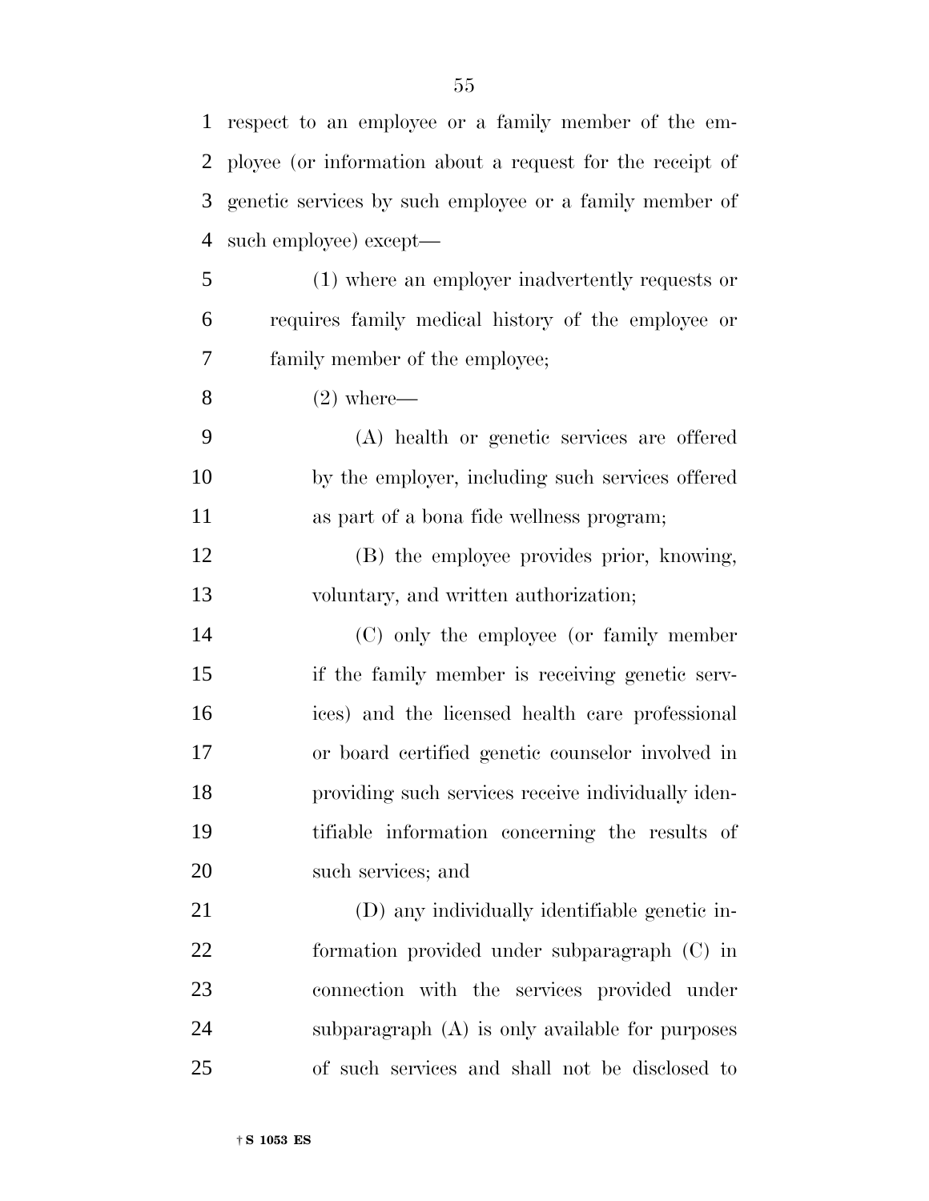respect to an employee or a family member of the employee (or information about a request for the receipt of genetic services by such employee or a family member of such employee) except—

(1) where an employer inadvertently requests or requires family medical history of the employee or family member of the employee;

(2) where—

(A) health or genetic services are offered by the employer, including such services offered as part of a bona fide wellness program;

(B) the employee provides prior, knowing, voluntary, and written authorization;

(C) only the employee (or family member if the family member is receiving genetic services) and the licensed health care professional or board certified genetic counselor involved in providing such services receive individually identifiable information concerning the results of such services; and

(D) any individually identifiable genetic information provided under subparagraph (C) in connection with the services provided under subparagraph (A) is only available for purposes of such services and shall not be disclosed to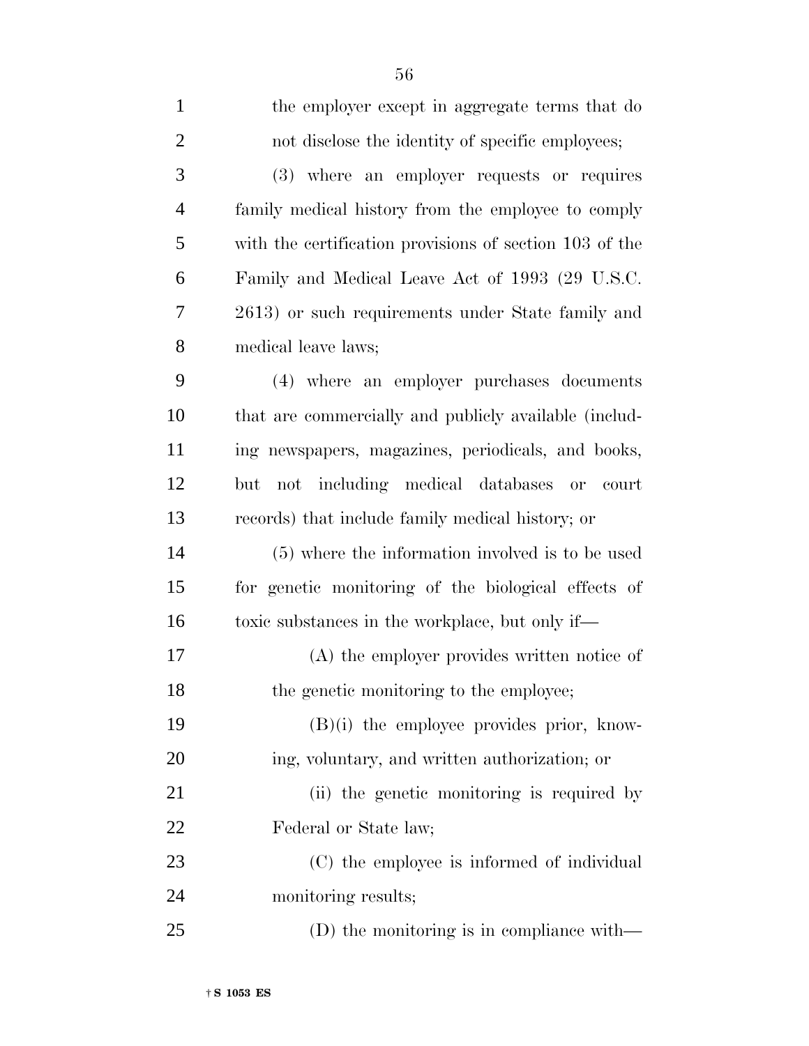the employer except in aggregate terms that do not disclose the identity of specific employees;

(3) where an employer requests or requires family medical history from the employee to comply with the certification provisions of section 103 of the Family and Medical Leave Act of 1993 (29 U.S.C. 2613) or such requirements under State family and medical leave laws;

(4) where an employer purchases documents that are commercially and publicly available (including newspapers, magazines, periodicals, and books, but not including medical databases or court records) that include family medical history; or

(5) where the information involved is to be used for genetic monitoring of the biological effects of toxic substances in the workplace, but only if—

(A) the employer provides written notice of the genetic monitoring to the employee;

(B)(i) the employee provides prior, knowing, voluntary, and written authorization; or

(ii) the genetic monitoring is required by Federal or State law;

(C) the employee is informed of individual monitoring results;

(D) the monitoring is in compliance with—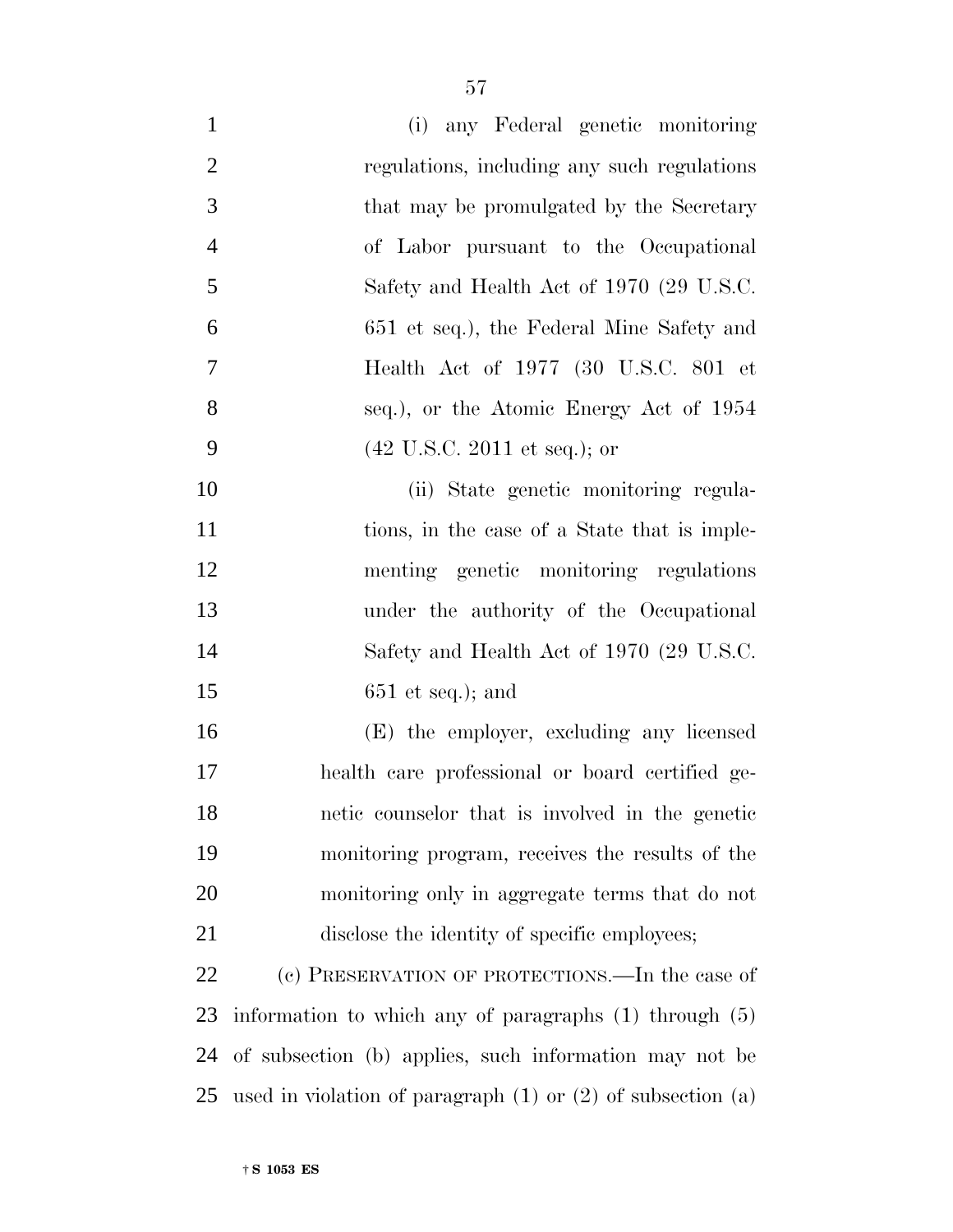(i) any Federal genetic monitoring regulations, including any such regulations that may be promulgated by the Secretary of Labor pursuant to the Occupational Safety and Health Act of 1970 (29 U.S.C. 651 et seq.), the Federal Mine Safety and Health Act of 1977 (30 U.S.C. 801 et seq.), or the Atomic Energy Act of 1954 (42 U.S.C. 2011 et seq.); or

(ii) State genetic monitoring regulations, in the case of a State that is implementing genetic monitoring regulations under the authority of the Occupational Safety and Health Act of 1970 (29 U.S.C. 651 et seq.); and

(E) the employer, excluding any licensed health care professional or board certified genetic counselor that is involved in the genetic monitoring program, receives the results of the monitoring only in aggregate terms that do not disclose the identity of specific employees;

(c) PRESERVATION OF PROTECTIONS.—In the case of information to which any of paragraphs (1) through (5) of subsection (b) applies, such information may not be used in violation of paragraph (1) or (2) of subsection (a)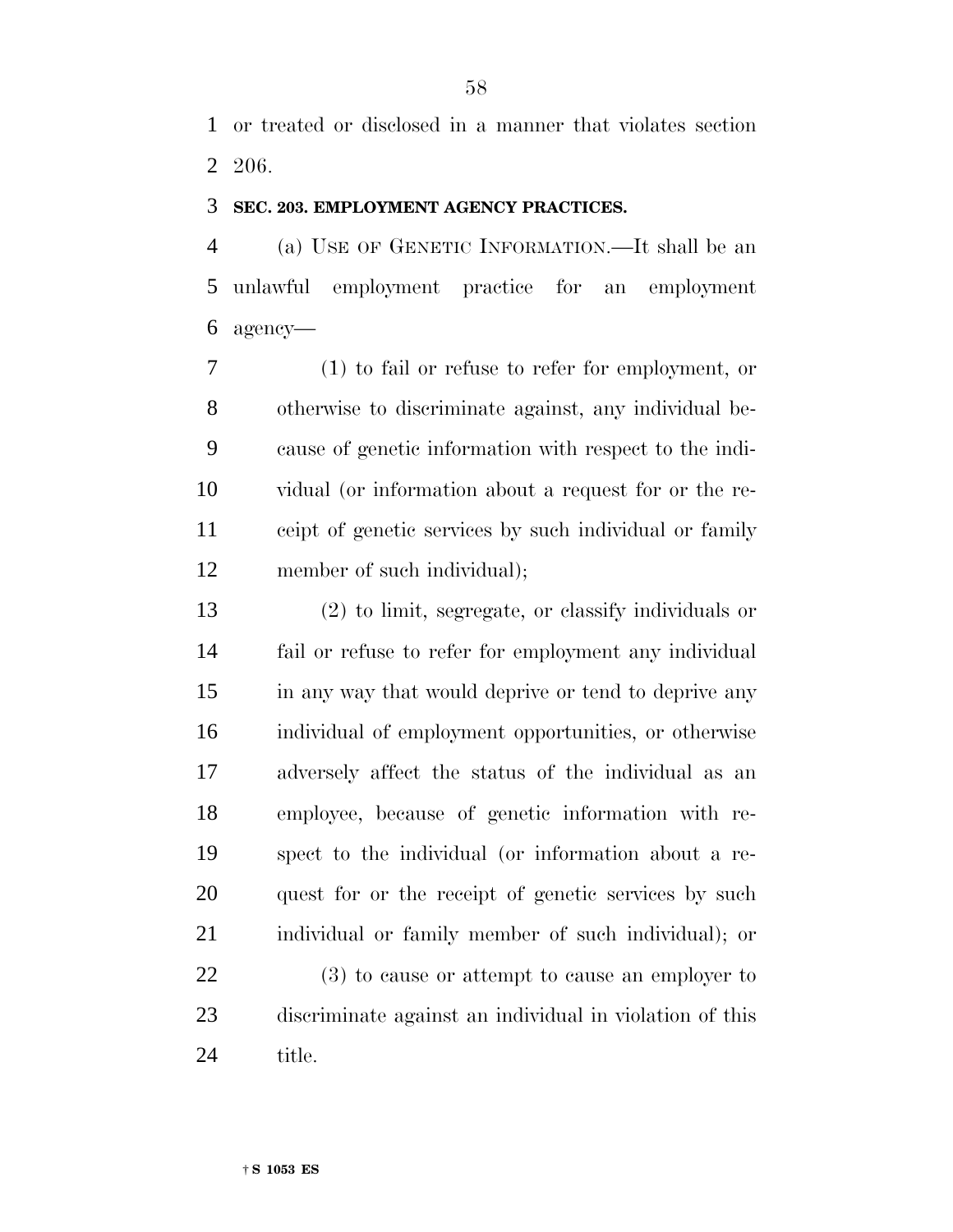or treated or disclosed in a manner that violates section 206.

**SEC. 203. EMPLOYMENT AGENCY PRACTICES.**

(a) USE OF GENETIC INFORMATION.—It shall be an unlawful employment practice for an employment agency—

(1) to fail or refuse to refer for employment, or otherwise to discriminate against, any individual because of genetic information with respect to the individual (or information about a request for or the receipt of genetic services by such individual or family member of such individual);

(2) to limit, segregate, or classify individuals or fail or refuse to refer for employment any individual in any way that would deprive or tend to deprive any individual of employment opportunities, or otherwise adversely affect the status of the individual as an employee, because of genetic information with respect to the individual (or information about a request for or the receipt of genetic services by such individual or family member of such individual); or

(3) to cause or attempt to cause an employer to discriminate against an individual in violation of this title.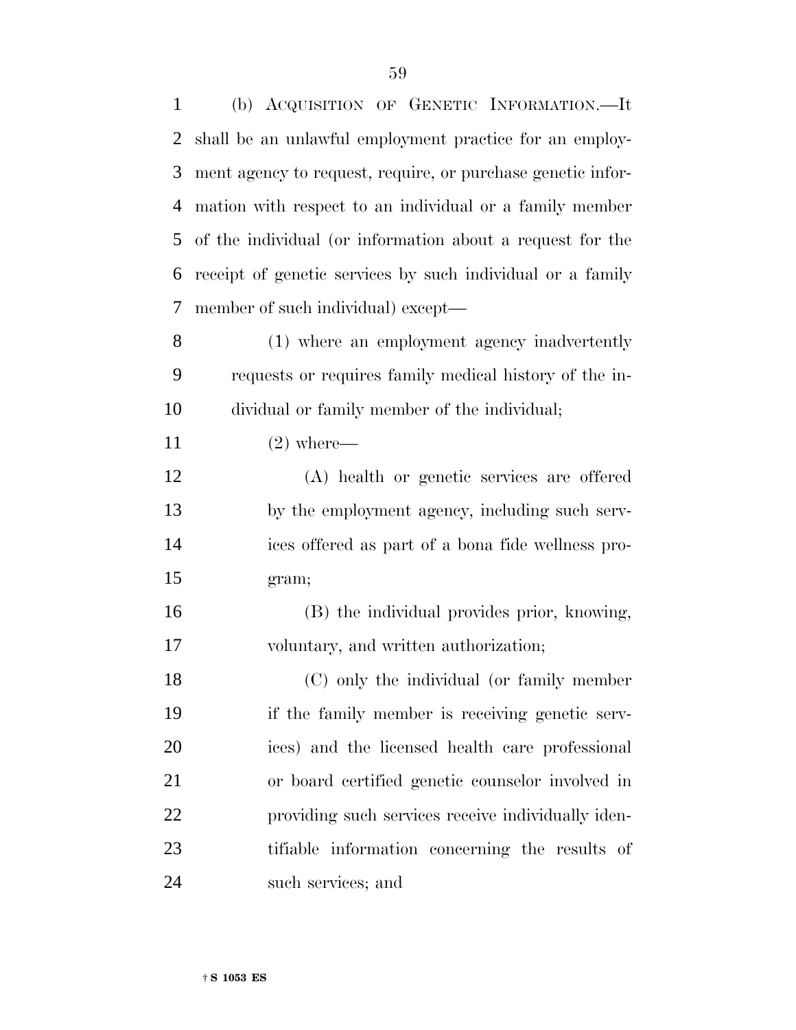(b) ACQUISITION OF GENETIC INFORMATION.—It shall be an unlawful employment practice for an employment agency to request, require, or purchase genetic information with respect to an individual or a family member of the individual (or information about a request for the receipt of genetic services by such individual or a family member of such individual) except—

(1) where an employment agency inadvertently requests or requires family medical history of the individual or family member of the individual;

(2) where—

(A) health or genetic services are offered by the employment agency, including such services offered as part of a bona fide wellness program;

(B) the individual provides prior, knowing, voluntary, and written authorization;

(C) only the individual (or family member if the family member is receiving genetic services) and the licensed health care professional or board certified genetic counselor involved in providing such services receive individually identifiable information concerning the results of such services; and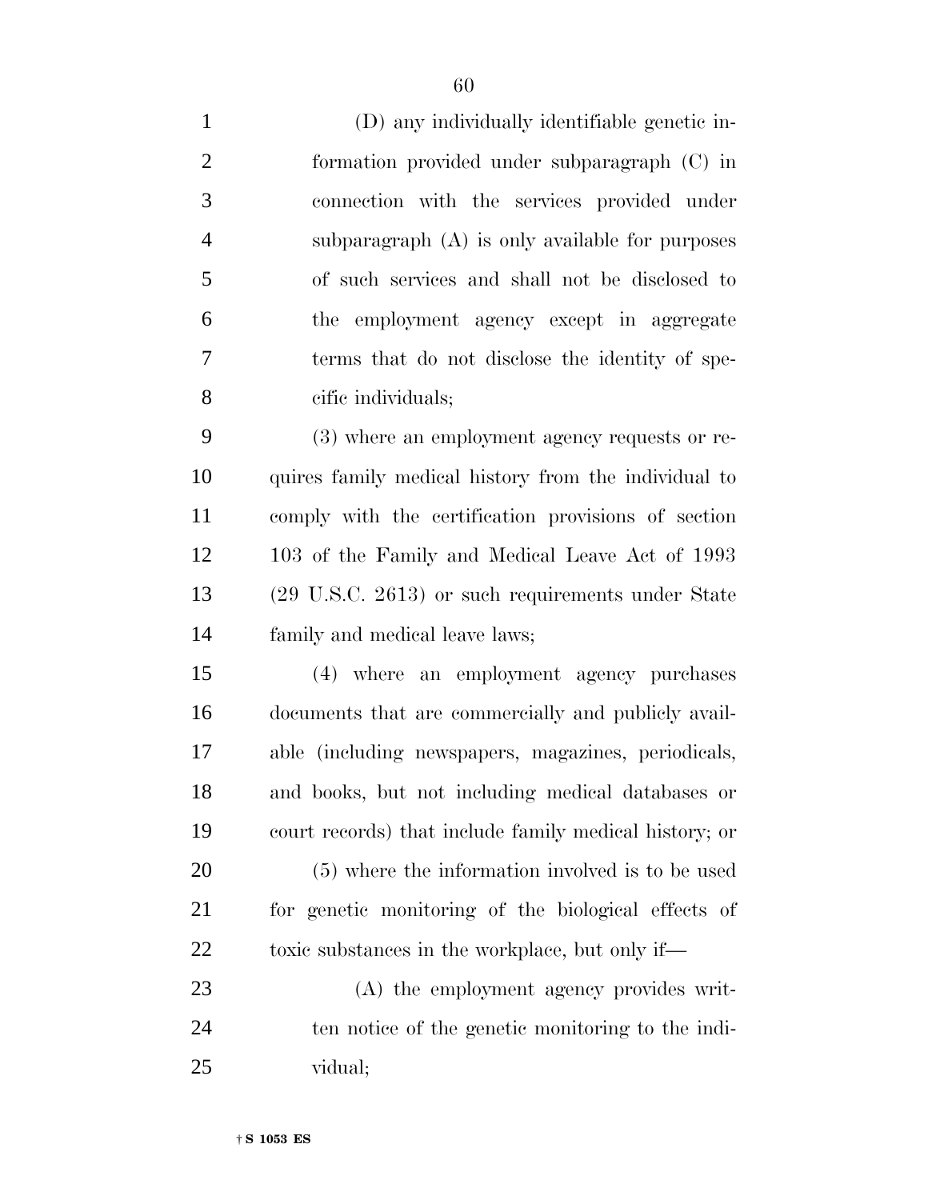(D) any individually identifiable genetic information provided under subparagraph (C) in connection with the services provided under subparagraph (A) is only available for purposes of such services and shall not be disclosed to the employment agency except in aggregate terms that do not disclose the identity of specific individuals;

(3) where an employment agency requests or requires family medical history from the individual to comply with the certification provisions of section 103 of the Family and Medical Leave Act of 1993 (29 U.S.C. 2613) or such requirements under State family and medical leave laws;

(4) where an employment agency purchases documents that are commercially and publicly available (including newspapers, magazines, periodicals, and books, but not including medical databases or court records) that include family medical history; or

(5) where the information involved is to be used for genetic monitoring of the biological effects of toxic substances in the workplace, but only if—

(A) the employment agency provides written notice of the genetic monitoring to the individual;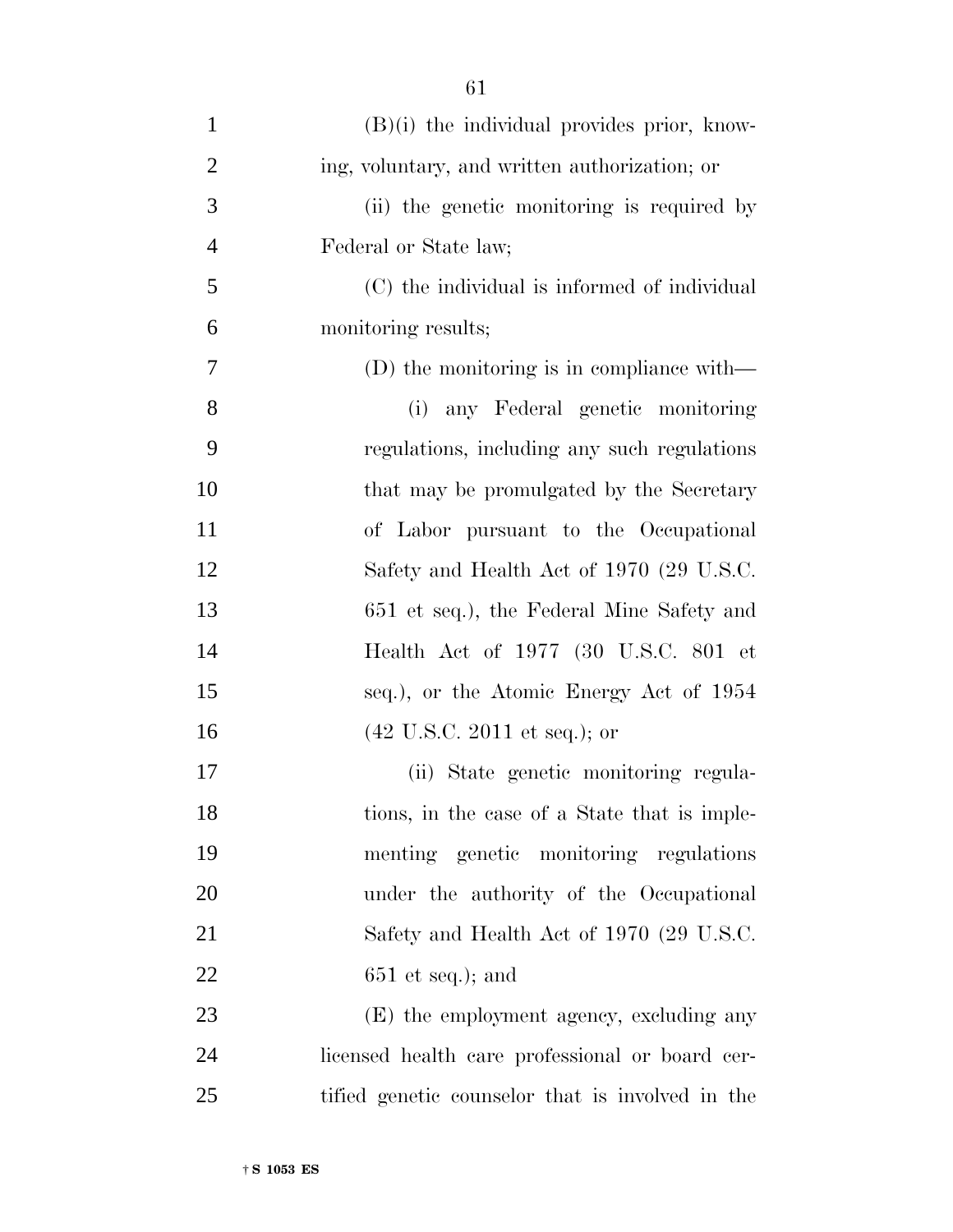(B)(i) the individual provides prior, knowing, voluntary, and written authorization; or

(ii) the genetic monitoring is required by Federal or State law;

(C) the individual is informed of individual monitoring results;

(D) the monitoring is in compliance with—

(i) any Federal genetic monitoring regulations, including any such regulations that may be promulgated by the Secretary of Labor pursuant to the Occupational Safety and Health Act of 1970 (29 U.S.C. 651 et seq.), the Federal Mine Safety and Health Act of 1977 (30 U.S.C. 801 et seq.), or the Atomic Energy Act of 1954 (42 U.S.C. 2011 et seq.); or

(ii) State genetic monitoring regulations, in the case of a State that is implementing genetic monitoring regulations under the authority of the Occupational Safety and Health Act of 1970 (29 U.S.C. 651 et seq.); and

(E) the employment agency, excluding any licensed health care professional or board certified genetic counselor that is involved in the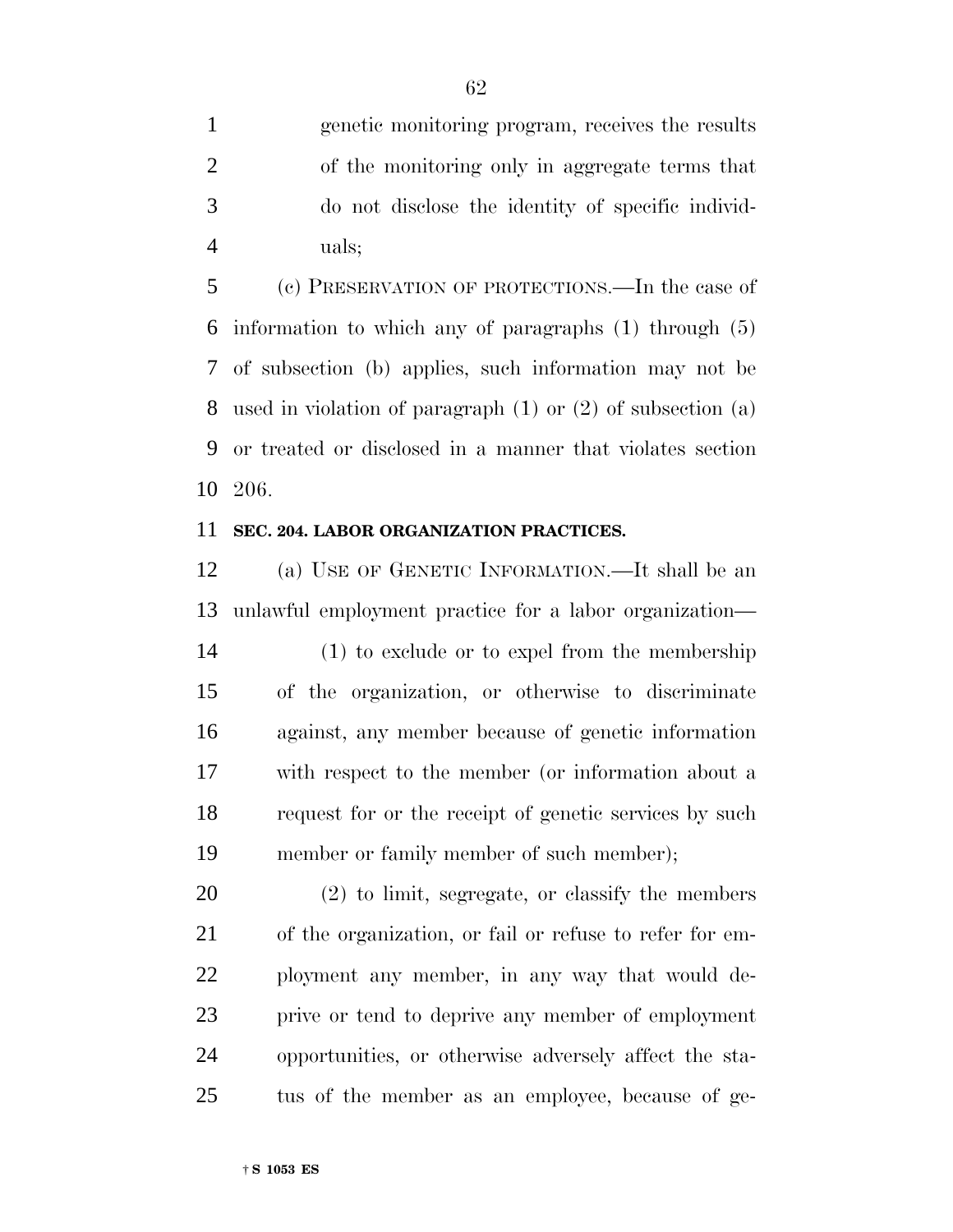genetic monitoring program, receives the results of the monitoring only in aggregate terms that do not disclose the identity of specific individuals;

(c) PRESERVATION OF PROTECTIONS.—In the case of information to which any of paragraphs (1) through (5) of subsection (b) applies, such information may not be used in violation of paragraph (1) or (2) of subsection (a) or treated or disclosed in a manner that violates section 206.

**SEC. 204. LABOR ORGANIZATION PRACTICES.**

(a) USE OF GENETIC INFORMATION.—It shall be an unlawful employment practice for a labor organization—

(1) to exclude or to expel from the membership of the organization, or otherwise to discriminate against, any member because of genetic information with respect to the member (or information about a request for or the receipt of genetic services by such member or family member of such member);

(2) to limit, segregate, or classify the members of the organization, or fail or refuse to refer for employment any member, in any way that would deprive or tend to deprive any member of employment opportunities, or otherwise adversely affect the status of the member as an employee, because of ge-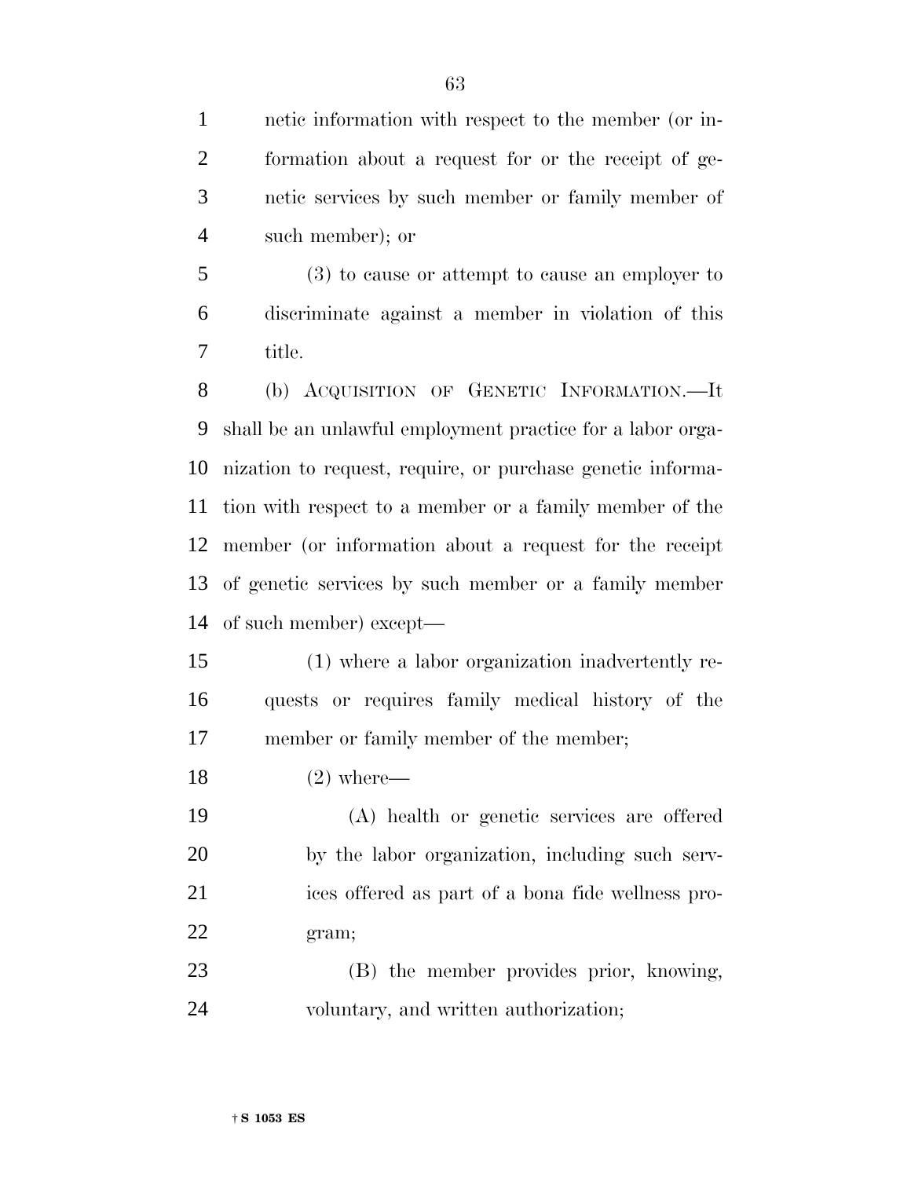netic information with respect to the member (or information about a request for or the receipt of genetic services by such member or family member of such member); or

(3) to cause or attempt to cause an employer to discriminate against a member in violation of this title.

(b) ACQUISITION OF GENETIC INFORMATION.—It shall be an unlawful employment practice for a labor organization to request, require, or purchase genetic information with respect to a member or a family member of the member (or information about a request for the receipt of genetic services by such member or a family member of such member) except—

(1) where a labor organization inadvertently requests or requires family medical history of the member or family member of the member;

(2) where—

(A) health or genetic services are offered by the labor organization, including such services offered as part of a bona fide wellness program;

(B) the member provides prior, knowing, voluntary, and written authorization;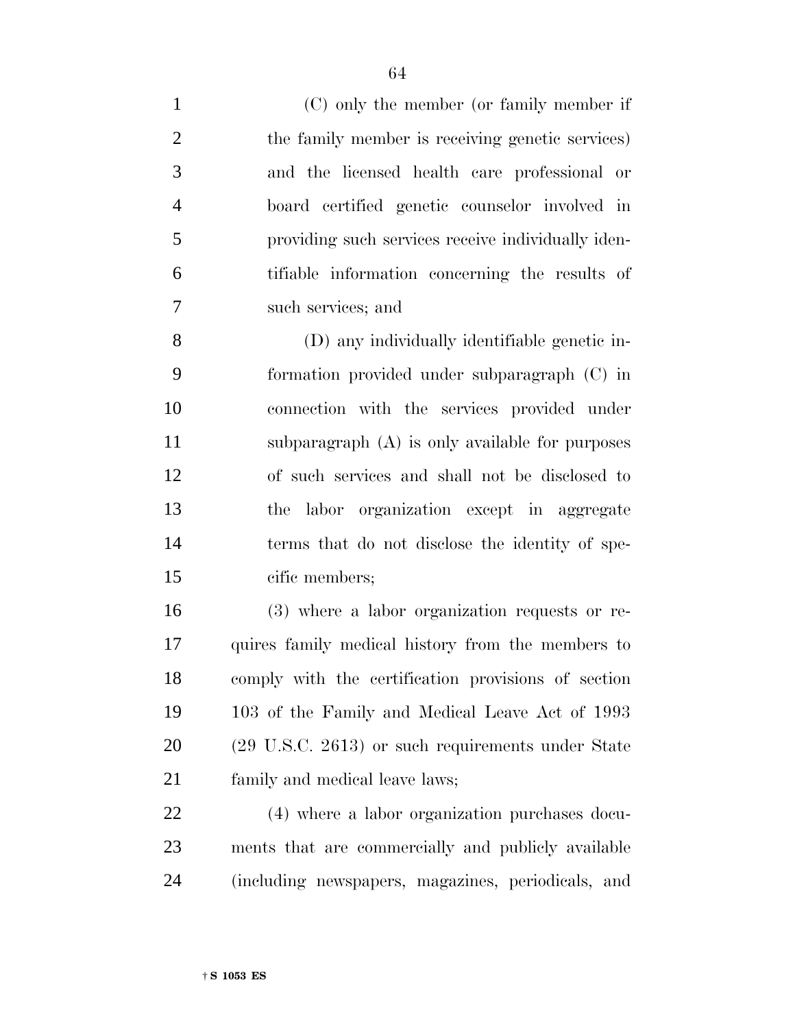(C) only the member (or family member if the family member is receiving genetic services) and the licensed health care professional or board certified genetic counselor involved in providing such services receive individually identifiable information concerning the results of such services; and

(D) any individually identifiable genetic information provided under subparagraph (C) in connection with the services provided under subparagraph (A) is only available for purposes of such services and shall not be disclosed to the labor organization except in aggregate terms that do not disclose the identity of specific members;

(3) where a labor organization requests or requires family medical history from the members to comply with the certification provisions of section 103 of the Family and Medical Leave Act of 1993 (29 U.S.C. 2613) or such requirements under State family and medical leave laws;

(4) where a labor organization purchases documents that are commercially and publicly available (including newspapers, magazines, periodicals, and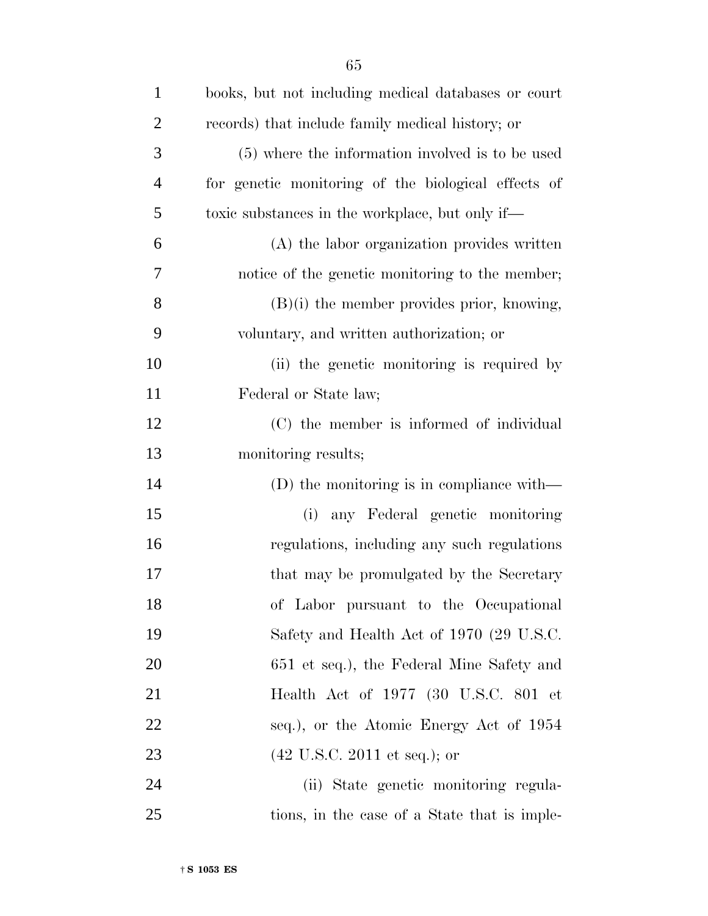books, but not including medical databases or court records) that include family medical history; or

(5) where the information involved is to be used for genetic monitoring of the biological effects of toxic substances in the workplace, but only if—

(A) the labor organization provides written notice of the genetic monitoring to the member;

(B)(i) the member provides prior, knowing, voluntary, and written authorization; or

(ii) the genetic monitoring is required by Federal or State law;

(C) the member is informed of individual monitoring results;

(D) the monitoring is in compliance with—

(i) any Federal genetic monitoring regulations, including any such regulations that may be promulgated by the Secretary of Labor pursuant to the Occupational Safety and Health Act of 1970 (29 U.S.C. 651 et seq.), the Federal Mine Safety and Health Act of 1977 (30 U.S.C. 801 et seq.), or the Atomic Energy Act of 1954 (42 U.S.C. 2011 et seq.); or

(ii) State genetic monitoring regulations, in the case of a State that is imple-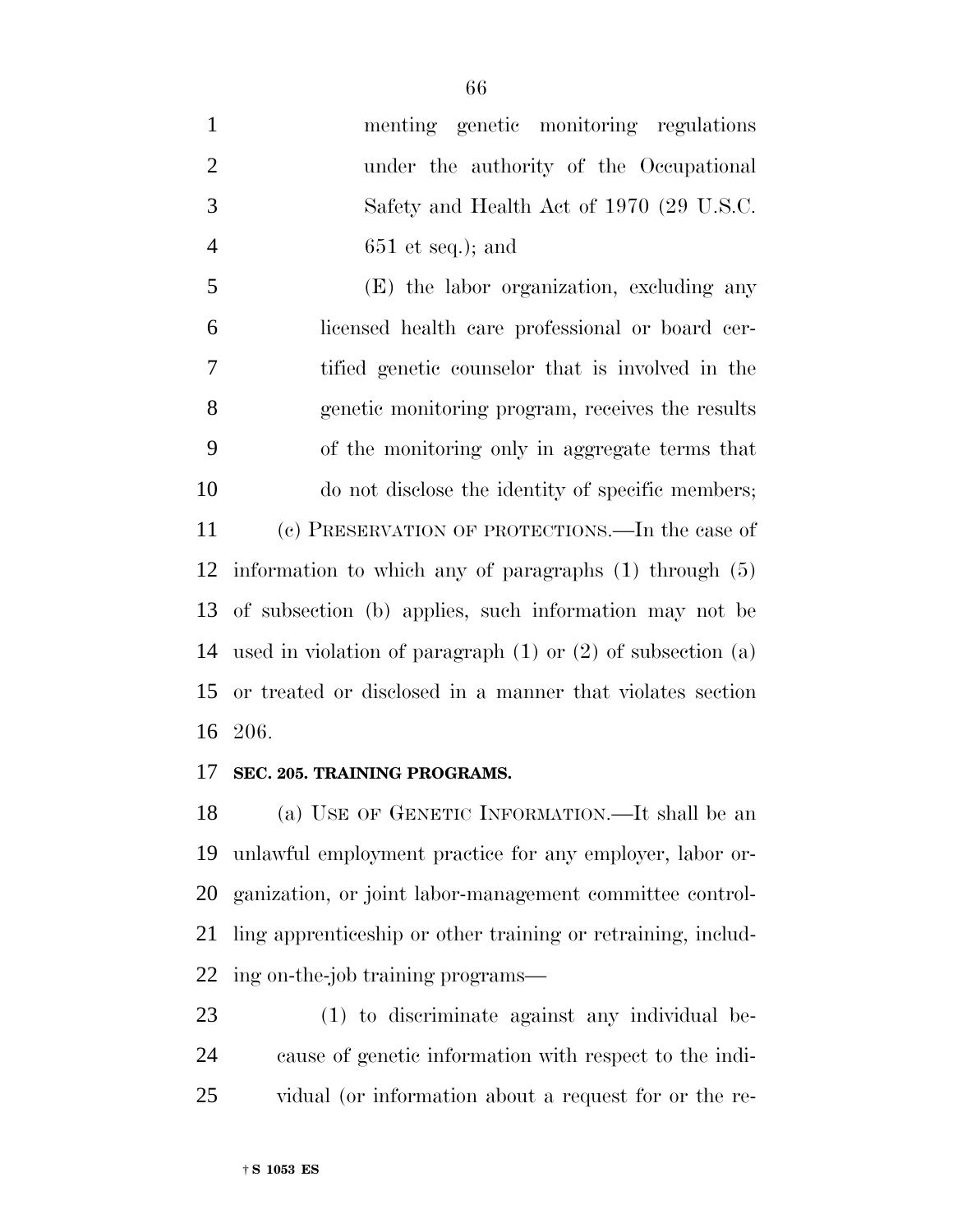menting genetic monitoring regulations under the authority of the Occupational Safety and Health Act of 1970 (29 U.S.C. 651 et seq.); and

(E) the labor organization, excluding any licensed health care professional or board certified genetic counselor that is involved in the genetic monitoring program, receives the results of the monitoring only in aggregate terms that do not disclose the identity of specific members;

(c) PRESERVATION OF PROTECTIONS.—In the case of information to which any of paragraphs (1) through (5) of subsection (b) applies, such information may not be used in violation of paragraph (1) or (2) of subsection (a) or treated or disclosed in a manner that violates section 206.

**SEC. 205. TRAINING PROGRAMS.**

(a) USE OF GENETIC INFORMATION.—It shall be an unlawful employment practice for any employer, labor organization, or joint labor-management committee controlling apprenticeship or other training or retraining, including on-the-job training programs—

(1) to discriminate against any individual because of genetic information with respect to the individual (or information about a request for or the re-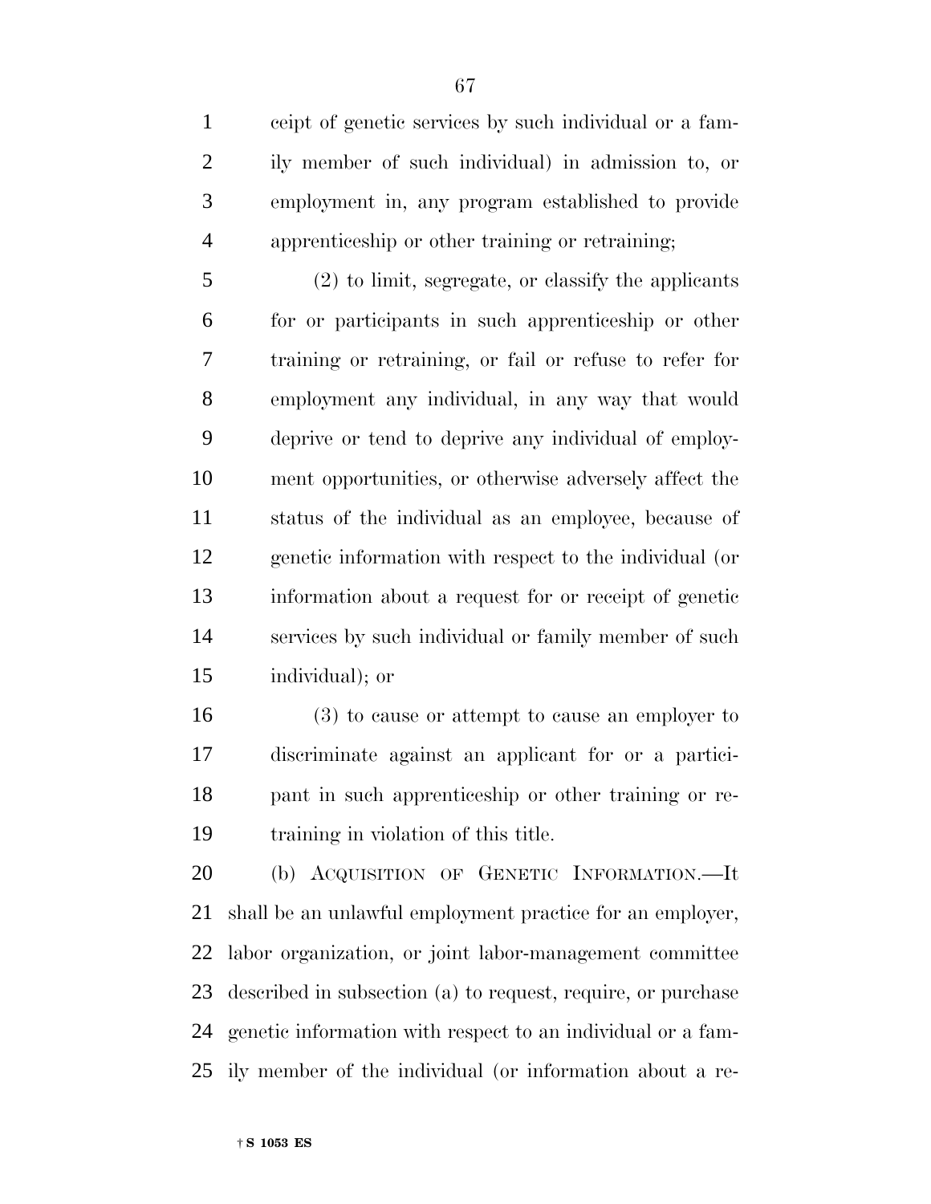ceipt of genetic services by such individual or a family member of such individual) in admission to, or employment in, any program established to provide apprenticeship or other training or retraining;

(2) to limit, segregate, or classify the applicants for or participants in such apprenticeship or other training or retraining, or fail or refuse to refer for employment any individual, in any way that would deprive or tend to deprive any individual of employment opportunities, or otherwise adversely affect the status of the individual as an employee, because of genetic information with respect to the individual (or information about a request for or receipt of genetic services by such individual or family member of such individual); or

(3) to cause or attempt to cause an employer to discriminate against an applicant for or a participant in such apprenticeship or other training or retraining in violation of this title.

(b) ACQUISITION OF GENETIC INFORMATION.—It shall be an unlawful employment practice for an employer, labor organization, or joint labor-management committee described in subsection (a) to request, require, or purchase genetic information with respect to an individual or a family member of the individual (or information about a re-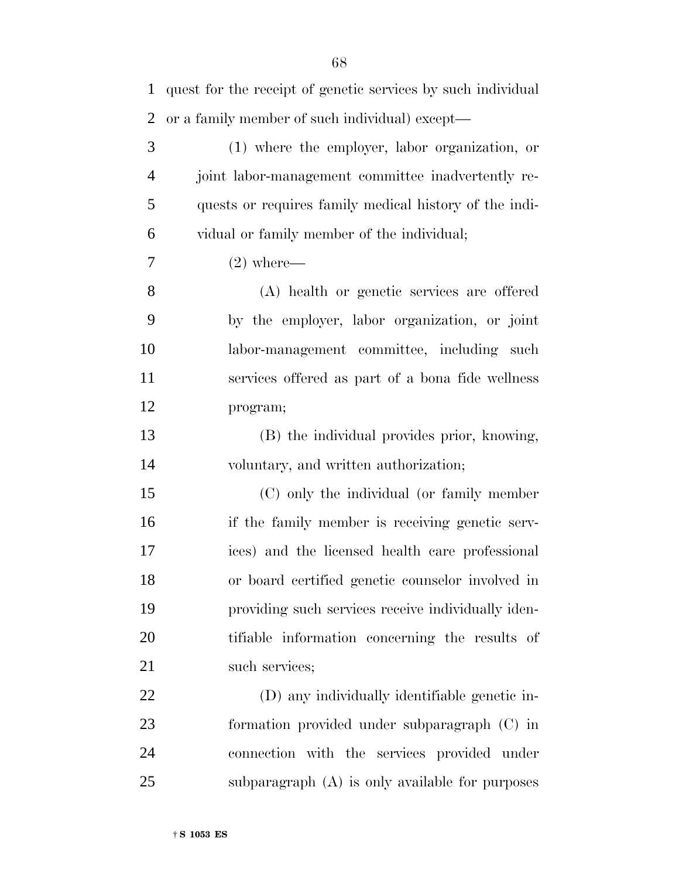quest for the receipt of genetic services by such individual or a family member of such individual) except—

(1) where the employer, labor organization, or joint labor-management committee inadvertently requests or requires family medical history of the individual or family member of the individual;

(2) where—

(A) health or genetic services are offered by the employer, labor organization, or joint labor-management committee, including such services offered as part of a bona fide wellness program;

(B) the individual provides prior, knowing, voluntary, and written authorization;

(C) only the individual (or family member if the family member is receiving genetic services) and the licensed health care professional or board certified genetic counselor involved in providing such services receive individually identifiable information concerning the results of such services;

(D) any individually identifiable genetic information provided under subparagraph (C) in connection with the services provided under subparagraph (A) is only available for purposes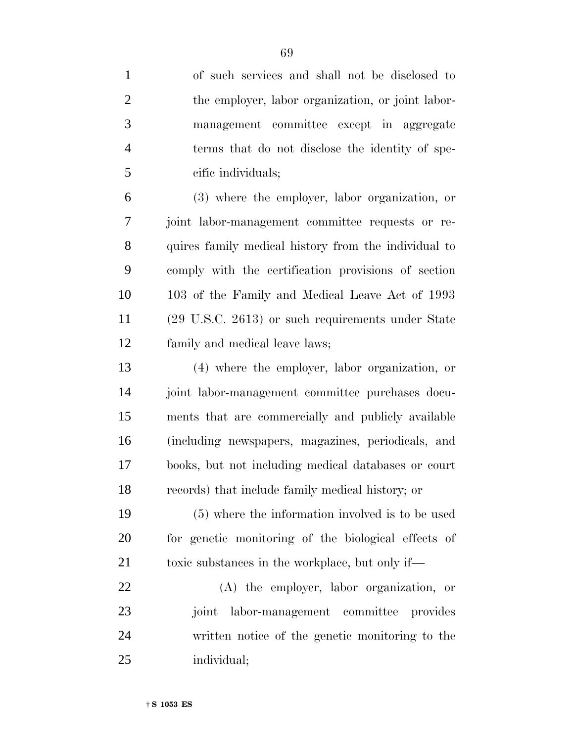of such services and shall not be disclosed to the employer, labor organization, or joint labor-management committee except in aggregate terms that do not disclose the identity of specific individuals;

(3) where the employer, labor organization, or joint labor-management committee requests or requires family medical history from the individual to comply with the certification provisions of section 103 of the Family and Medical Leave Act of 1993 (29 U.S.C. 2613) or such requirements under State family and medical leave laws;

(4) where the employer, labor organization, or joint labor-management committee purchases documents that are commercially and publicly available (including newspapers, magazines, periodicals, and books, but not including medical databases or court records) that include family medical history; or

(5) where the information involved is to be used for genetic monitoring of the biological effects of toxic substances in the workplace, but only if—

(A) the employer, labor organization, or joint labor-management committee provides written notice of the genetic monitoring to the individual;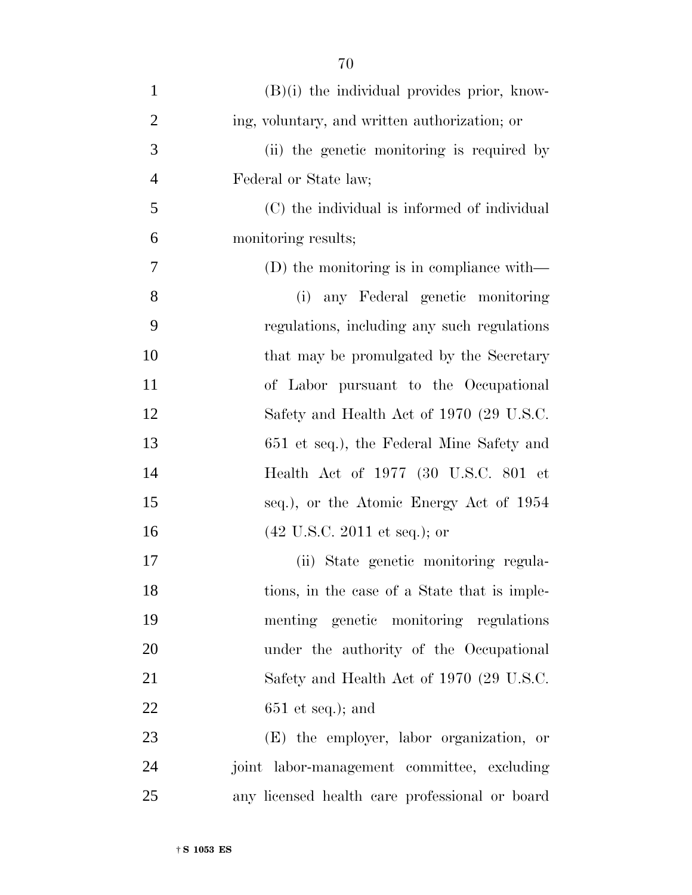(B)(i) the individual provides prior, knowing, voluntary, and written authorization; or

(ii) the genetic monitoring is required by Federal or State law;

(C) the individual is informed of individual monitoring results;

(D) the monitoring is in compliance with—

(i) any Federal genetic monitoring regulations, including any such regulations that may be promulgated by the Secretary of Labor pursuant to the Occupational Safety and Health Act of 1970 (29 U.S.C. 651 et seq.), the Federal Mine Safety and Health Act of 1977 (30 U.S.C. 801 et seq.), or the Atomic Energy Act of 1954 (42 U.S.C. 2011 et seq.); or

(ii) State genetic monitoring regulations, in the case of a State that is implementing genetic monitoring regulations under the authority of the Occupational Safety and Health Act of 1970 (29 U.S.C. 651 et seq.); and

(E) the employer, labor organization, or joint labor-management committee, excluding any licensed health care professional or board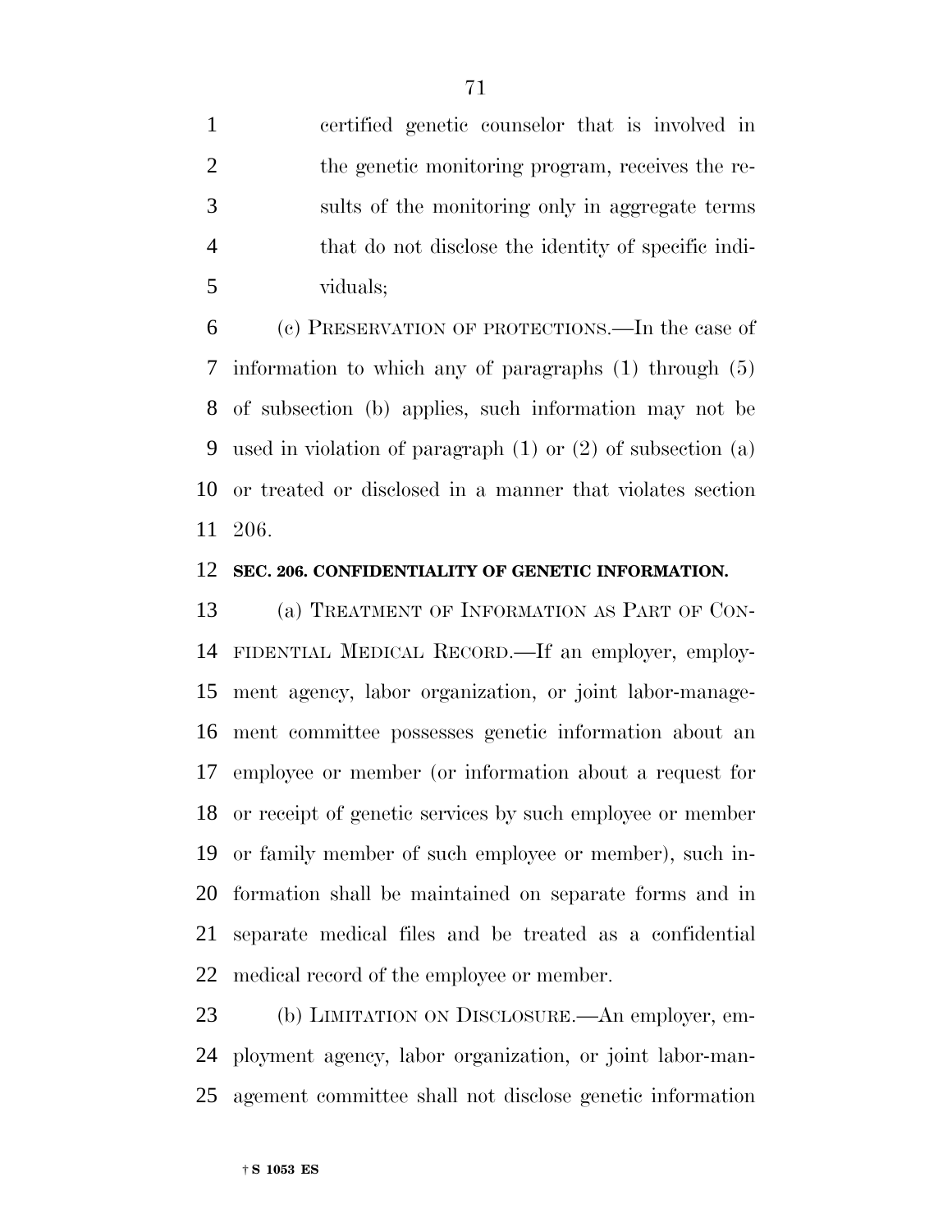certified genetic counselor that is involved in the genetic monitoring program, receives the results of the monitoring only in aggregate terms that do not disclose the identity of specific individuals;

(c) PRESERVATION OF PROTECTIONS.—In the case of information to which any of paragraphs (1) through (5) of subsection (b) applies, such information may not be used in violation of paragraph (1) or (2) of subsection (a) or treated or disclosed in a manner that violates section 206.

**SEC. 206. CONFIDENTIALITY OF GENETIC INFORMATION.**

(a) TREATMENT OF INFORMATION AS PART OF CONFIDENTIAL MEDICAL RECORD.—If an employer, employment agency, labor organization, or joint labor-management committee possesses genetic information about an employee or member (or information about a request for or receipt of genetic services by such employee or member or family member of such employee or member), such information shall be maintained on separate forms and in separate medical files and be treated as a confidential medical record of the employee or member.

(b) LIMITATION ON DISCLOSURE.—An employer, employment agency, labor organization, or joint labor-management committee shall not disclose genetic information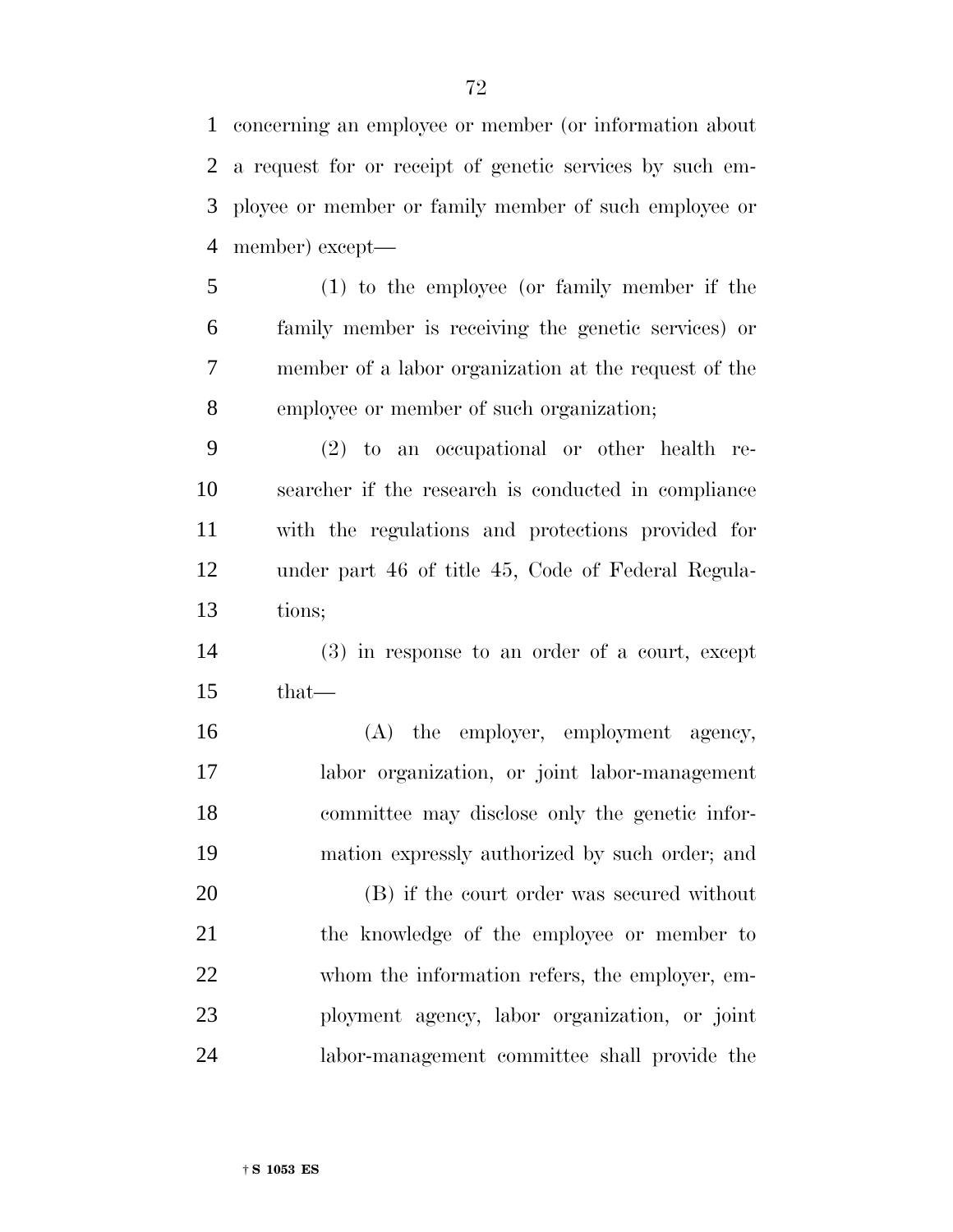concerning an employee or member (or information about a request for or receipt of genetic services by such employee or member or family member of such employee or member) except—

(1) to the employee (or family member if the family member is receiving the genetic services) or member of a labor organization at the request of the employee or member of such organization;

(2) to an occupational or other health researcher if the research is conducted in compliance with the regulations and protections provided for under part 46 of title 45, Code of Federal Regulations;

(3) in response to an order of a court, except that—

(A) the employer, employment agency, labor organization, or joint labor-management committee may disclose only the genetic information expressly authorized by such order; and

(B) if the court order was secured without the knowledge of the employee or member to whom the information refers, the employer, employment agency, labor organization, or joint labor-management committee shall provide the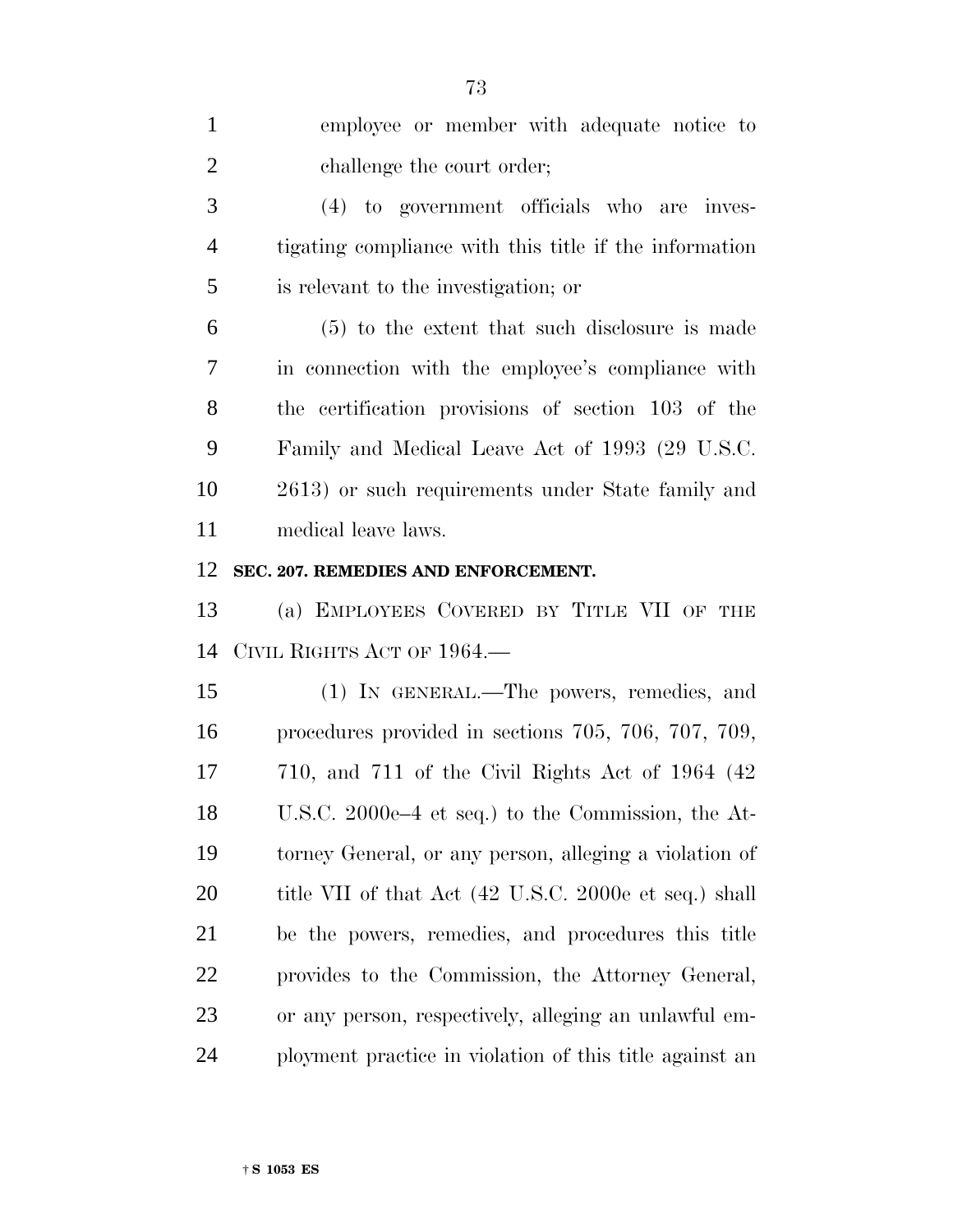employee or member with adequate notice to challenge the court order;

(4) to government officials who are investigating compliance with this title if the information is relevant to the investigation; or

(5) to the extent that such disclosure is made in connection with the employee's compliance with the certification provisions of section 103 of the Family and Medical Leave Act of 1993 (29 U.S.C. 2613) or such requirements under State family and medical leave laws.

**SEC. 207. REMEDIES AND ENFORCEMENT.**

(a) EMPLOYEES COVERED BY TITLE VII OF THE CIVIL RIGHTS ACT OF 1964.—

(1) IN GENERAL.—The powers, remedies, and procedures provided in sections 705, 706, 707, 709, 710, and 711 of the Civil Rights Act of 1964 (42 U.S.C. 2000e–4 et seq.) to the Commission, the Attorney General, or any person, alleging a violation of title VII of that Act (42 U.S.C. 2000e et seq.) shall be the powers, remedies, and procedures this title provides to the Commission, the Attorney General, or any person, respectively, alleging an unlawful employment practice in violation of this title against an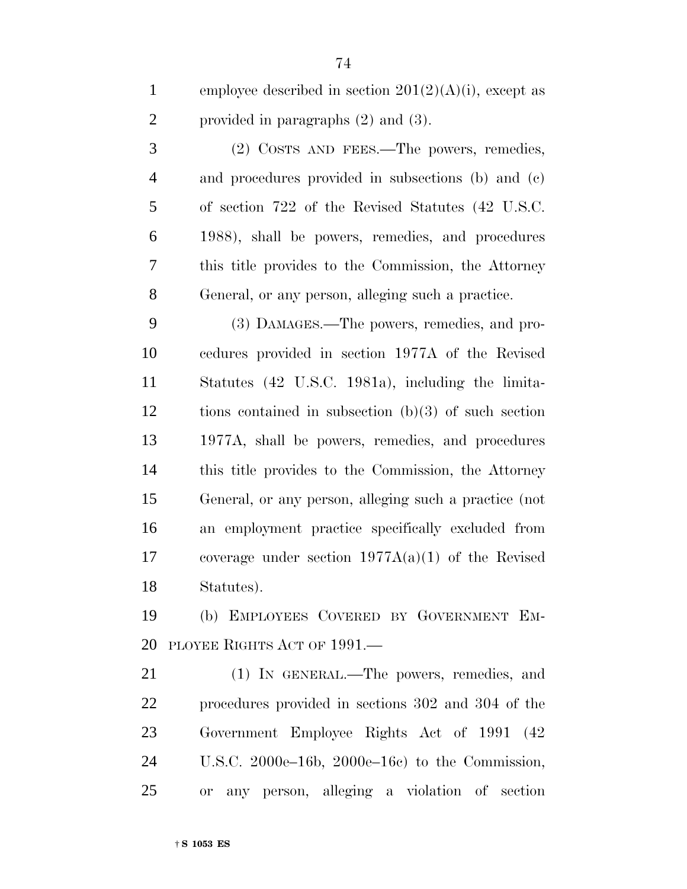employee described in section 201(2)(A)(i), except as provided in paragraphs (2) and (3).

(2) COSTS AND FEES.—The powers, remedies, and procedures provided in subsections (b) and (c) of section 722 of the Revised Statutes (42 U.S.C. 1988), shall be powers, remedies, and procedures this title provides to the Commission, the Attorney General, or any person, alleging such a practice.

(3) DAMAGES.—The powers, remedies, and procedures provided in section 1977A of the Revised Statutes (42 U.S.C. 1981a), including the limitations contained in subsection (b)(3) of such section 1977A, shall be powers, remedies, and procedures this title provides to the Commission, the Attorney General, or any person, alleging such a practice (not an employment practice specifically excluded from coverage under section 1977A(a)(1) of the Revised Statutes).

(b) EMPLOYEES COVERED BY GOVERNMENT EMPLOYEE RIGHTS ACT OF 1991.—

(1) IN GENERAL.—The powers, remedies, and procedures provided in sections 302 and 304 of the Government Employee Rights Act of 1991 (42 U.S.C. 2000e–16b, 2000e–16c) to the Commission, or any person, alleging a violation of section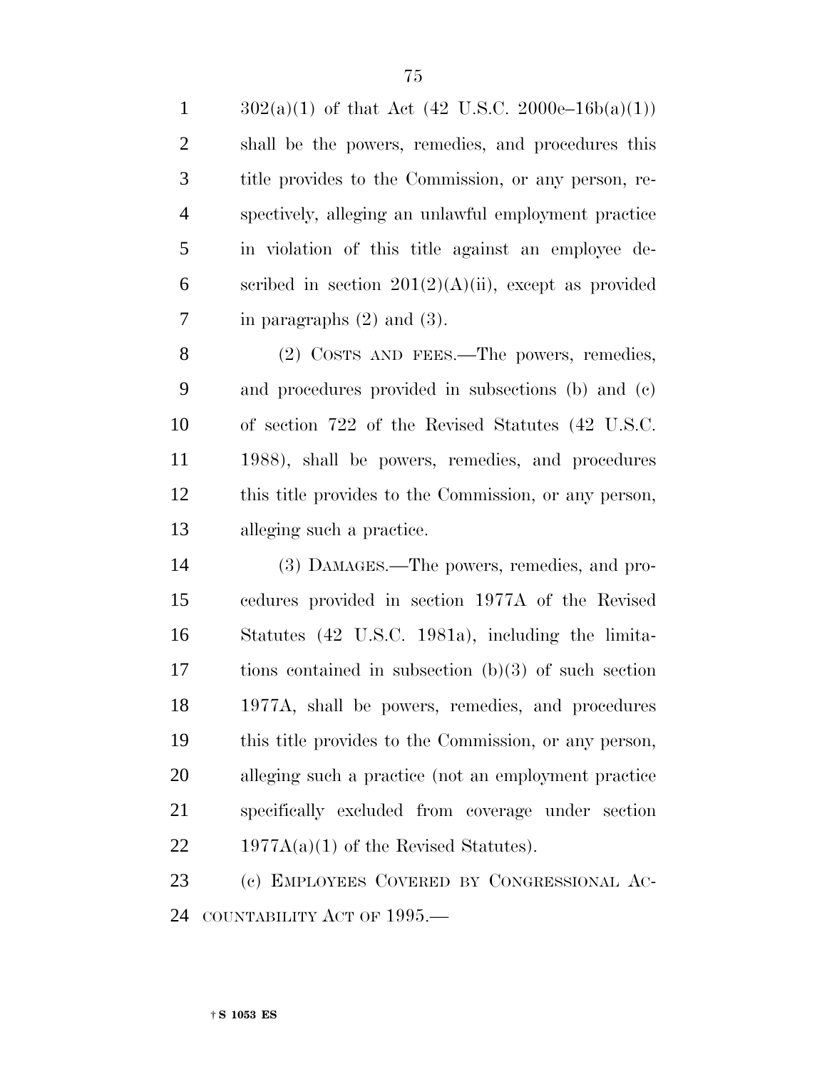302(a)(1) of that Act (42 U.S.C. 2000e–16b(a)(1)) shall be the powers, remedies, and procedures this title provides to the Commission, or any person, respectively, alleging an unlawful employment practice in violation of this title against an employee described in section 201(2)(A)(ii), except as provided in paragraphs (2) and (3).

(2) COSTS AND FEES.—The powers, remedies, and procedures provided in subsections (b) and (c) of section 722 of the Revised Statutes (42 U.S.C. 1988), shall be powers, remedies, and procedures this title provides to the Commission, or any person, alleging such a practice.

(3) DAMAGES.—The powers, remedies, and procedures provided in section 1977A of the Revised Statutes (42 U.S.C. 1981a), including the limitations contained in subsection (b)(3) of such section 1977A, shall be powers, remedies, and procedures this title provides to the Commission, or any person, alleging such a practice (not an employment practice specifically excluded from coverage under section 1977A(a)(1) of the Revised Statutes).

(c) EMPLOYEES COVERED BY CONGRESSIONAL ACCOUNTABILITY ACT OF 1995.—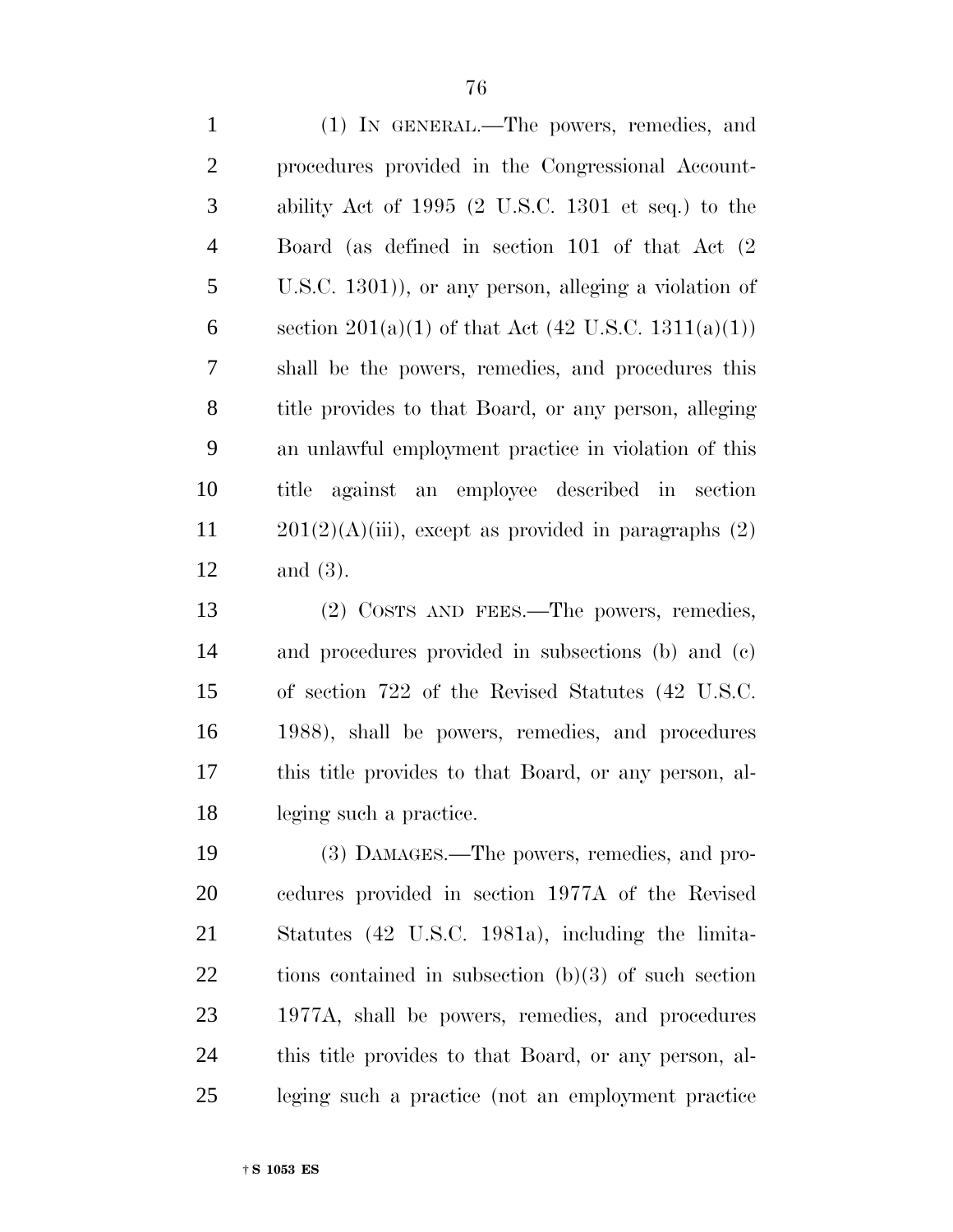(1) IN GENERAL.—The powers, remedies, and procedures provided in the Congressional Accountability Act of 1995 (2 U.S.C. 1301 et seq.) to the Board (as defined in section 101 of that Act (2 U.S.C. 1301)), or any person, alleging a violation of section 201(a)(1) of that Act (42 U.S.C. 1311(a)(1)) shall be the powers, remedies, and procedures this title provides to that Board, or any person, alleging an unlawful employment practice in violation of this title against an employee described in section 201(2)(A)(iii), except as provided in paragraphs (2) and (3).

(2) COSTS AND FEES.—The powers, remedies, and procedures provided in subsections (b) and (c) of section 722 of the Revised Statutes (42 U.S.C. 1988), shall be powers, remedies, and procedures this title provides to that Board, or any person, alleging such a practice.

(3) DAMAGES.—The powers, remedies, and procedures provided in section 1977A of the Revised Statutes (42 U.S.C. 1981a), including the limitations contained in subsection (b)(3) of such section 1977A, shall be powers, remedies, and procedures this title provides to that Board, or any person, alleging such a practice (not an employment practice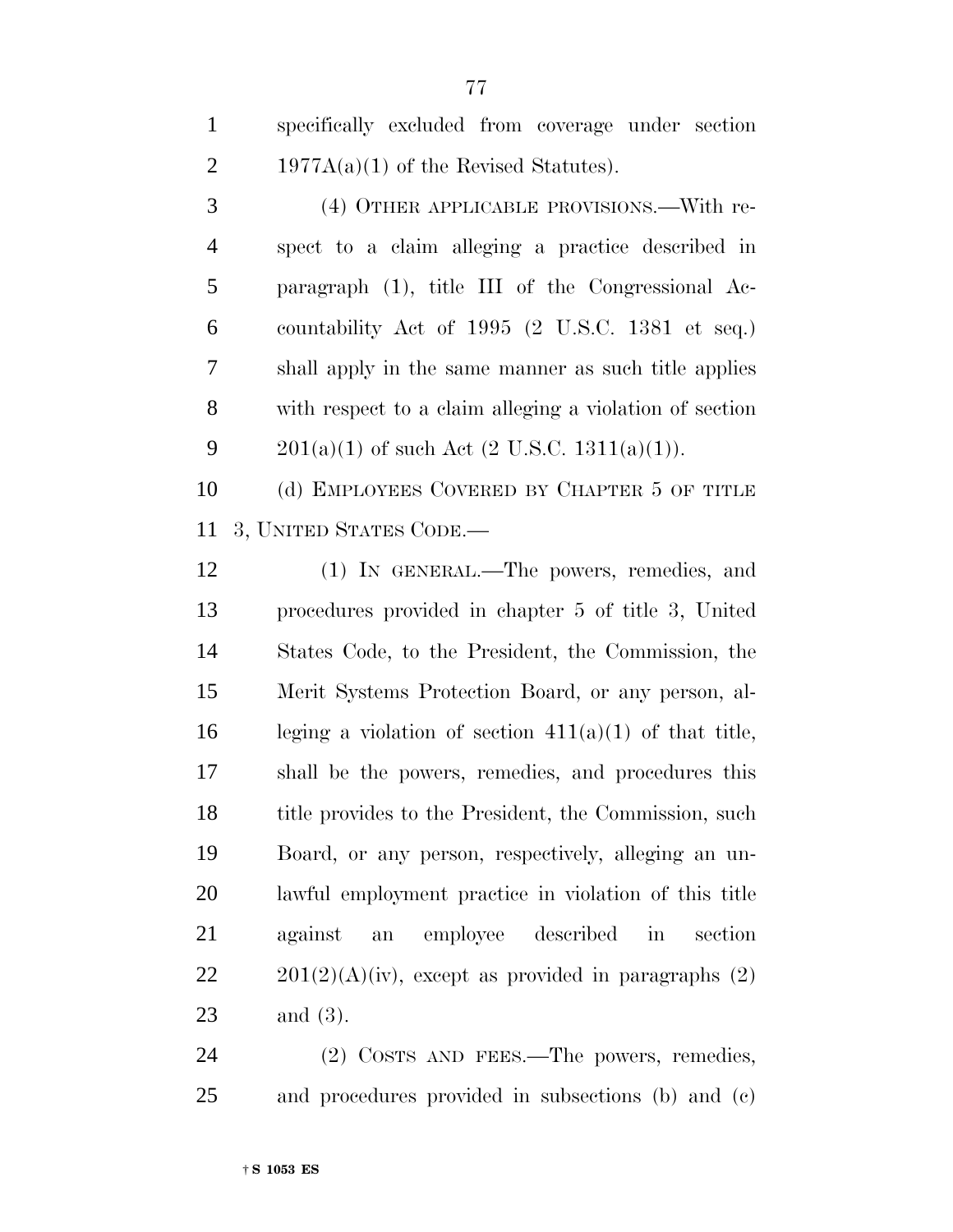specifically excluded from coverage under section 1977A(a)(1) of the Revised Statutes).

(4) OTHER APPLICABLE PROVISIONS.—With respect to a claim alleging a practice described in paragraph (1), title III of the Congressional Accountability Act of 1995 (2 U.S.C. 1381 et seq.) shall apply in the same manner as such title applies with respect to a claim alleging a violation of section 201(a)(1) of such Act (2 U.S.C. 1311(a)(1)).

(d) EMPLOYEES COVERED BY CHAPTER 5 OF TITLE 3, UNITED STATES CODE.—

(1) IN GENERAL.—The powers, remedies, and procedures provided in chapter 5 of title 3, United States Code, to the President, the Commission, the Merit Systems Protection Board, or any person, alleging a violation of section 411(a)(1) of that title, shall be the powers, remedies, and procedures this title provides to the President, the Commission, such Board, or any person, respectively, alleging an unlawful employment practice in violation of this title against an employee described in section 201(2)(A)(iv), except as provided in paragraphs (2) and (3).

(2) COSTS AND FEES.—The powers, remedies, and procedures provided in subsections (b) and (c)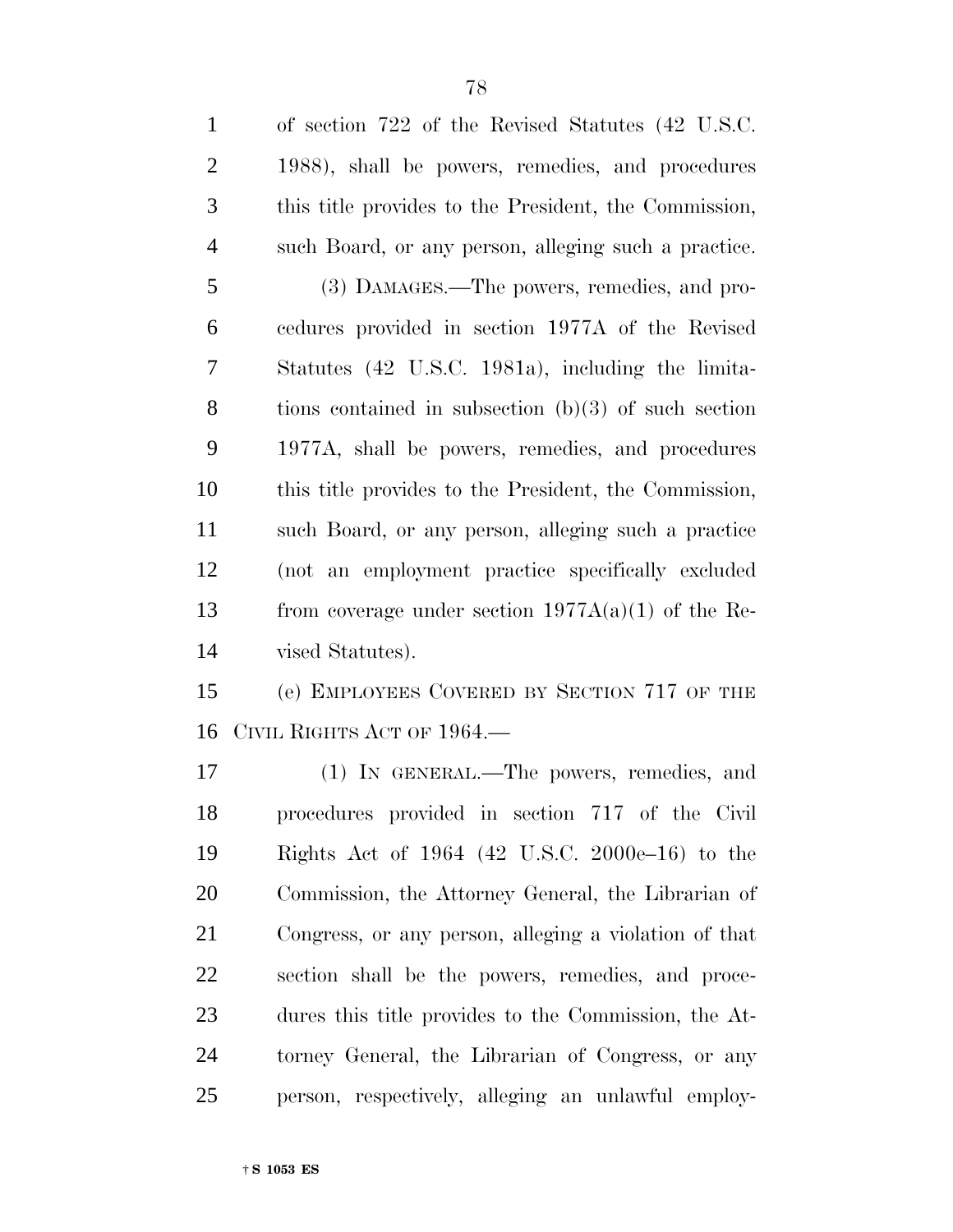of section 722 of the Revised Statutes (42 U.S.C. 1988), shall be powers, remedies, and procedures this title provides to the President, the Commission, such Board, or any person, alleging such a practice.

(3) DAMAGES.—The powers, remedies, and procedures provided in section 1977A of the Revised Statutes (42 U.S.C. 1981a), including the limitations contained in subsection (b)(3) of such section 1977A, shall be powers, remedies, and procedures this title provides to the President, the Commission, such Board, or any person, alleging such a practice (not an employment practice specifically excluded from coverage under section 1977A(a)(1) of the Revised Statutes).

(e) EMPLOYEES COVERED BY SECTION 717 OF THE CIVIL RIGHTS ACT OF 1964.—

(1) IN GENERAL.—The powers, remedies, and procedures provided in section 717 of the Civil Rights Act of 1964 (42 U.S.C. 2000e–16) to the Commission, the Attorney General, the Librarian of Congress, or any person, alleging a violation of that section shall be the powers, remedies, and procedures this title provides to the Commission, the Attorney General, the Librarian of Congress, or any person, respectively, alleging an unlawful employ-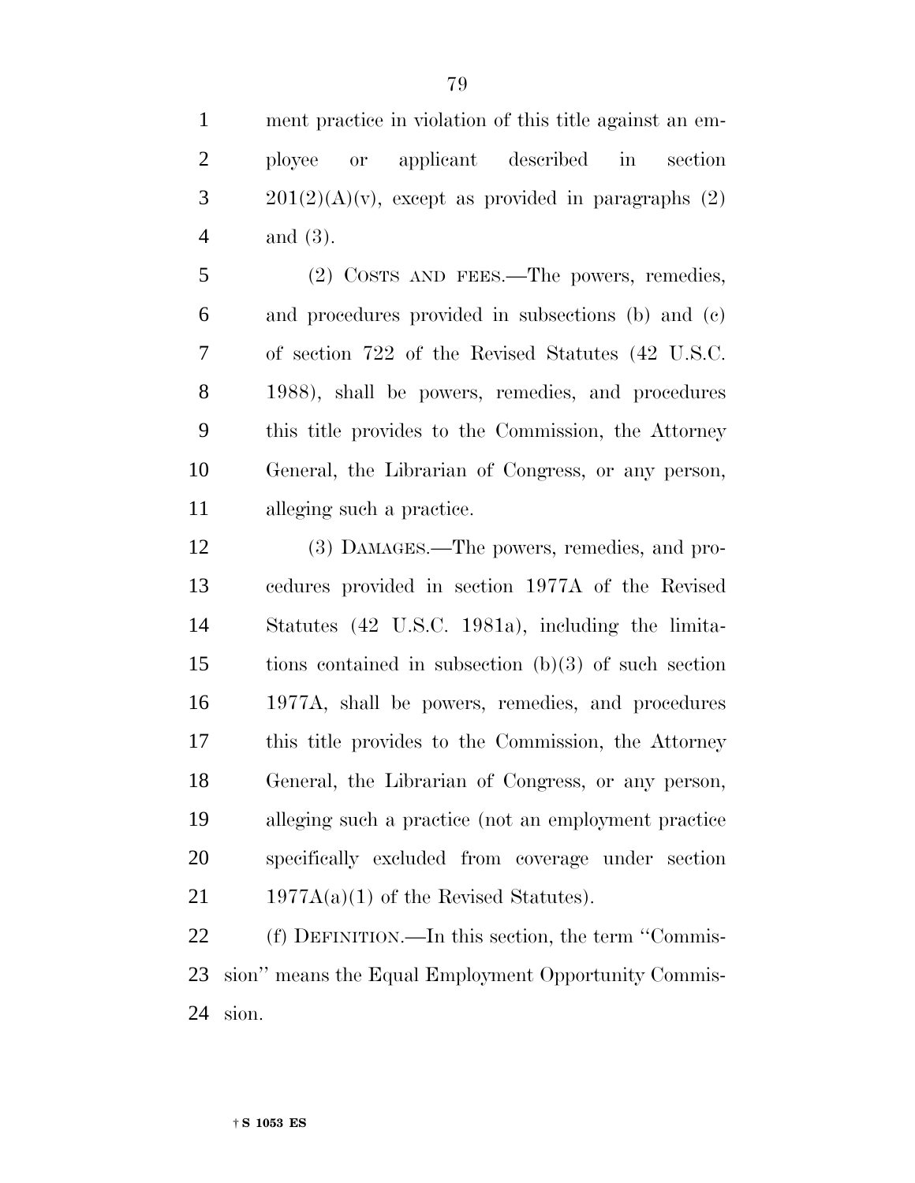ment practice in violation of this title against an employee or applicant described in section 201(2)(A)(v), except as provided in paragraphs (2) and (3).

(2) COSTS AND FEES.—The powers, remedies, and procedures provided in subsections (b) and (c) of section 722 of the Revised Statutes (42 U.S.C. 1988), shall be powers, remedies, and procedures this title provides to the Commission, the Attorney General, the Librarian of Congress, or any person, alleging such a practice.

(3) DAMAGES.—The powers, remedies, and procedures provided in section 1977A of the Revised Statutes (42 U.S.C. 1981a), including the limitations contained in subsection (b)(3) of such section 1977A, shall be powers, remedies, and procedures this title provides to the Commission, the Attorney General, the Librarian of Congress, or any person, alleging such a practice (not an employment practice specifically excluded from coverage under section 1977A(a)(1) of the Revised Statutes).

(f) DEFINITION.—In this section, the term ''Commission'' means the Equal Employment Opportunity Commission.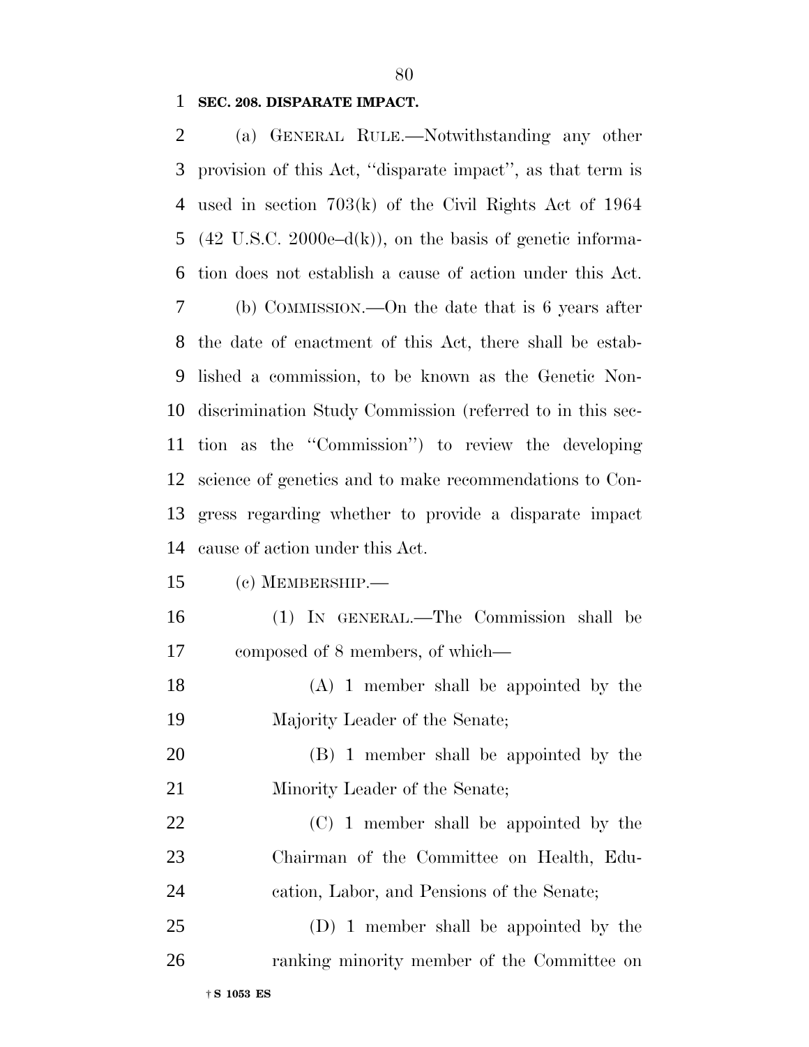**SEC. 208. DISPARATE IMPACT.**

(a) GENERAL RULE.—Notwithstanding any other provision of this Act, ''disparate impact'', as that term is used in section 703(k) of the Civil Rights Act of 1964 (42 U.S.C. 2000e–d(k)), on the basis of genetic information does not establish a cause of action under this Act.

(b) COMMISSION.—On the date that is 6 years after the date of enactment of this Act, there shall be established a commission, to be known as the Genetic Nondiscrimination Study Commission (referred to in this section as the ''Commission'') to review the developing science of genetics and to make recommendations to Congress regarding whether to provide a disparate impact cause of action under this Act.

(c) MEMBERSHIP.—

(1) IN GENERAL.—The Commission shall be composed of 8 members, of which—

(A) 1 member shall be appointed by the Majority Leader of the Senate;

(B) 1 member shall be appointed by the Minority Leader of the Senate;

(C) 1 member shall be appointed by the Chairman of the Committee on Health, Education, Labor, and Pensions of the Senate;

(D) 1 member shall be appointed by the ranking minority member of the Committee on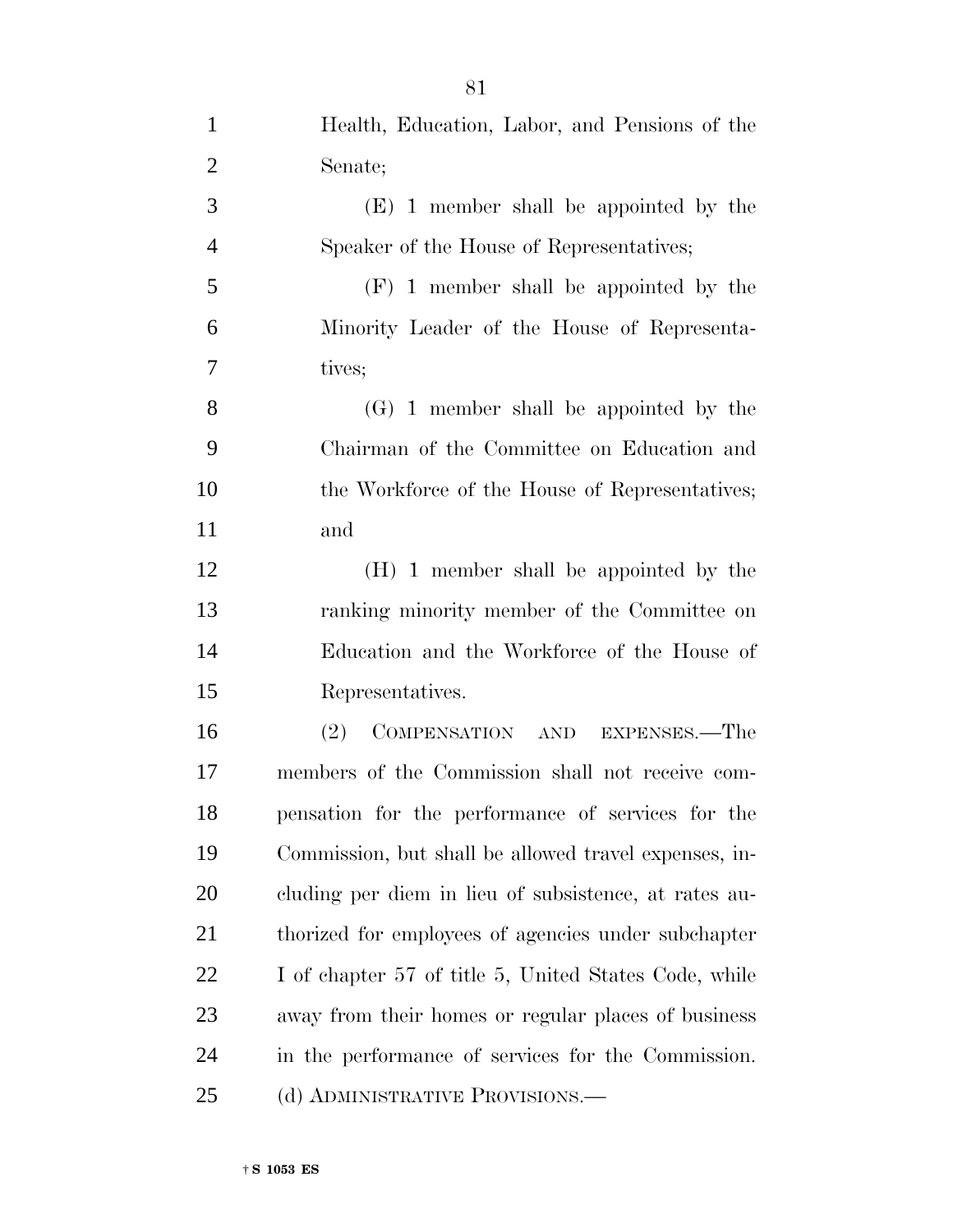Health, Education, Labor, and Pensions of the Senate;

(E) 1 member shall be appointed by the Speaker of the House of Representatives;

(F) 1 member shall be appointed by the Minority Leader of the House of Representatives;

(G) 1 member shall be appointed by the Chairman of the Committee on Education and the Workforce of the House of Representatives; and

(H) 1 member shall be appointed by the ranking minority member of the Committee on Education and the Workforce of the House of Representatives.

(2) COMPENSATION AND EXPENSES.—The members of the Commission shall not receive compensation for the performance of services for the Commission, but shall be allowed travel expenses, including per diem in lieu of subsistence, at rates authorized for employees of agencies under subchapter I of chapter 57 of title 5, United States Code, while away from their homes or regular places of business in the performance of services for the Commission.

(d) ADMINISTRATIVE PROVISIONS.—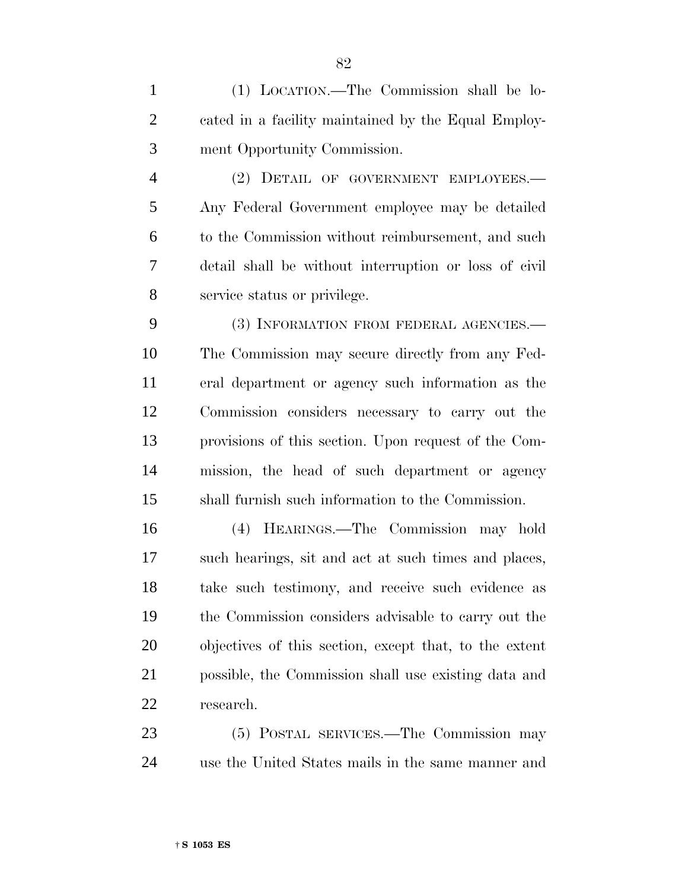(1) LOCATION.—The Commission shall be located in a facility maintained by the Equal Employment Opportunity Commission.

(2) DETAIL OF GOVERNMENT EMPLOYEES.—Any Federal Government employee may be detailed to the Commission without reimbursement, and such detail shall be without interruption or loss of civil service status or privilege.

(3) INFORMATION FROM FEDERAL AGENCIES.—The Commission may secure directly from any Federal department or agency such information as the Commission considers necessary to carry out the provisions of this section. Upon request of the Commission, the head of such department or agency shall furnish such information to the Commission.

(4) HEARINGS.—The Commission may hold such hearings, sit and act at such times and places, take such testimony, and receive such evidence as the Commission considers advisable to carry out the objectives of this section, except that, to the extent possible, the Commission shall use existing data and research.

(5) POSTAL SERVICES.—The Commission may use the United States mails in the same manner and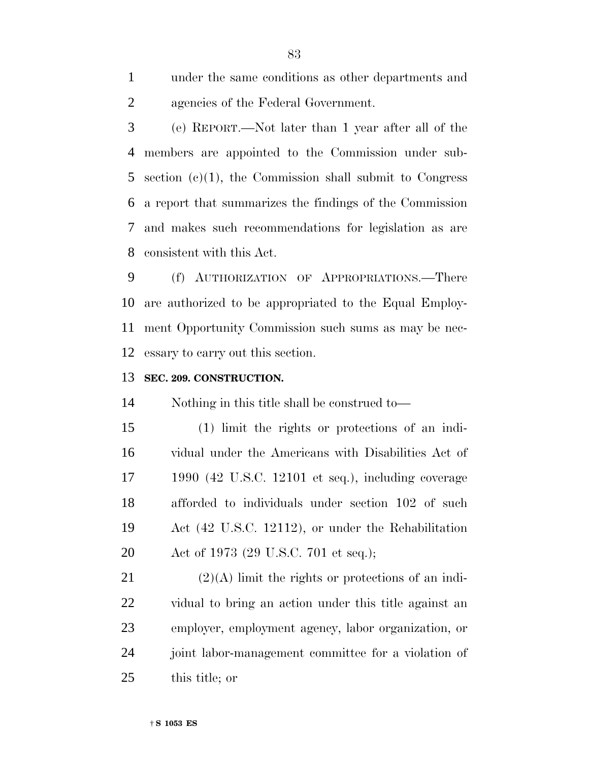under the same conditions as other departments and agencies of the Federal Government.

(e) REPORT.—Not later than 1 year after all of the members are appointed to the Commission under subsection (c)(1), the Commission shall submit to Congress a report that summarizes the findings of the Commission and makes such recommendations for legislation as are consistent with this Act.

(f) AUTHORIZATION OF APPROPRIATIONS.—There are authorized to be appropriated to the Equal Employment Opportunity Commission such sums as may be necessary to carry out this section.

**SEC. 209. CONSTRUCTION.**

Nothing in this title shall be construed to—

(1) limit the rights or protections of an individual under the Americans with Disabilities Act of 1990 (42 U.S.C. 12101 et seq.), including coverage afforded to individuals under section 102 of such Act (42 U.S.C. 12112), or under the Rehabilitation Act of 1973 (29 U.S.C. 701 et seq.);

(2)(A) limit the rights or protections of an individual to bring an action under this title against an employer, employment agency, labor organization, or joint labor-management committee for a violation of this title; or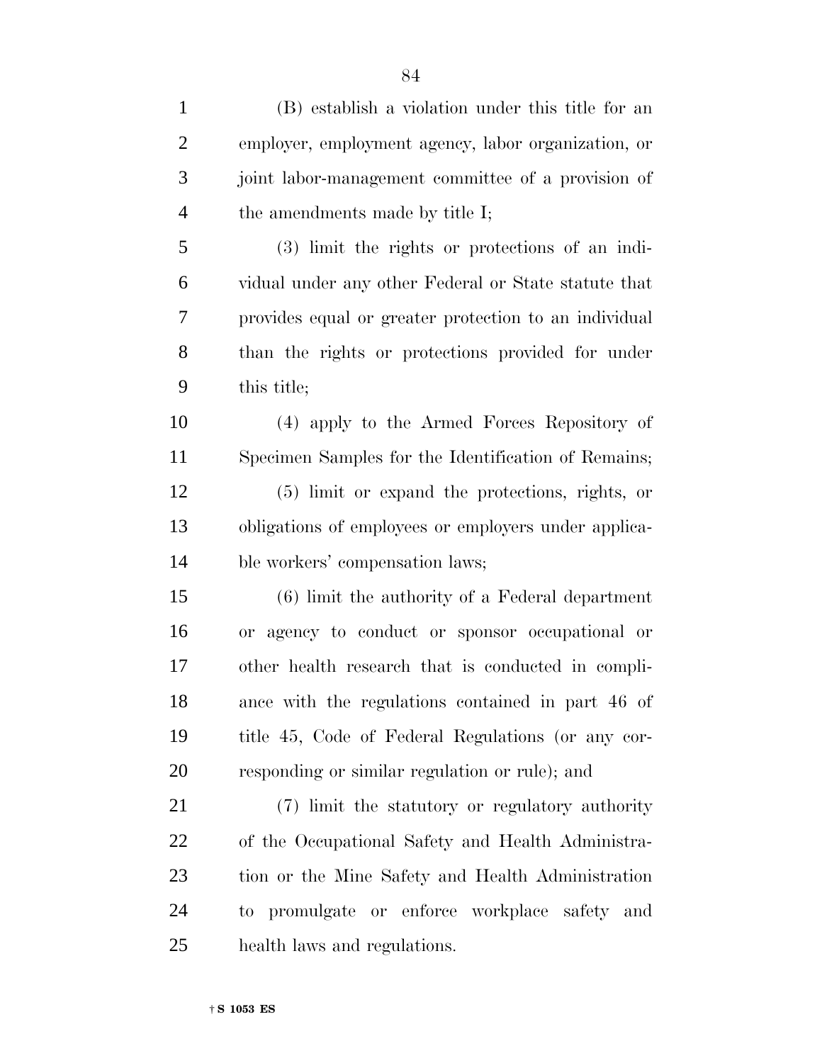(B) establish a violation under this title for an employer, employment agency, labor organization, or joint labor-management committee of a provision of the amendments made by title I;

(3) limit the rights or protections of an individual under any other Federal or State statute that provides equal or greater protection to an individual than the rights or protections provided for under this title;

(4) apply to the Armed Forces Repository of Specimen Samples for the Identification of Remains;

(5) limit or expand the protections, rights, or obligations of employees or employers under applicable workers' compensation laws;

(6) limit the authority of a Federal department or agency to conduct or sponsor occupational or other health research that is conducted in compliance with the regulations contained in part 46 of title 45, Code of Federal Regulations (or any corresponding or similar regulation or rule); and

(7) limit the statutory or regulatory authority of the Occupational Safety and Health Administration or the Mine Safety and Health Administration to promulgate or enforce workplace safety and health laws and regulations.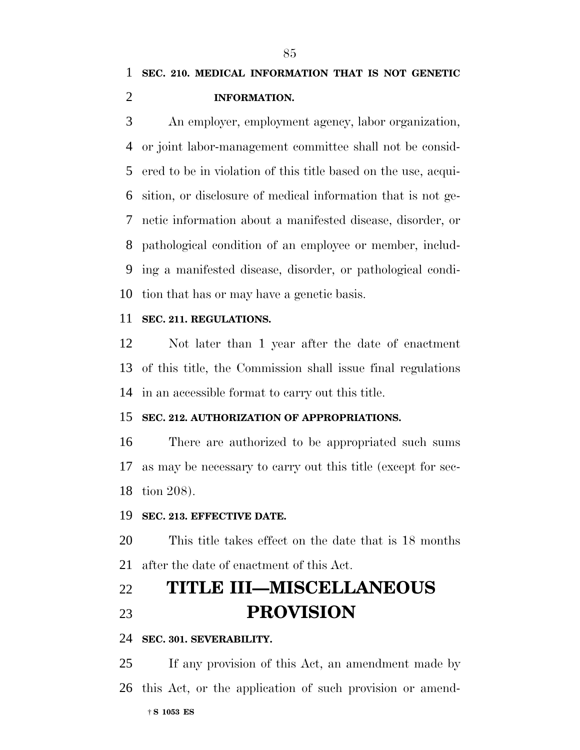**SEC. 210. MEDICAL INFORMATION THAT IS NOT GENETIC INFORMATION.**

An employer, employment agency, labor organization, or joint labor-management committee shall not be considered to be in violation of this title based on the use, acquisition, or disclosure of medical information that is not genetic information about a manifested disease, disorder, or pathological condition of an employee or member, including a manifested disease, disorder, or pathological condition that has or may have a genetic basis.

**SEC. 211. REGULATIONS.**

Not later than 1 year after the date of enactment of this title, the Commission shall issue final regulations in an accessible format to carry out this title.

**SEC. 212. AUTHORIZATION OF APPROPRIATIONS.**

There are authorized to be appropriated such sums as may be necessary to carry out this title (except for section 208).

**SEC. 213. EFFECTIVE DATE.**

This title takes effect on the date that is 18 months after the date of enactment of this Act.

# TITLE III—MISCELLANEOUS PROVISION

**SEC. 301. SEVERABILITY.**

If any provision of this Act, an amendment made by this Act, or the application of such provision or amend-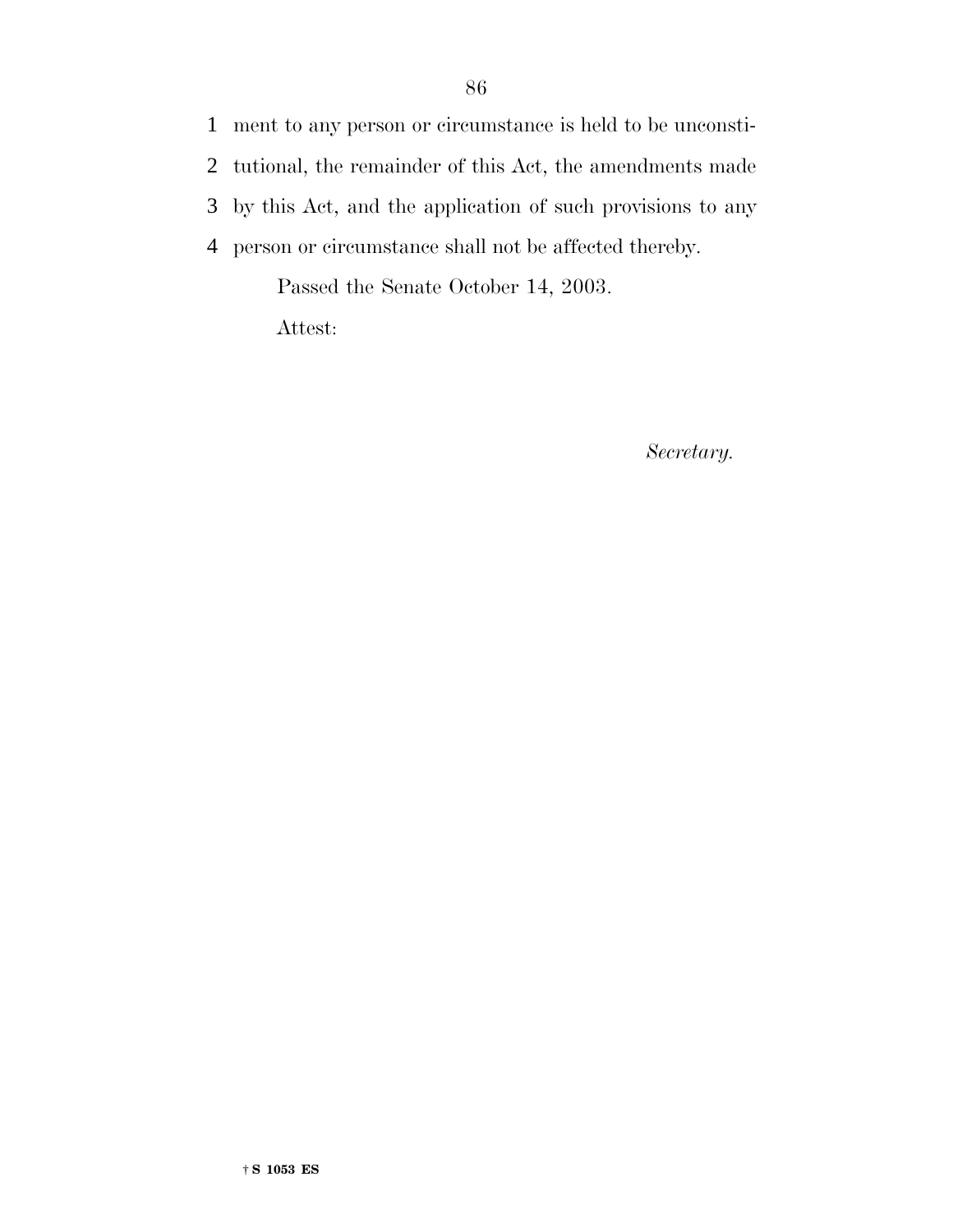ment to any person or circumstance is held to be unconstitutional, the remainder of this Act, the amendments made by this Act, and the application of such provisions to any person or circumstance shall not be affected thereby.

Passed the Senate October 14, 2003.

Attest:

*Secretary.*

† S 1053 ES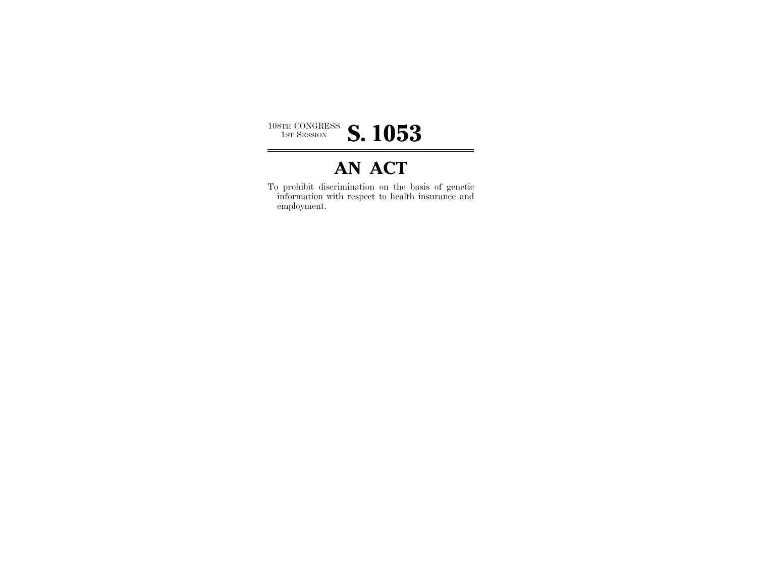108TH CONGRESS
1ST SESSION

# S. 1053

# AN ACT

To prohibit discrimination on the basis of genetic information with respect to health insurance and employment.